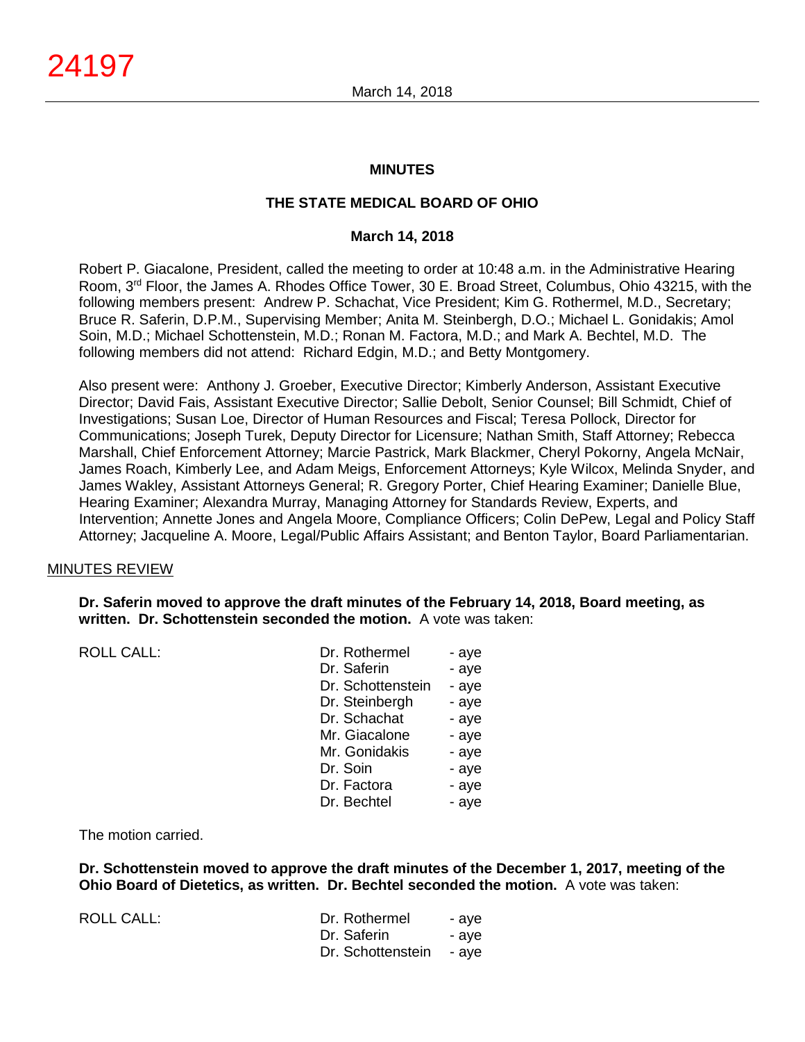## MINUTES

## THE STATE MEDICAL BOARD OF OHIO

### March 14, 2018

Robert P. Giacalone, President, called the meeting to order at 10:48 a.m. in the Administrative Hearing Room, 3rd Floor, the James A. Rhodes Office Tower, 30 E. Broad Street, Columbus, Ohio 43215, with the following members present: Andrew P. Schachat, Vice President; Kim G. Rothermel, M.D., Secretary; Bruce R. Saferin, D.P.M., Supervising Member; Anita M. Steinbergh, D.O.; Michael L. Gonidakis; Amol Soin, M.D.; Michael Schottenstein, M.D.; Ronan M. Factora, M.D.; and Mark A. Bechtel, M.D. The following members did not attend: Richard Edgin, M.D.; and Betty Montgomery.

Also present were: Anthony J. Groeber, Executive Director; Kimberly Anderson, Assistant Executive Director; David Fais, Assistant Executive Director; Sallie Debolt, Senior Counsel; Bill Schmidt, Chief of Investigations; Susan Loe, Director of Human Resources and Fiscal; Teresa Pollock, Director for Communications; Joseph Turek, Deputy Director for Licensure; Nathan Smith, Staff Attorney; Rebecca Marshall, Chief Enforcement Attorney; Marcie Pastrick, Mark Blackmer, Cheryl Pokorny, Angela McNair, James Roach, Kimberly Lee, and Adam Meigs, Enforcement Attorneys; Kyle Wilcox, Melinda Snyder, and James Wakley, Assistant Attorneys General; R. Gregory Porter, Chief Hearing Examiner; Danielle Blue, Hearing Examiner; Alexandra Murray, Managing Attorney for Standards Review, Experts, and Intervention; Annette Jones and Angela Moore, Compliance Officers; Colin DePew, Legal and Policy Staff Attorney; Jacqueline A. Moore, Legal/Public Affairs Assistant; and Benton Taylor, Board Parliamentarian.

MINUTES REVIEW

**Dr. Saferin moved to approve the draft minutes of the February 14, 2018, Board meeting, as written. Dr. Schottenstein seconded the motion.** A vote was taken:

| ROLL CALL: | Dr. Rothermel | - aye |
|---|---|---|
| | Dr. Saferin | - aye |
| | Dr. Schottenstein | - aye |
| | Dr. Steinbergh | - aye |
| | Dr. Schachat | - aye |
| | Mr. Giacalone | - aye |
| | Mr. Gonidakis | - aye |
| | Dr. Soin | - aye |
| | Dr. Factora | - aye |
| | Dr. Bechtel | - aye |

The motion carried.

**Dr. Schottenstein moved to approve the draft minutes of the December 1, 2017, meeting of the Ohio Board of Dietetics, as written. Dr. Bechtel seconded the motion.** A vote was taken:

| ROLL CALL: | Dr. Rothermel | - aye |
|---|---|---|
| | Dr. Saferin | - aye |
| | Dr. Schottenstein | - aye |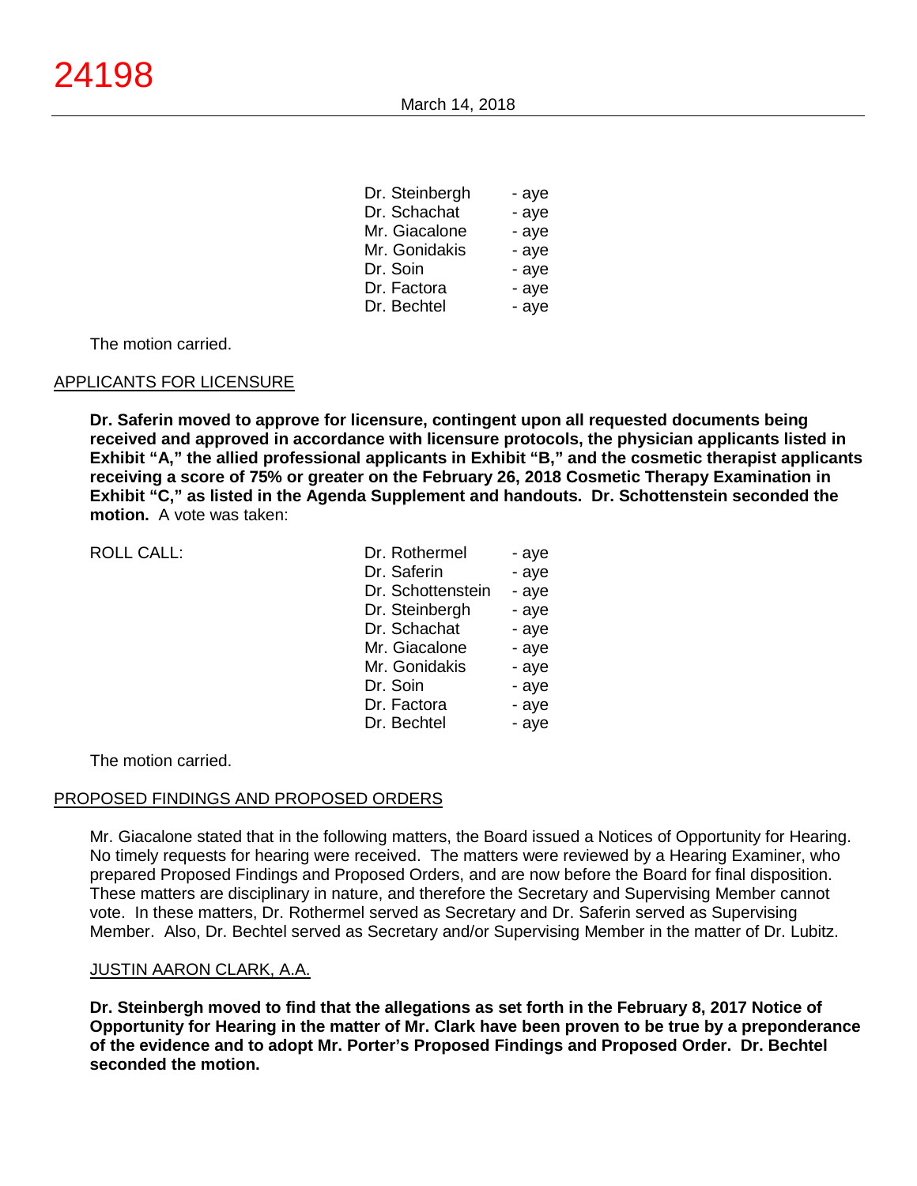| | |
|---|---|
| Dr. Steinbergh | - aye |
| Dr. Schachat | - aye |
| Mr. Giacalone | - aye |
| Mr. Gonidakis | - aye |
| Dr. Soin | - aye |
| Dr. Factora | - aye |
| Dr. Bechtel | - aye |

The motion carried.

## APPLICANTS FOR LICENSURE

**Dr. Saferin moved to approve for licensure, contingent upon all requested documents being received and approved in accordance with licensure protocols, the physician applicants listed in Exhibit "A," the allied professional applicants in Exhibit "B," and the cosmetic therapist applicants receiving a score of 75% or greater on the February 26, 2018 Cosmetic Therapy Examination in Exhibit "C," as listed in the Agenda Supplement and handouts. Dr. Schottenstein seconded the motion.** A vote was taken:

| ROLL CALL: | | |
|---|---|---|
| | Dr. Rothermel | - aye |
| | Dr. Saferin | - aye |
| | Dr. Schottenstein | - aye |
| | Dr. Steinbergh | - aye |
| | Dr. Schachat | - aye |
| | Mr. Giacalone | - aye |
| | Mr. Gonidakis | - aye |
| | Dr. Soin | - aye |
| | Dr. Factora | - aye |
| | Dr. Bechtel | - aye |

The motion carried.

## PROPOSED FINDINGS AND PROPOSED ORDERS

Mr. Giacalone stated that in the following matters, the Board issued a Notices of Opportunity for Hearing. No timely requests for hearing were received. The matters were reviewed by a Hearing Examiner, who prepared Proposed Findings and Proposed Orders, and are now before the Board for final disposition. These matters are disciplinary in nature, and therefore the Secretary and Supervising Member cannot vote. In these matters, Dr. Rothermel served as Secretary and Dr. Saferin served as Supervising Member. Also, Dr. Bechtel served as Secretary and/or Supervising Member in the matter of Dr. Lubitz.

### JUSTIN AARON CLARK, A.A.

**Dr. Steinbergh moved to find that the allegations as set forth in the February 8, 2017 Notice of Opportunity for Hearing in the matter of Mr. Clark have been proven to be true by a preponderance of the evidence and to adopt Mr. Porter's Proposed Findings and Proposed Order. Dr. Bechtel seconded the motion.**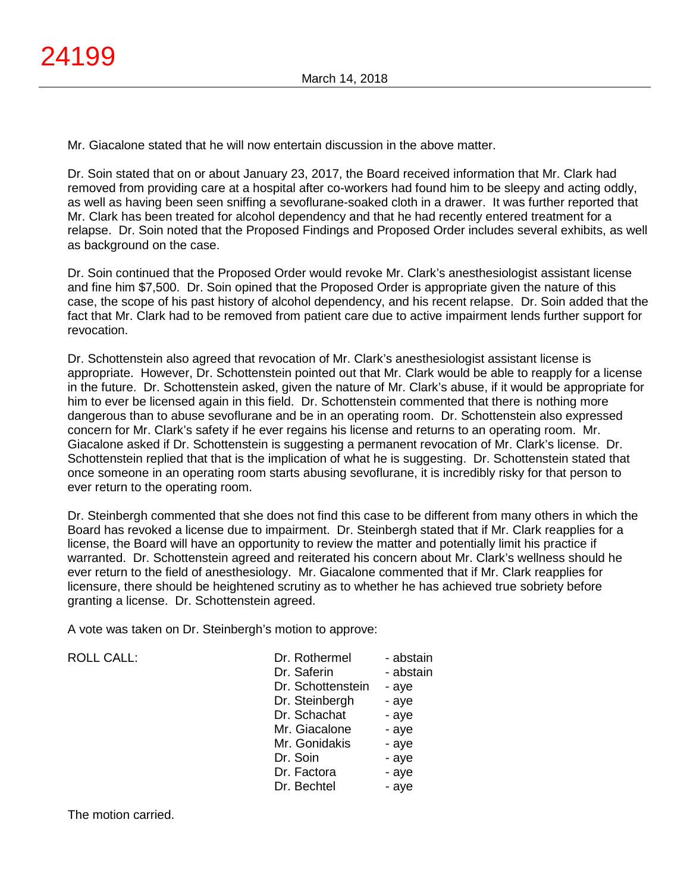Mr. Giacalone stated that he will now entertain discussion in the above matter.

Dr. Soin stated that on or about January 23, 2017, the Board received information that Mr. Clark had removed from providing care at a hospital after co-workers had found him to be sleepy and acting oddly, as well as having been seen sniffing a sevoflurane-soaked cloth in a drawer. It was further reported that Mr. Clark has been treated for alcohol dependency and that he had recently entered treatment for a relapse. Dr. Soin noted that the Proposed Findings and Proposed Order includes several exhibits, as well as background on the case.

Dr. Soin continued that the Proposed Order would revoke Mr. Clark's anesthesiologist assistant license and fine him $7,500. Dr. Soin opined that the Proposed Order is appropriate given the nature of this case, the scope of his past history of alcohol dependency, and his recent relapse. Dr. Soin added that the fact that Mr. Clark had to be removed from patient care due to active impairment lends further support for revocation.

Dr. Schottenstein also agreed that revocation of Mr. Clark's anesthesiologist assistant license is appropriate. However, Dr. Schottenstein pointed out that Mr. Clark would be able to reapply for a license in the future. Dr. Schottenstein asked, given the nature of Mr. Clark's abuse, if it would be appropriate for him to ever be licensed again in this field. Dr. Schottenstein commented that there is nothing more dangerous than to abuse sevoflurane and be in an operating room. Dr. Schottenstein also expressed concern for Mr. Clark's safety if he ever regains his license and returns to an operating room. Mr. Giacalone asked if Dr. Schottenstein is suggesting a permanent revocation of Mr. Clark's license. Dr. Schottenstein replied that that is the implication of what he is suggesting. Dr. Schottenstein stated that once someone in an operating room starts abusing sevoflurane, it is incredibly risky for that person to ever return to the operating room.

Dr. Steinbergh commented that she does not find this case to be different from many others in which the Board has revoked a license due to impairment. Dr. Steinbergh stated that if Mr. Clark reapplies for a license, the Board will have an opportunity to review the matter and potentially limit his practice if warranted. Dr. Schottenstein agreed and reiterated his concern about Mr. Clark's wellness should he ever return to the field of anesthesiology. Mr. Giacalone commented that if Mr. Clark reapplies for licensure, there should be heightened scrutiny as to whether he has achieved true sobriety before granting a license. Dr. Schottenstein agreed.

A vote was taken on Dr. Steinbergh's motion to approve:

| ROLL CALL: | Dr. Rothermel | - abstain |
|---|---|---|
| | Dr. Saferin | - abstain |
| | Dr. Schottenstein | - aye |
| | Dr. Steinbergh | - aye |
| | Dr. Schachat | - aye |
| | Mr. Giacalone | - aye |
| | Mr. Gonidakis | - aye |
| | Dr. Soin | - aye |
| | Dr. Factora | - aye |
| | Dr. Bechtel | - aye |

The motion carried.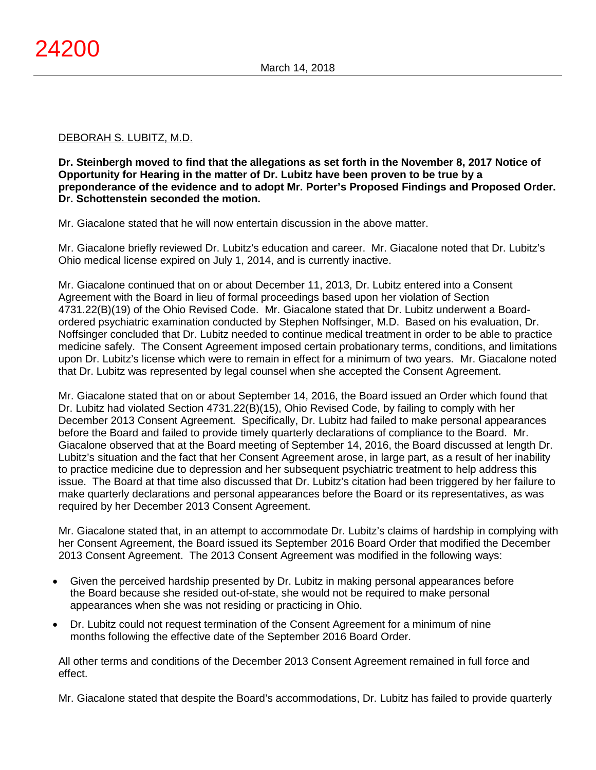DEBORAH S. LUBITZ, M.D.

**Dr. Steinbergh moved to find that the allegations as set forth in the November 8, 2017 Notice of Opportunity for Hearing in the matter of Dr. Lubitz have been proven to be true by a preponderance of the evidence and to adopt Mr. Porter's Proposed Findings and Proposed Order. Dr. Schottenstein seconded the motion.**

Mr. Giacalone stated that he will now entertain discussion in the above matter.

Mr. Giacalone briefly reviewed Dr. Lubitz's education and career. Mr. Giacalone noted that Dr. Lubitz's Ohio medical license expired on July 1, 2014, and is currently inactive.

Mr. Giacalone continued that on or about December 11, 2013, Dr. Lubitz entered into a Consent Agreement with the Board in lieu of formal proceedings based upon her violation of Section 4731.22(B)(19) of the Ohio Revised Code. Mr. Giacalone stated that Dr. Lubitz underwent a Board-ordered psychiatric examination conducted by Stephen Noffsinger, M.D. Based on his evaluation, Dr. Noffsinger concluded that Dr. Lubitz needed to continue medical treatment in order to be able to practice medicine safely. The Consent Agreement imposed certain probationary terms, conditions, and limitations upon Dr. Lubitz's license which were to remain in effect for a minimum of two years. Mr. Giacalone noted that Dr. Lubitz was represented by legal counsel when she accepted the Consent Agreement.

Mr. Giacalone stated that on or about September 14, 2016, the Board issued an Order which found that Dr. Lubitz had violated Section 4731.22(B)(15), Ohio Revised Code, by failing to comply with her December 2013 Consent Agreement. Specifically, Dr. Lubitz had failed to make personal appearances before the Board and failed to provide timely quarterly declarations of compliance to the Board. Mr. Giacalone observed that at the Board meeting of September 14, 2016, the Board discussed at length Dr. Lubitz's situation and the fact that her Consent Agreement arose, in large part, as a result of her inability to practice medicine due to depression and her subsequent psychiatric treatment to help address this issue. The Board at that time also discussed that Dr. Lubitz's citation had been triggered by her failure to make quarterly declarations and personal appearances before the Board or its representatives, as was required by her December 2013 Consent Agreement.

Mr. Giacalone stated that, in an attempt to accommodate Dr. Lubitz's claims of hardship in complying with her Consent Agreement, the Board issued its September 2016 Board Order that modified the December 2013 Consent Agreement. The 2013 Consent Agreement was modified in the following ways:

- Given the perceived hardship presented by Dr. Lubitz in making personal appearances before the Board because she resided out-of-state, she would not be required to make personal appearances when she was not residing or practicing in Ohio.
- Dr. Lubitz could not request termination of the Consent Agreement for a minimum of nine months following the effective date of the September 2016 Board Order.

All other terms and conditions of the December 2013 Consent Agreement remained in full force and effect.

Mr. Giacalone stated that despite the Board's accommodations, Dr. Lubitz has failed to provide quarterly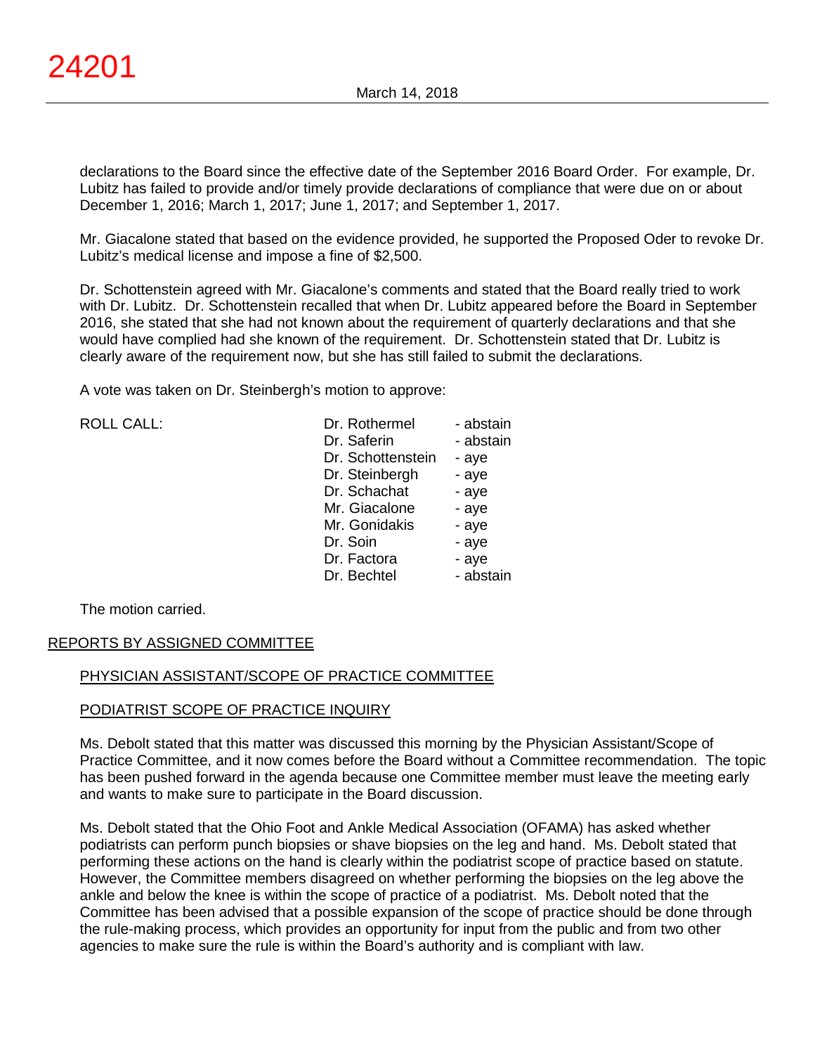declarations to the Board since the effective date of the September 2016 Board Order. For example, Dr. Lubitz has failed to provide and/or timely provide declarations of compliance that were due on or about December 1, 2016; March 1, 2017; June 1, 2017; and September 1, 2017.

Mr. Giacalone stated that based on the evidence provided, he supported the Proposed Oder to revoke Dr. Lubitz's medical license and impose a fine of $2,500.

Dr. Schottenstein agreed with Mr. Giacalone's comments and stated that the Board really tried to work with Dr. Lubitz. Dr. Schottenstein recalled that when Dr. Lubitz appeared before the Board in September 2016, she stated that she had not known about the requirement of quarterly declarations and that she would have complied had she known of the requirement. Dr. Schottenstein stated that Dr. Lubitz is clearly aware of the requirement now, but she has still failed to submit the declarations.

A vote was taken on Dr. Steinbergh's motion to approve:

| ROLL CALL: | Dr. Rothermel | - abstain |
|---|---|---|
| | Dr. Saferin | - abstain |
| | Dr. Schottenstein | - aye |
| | Dr. Steinbergh | - aye |
| | Dr. Schachat | - aye |
| | Mr. Giacalone | - aye |
| | Mr. Gonidakis | - aye |
| | Dr. Soin | - aye |
| | Dr. Factora | - aye |
| | Dr. Bechtel | - abstain |

The motion carried.

## REPORTS BY ASSIGNED COMMITTEE

### PHYSICIAN ASSISTANT/SCOPE OF PRACTICE COMMITTEE

### PODIATRIST SCOPE OF PRACTICE INQUIRY

Ms. Debolt stated that this matter was discussed this morning by the Physician Assistant/Scope of Practice Committee, and it now comes before the Board without a Committee recommendation. The topic has been pushed forward in the agenda because one Committee member must leave the meeting early and wants to make sure to participate in the Board discussion.

Ms. Debolt stated that the Ohio Foot and Ankle Medical Association (OFAMA) has asked whether podiatrists can perform punch biopsies or shave biopsies on the leg and hand. Ms. Debolt stated that performing these actions on the hand is clearly within the podiatrist scope of practice based on statute. However, the Committee members disagreed on whether performing the biopsies on the leg above the ankle and below the knee is within the scope of practice of a podiatrist. Ms. Debolt noted that the Committee has been advised that a possible expansion of the scope of practice should be done through the rule-making process, which provides an opportunity for input from the public and from two other agencies to make sure the rule is within the Board's authority and is compliant with law.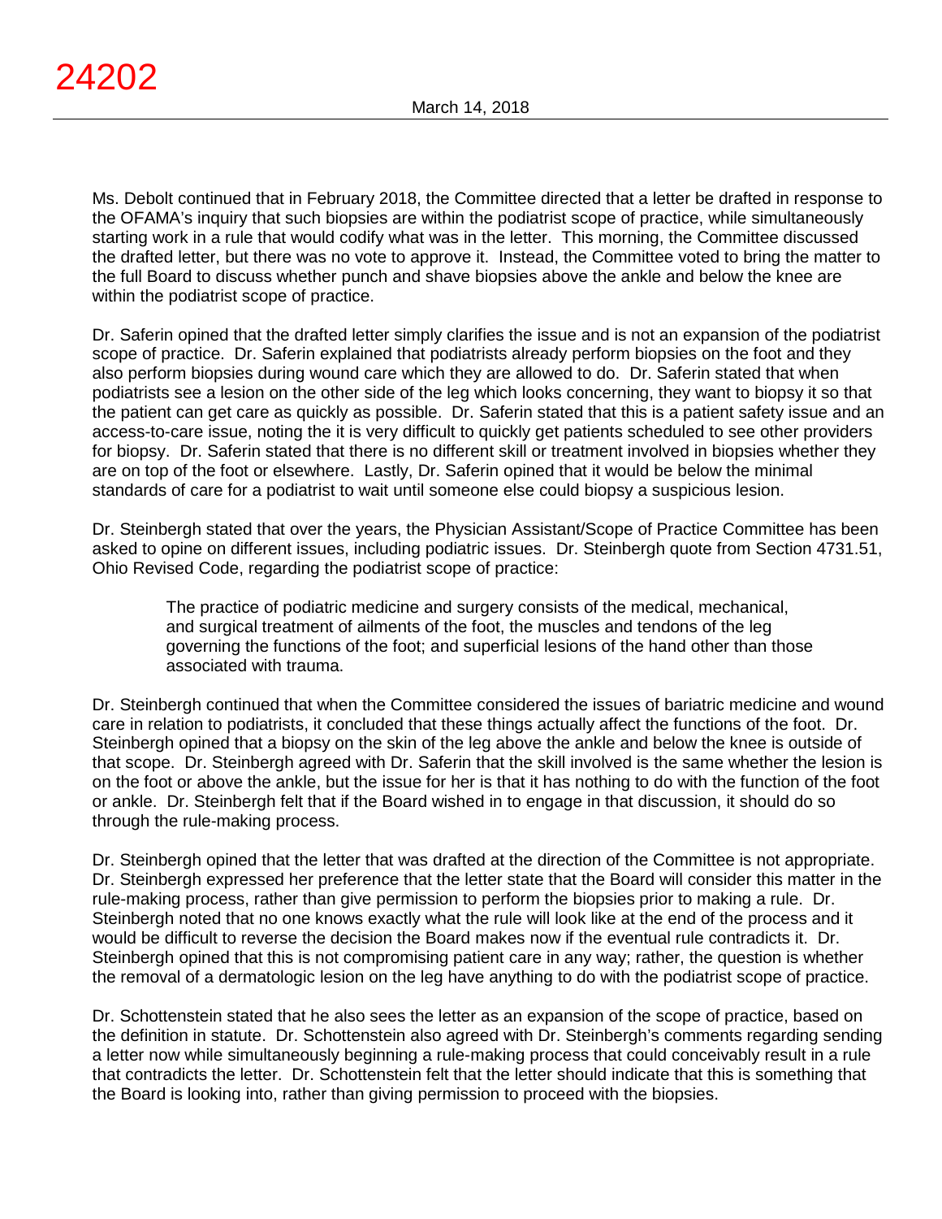Ms. Debolt continued that in February 2018, the Committee directed that a letter be drafted in response to the OFAMA's inquiry that such biopsies are within the podiatrist scope of practice, while simultaneously starting work in a rule that would codify what was in the letter. This morning, the Committee discussed the drafted letter, but there was no vote to approve it. Instead, the Committee voted to bring the matter to the full Board to discuss whether punch and shave biopsies above the ankle and below the knee are within the podiatrist scope of practice.

Dr. Saferin opined that the drafted letter simply clarifies the issue and is not an expansion of the podiatrist scope of practice. Dr. Saferin explained that podiatrists already perform biopsies on the foot and they also perform biopsies during wound care which they are allowed to do. Dr. Saferin stated that when podiatrists see a lesion on the other side of the leg which looks concerning, they want to biopsy it so that the patient can get care as quickly as possible. Dr. Saferin stated that this is a patient safety issue and an access-to-care issue, noting the it is very difficult to quickly get patients scheduled to see other providers for biopsy. Dr. Saferin stated that there is no different skill or treatment involved in biopsies whether they are on top of the foot or elsewhere. Lastly, Dr. Saferin opined that it would be below the minimal standards of care for a podiatrist to wait until someone else could biopsy a suspicious lesion.

Dr. Steinbergh stated that over the years, the Physician Assistant/Scope of Practice Committee has been asked to opine on different issues, including podiatric issues. Dr. Steinbergh quote from Section 4731.51, Ohio Revised Code, regarding the podiatrist scope of practice:

> The practice of podiatric medicine and surgery consists of the medical, mechanical, and surgical treatment of ailments of the foot, the muscles and tendons of the leg governing the functions of the foot; and superficial lesions of the hand other than those associated with trauma.

Dr. Steinbergh continued that when the Committee considered the issues of bariatric medicine and wound care in relation to podiatrists, it concluded that these things actually affect the functions of the foot. Dr. Steinbergh opined that a biopsy on the skin of the leg above the ankle and below the knee is outside of that scope. Dr. Steinbergh agreed with Dr. Saferin that the skill involved is the same whether the lesion is on the foot or above the ankle, but the issue for her is that it has nothing to do with the function of the foot or ankle. Dr. Steinbergh felt that if the Board wished in to engage in that discussion, it should do so through the rule-making process.

Dr. Steinbergh opined that the letter that was drafted at the direction of the Committee is not appropriate. Dr. Steinbergh expressed her preference that the letter state that the Board will consider this matter in the rule-making process, rather than give permission to perform the biopsies prior to making a rule. Dr. Steinbergh noted that no one knows exactly what the rule will look like at the end of the process and it would be difficult to reverse the decision the Board makes now if the eventual rule contradicts it. Dr. Steinbergh opined that this is not compromising patient care in any way; rather, the question is whether the removal of a dermatologic lesion on the leg have anything to do with the podiatrist scope of practice.

Dr. Schottenstein stated that he also sees the letter as an expansion of the scope of practice, based on the definition in statute. Dr. Schottenstein also agreed with Dr. Steinbergh's comments regarding sending a letter now while simultaneously beginning a rule-making process that could conceivably result in a rule that contradicts the letter. Dr. Schottenstein felt that the letter should indicate that this is something that the Board is looking into, rather than giving permission to proceed with the biopsies.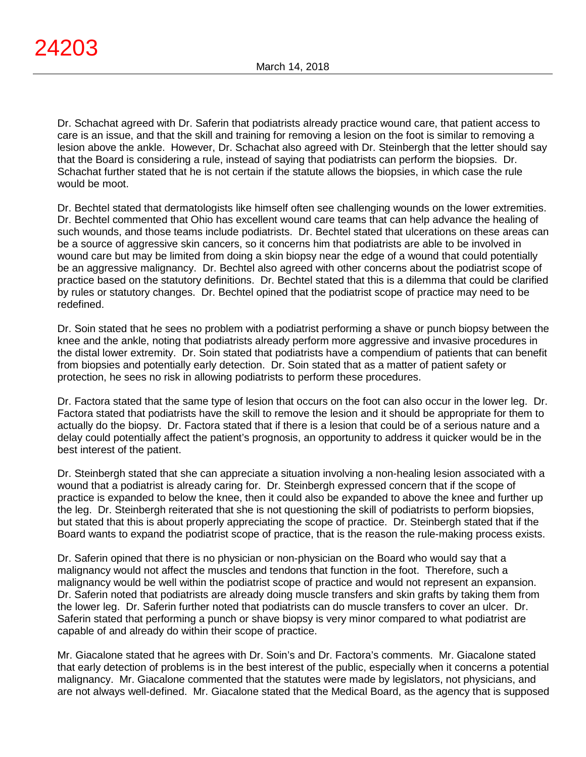Dr. Schachat agreed with Dr. Saferin that podiatrists already practice wound care, that patient access to care is an issue, and that the skill and training for removing a lesion on the foot is similar to removing a lesion above the ankle. However, Dr. Schachat also agreed with Dr. Steinbergh that the letter should say that the Board is considering a rule, instead of saying that podiatrists can perform the biopsies. Dr. Schachat further stated that he is not certain if the statute allows the biopsies, in which case the rule would be moot.

Dr. Bechtel stated that dermatologists like himself often see challenging wounds on the lower extremities. Dr. Bechtel commented that Ohio has excellent wound care teams that can help advance the healing of such wounds, and those teams include podiatrists. Dr. Bechtel stated that ulcerations on these areas can be a source of aggressive skin cancers, so it concerns him that podiatrists are able to be involved in wound care but may be limited from doing a skin biopsy near the edge of a wound that could potentially be an aggressive malignancy. Dr. Bechtel also agreed with other concerns about the podiatrist scope of practice based on the statutory definitions. Dr. Bechtel stated that this is a dilemma that could be clarified by rules or statutory changes. Dr. Bechtel opined that the podiatrist scope of practice may need to be redefined.

Dr. Soin stated that he sees no problem with a podiatrist performing a shave or punch biopsy between the knee and the ankle, noting that podiatrists already perform more aggressive and invasive procedures in the distal lower extremity. Dr. Soin stated that podiatrists have a compendium of patients that can benefit from biopsies and potentially early detection. Dr. Soin stated that as a matter of patient safety or protection, he sees no risk in allowing podiatrists to perform these procedures.

Dr. Factora stated that the same type of lesion that occurs on the foot can also occur in the lower leg. Dr. Factora stated that podiatrists have the skill to remove the lesion and it should be appropriate for them to actually do the biopsy. Dr. Factora stated that if there is a lesion that could be of a serious nature and a delay could potentially affect the patient's prognosis, an opportunity to address it quicker would be in the best interest of the patient.

Dr. Steinbergh stated that she can appreciate a situation involving a non-healing lesion associated with a wound that a podiatrist is already caring for. Dr. Steinbergh expressed concern that if the scope of practice is expanded to below the knee, then it could also be expanded to above the knee and further up the leg. Dr. Steinbergh reiterated that she is not questioning the skill of podiatrists to perform biopsies, but stated that this is about properly appreciating the scope of practice. Dr. Steinbergh stated that if the Board wants to expand the podiatrist scope of practice, that is the reason the rule-making process exists.

Dr. Saferin opined that there is no physician or non-physician on the Board who would say that a malignancy would not affect the muscles and tendons that function in the foot. Therefore, such a malignancy would be well within the podiatrist scope of practice and would not represent an expansion. Dr. Saferin noted that podiatrists are already doing muscle transfers and skin grafts by taking them from the lower leg. Dr. Saferin further noted that podiatrists can do muscle transfers to cover an ulcer. Dr. Saferin stated that performing a punch or shave biopsy is very minor compared to what podiatrist are capable of and already do within their scope of practice.

Mr. Giacalone stated that he agrees with Dr. Soin's and Dr. Factora's comments. Mr. Giacalone stated that early detection of problems is in the best interest of the public, especially when it concerns a potential malignancy. Mr. Giacalone commented that the statutes were made by legislators, not physicians, and are not always well-defined. Mr. Giacalone stated that the Medical Board, as the agency that is supposed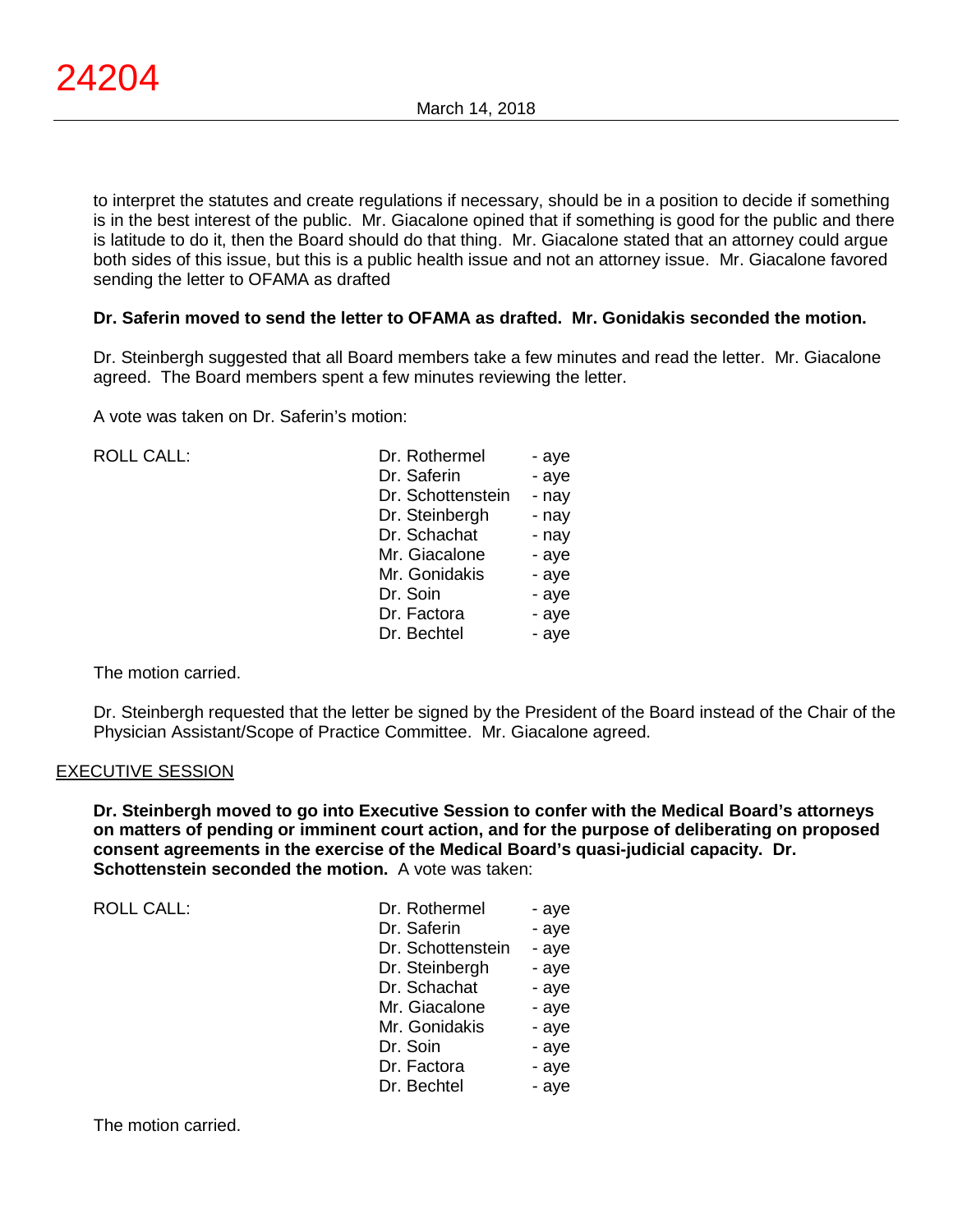to interpret the statutes and create regulations if necessary, should be in a position to decide if something is in the best interest of the public. Mr. Giacalone opined that if something is good for the public and there is latitude to do it, then the Board should do that thing. Mr. Giacalone stated that an attorney could argue both sides of this issue, but this is a public health issue and not an attorney issue. Mr. Giacalone favored sending the letter to OFAMA as drafted

**Dr. Saferin moved to send the letter to OFAMA as drafted. Mr. Gonidakis seconded the motion.**

Dr. Steinbergh suggested that all Board members take a few minutes and read the letter. Mr. Giacalone agreed. The Board members spent a few minutes reviewing the letter.

A vote was taken on Dr. Saferin's motion:

| ROLL CALL: | | |
|---|---|---|
| | Dr. Rothermel | - aye |
| | Dr. Saferin | - aye |
| | Dr. Schottenstein | - nay |
| | Dr. Steinbergh | - nay |
| | Dr. Schachat | - nay |
| | Mr. Giacalone | - aye |
| | Mr. Gonidakis | - aye |
| | Dr. Soin | - aye |
| | Dr. Factora | - aye |
| | Dr. Bechtel | - aye |

The motion carried.

Dr. Steinbergh requested that the letter be signed by the President of the Board instead of the Chair of the Physician Assistant/Scope of Practice Committee. Mr. Giacalone agreed.

## EXECUTIVE SESSION

**Dr. Steinbergh moved to go into Executive Session to confer with the Medical Board's attorneys on matters of pending or imminent court action, and for the purpose of deliberating on proposed consent agreements in the exercise of the Medical Board's quasi-judicial capacity. Dr. Schottenstein seconded the motion.** A vote was taken:

| ROLL CALL: | | |
|---|---|---|
| | Dr. Rothermel | - aye |
| | Dr. Saferin | - aye |
| | Dr. Schottenstein | - aye |
| | Dr. Steinbergh | - aye |
| | Dr. Schachat | - aye |
| | Mr. Giacalone | - aye |
| | Mr. Gonidakis | - aye |
| | Dr. Soin | - aye |
| | Dr. Factora | - aye |
| | Dr. Bechtel | - aye |

The motion carried.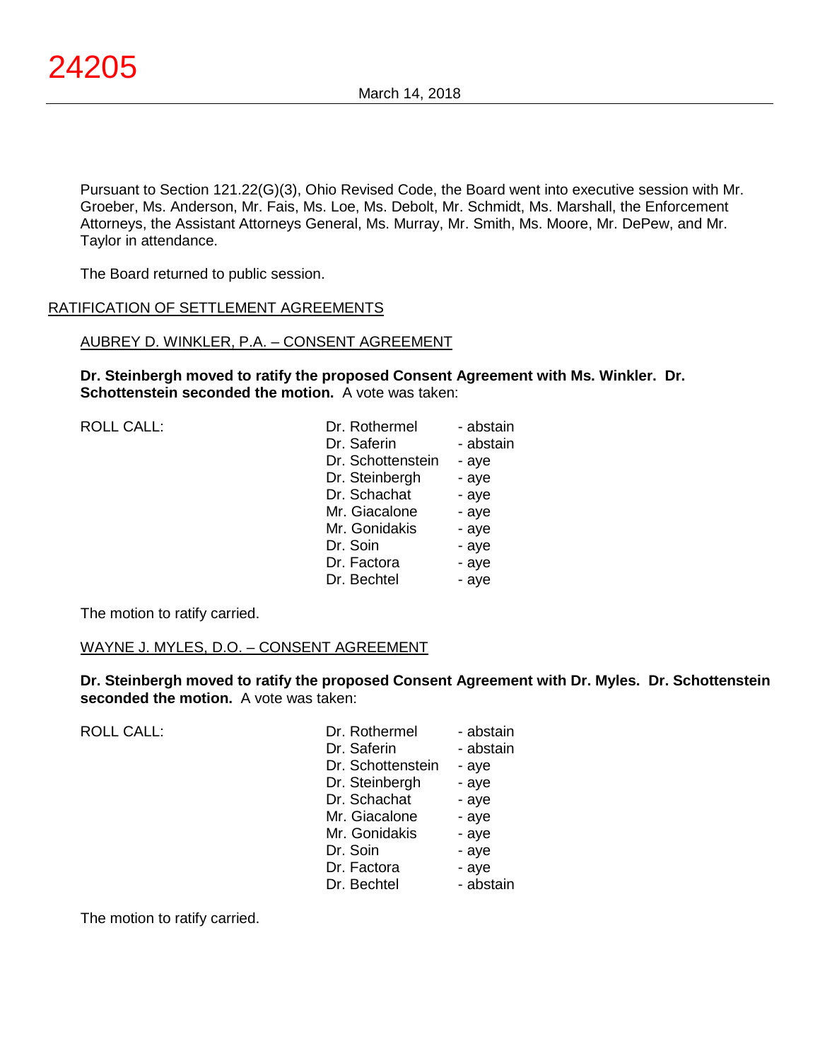Pursuant to Section 121.22(G)(3), Ohio Revised Code, the Board went into executive session with Mr. Groeber, Ms. Anderson, Mr. Fais, Ms. Loe, Ms. Debolt, Mr. Schmidt, Ms. Marshall, the Enforcement Attorneys, the Assistant Attorneys General, Ms. Murray, Mr. Smith, Ms. Moore, Mr. DePew, and Mr. Taylor in attendance.

The Board returned to public session.

## RATIFICATION OF SETTLEMENT AGREEMENTS

### AUBREY D. WINKLER, P.A. – CONSENT AGREEMENT

**Dr. Steinbergh moved to ratify the proposed Consent Agreement with Ms. Winkler. Dr. Schottenstein seconded the motion.** A vote was taken:

| ROLL CALL: | | |
|---|---|---|
| | Dr. Rothermel | - abstain |
| | Dr. Saferin | - abstain |
| | Dr. Schottenstein | - aye |
| | Dr. Steinbergh | - aye |
| | Dr. Schachat | - aye |
| | Mr. Giacalone | - aye |
| | Mr. Gonidakis | - aye |
| | Dr. Soin | - aye |
| | Dr. Factora | - aye |
| | Dr. Bechtel | - aye |

The motion to ratify carried.

### WAYNE J. MYLES, D.O. – CONSENT AGREEMENT

**Dr. Steinbergh moved to ratify the proposed Consent Agreement with Dr. Myles. Dr. Schottenstein seconded the motion.** A vote was taken:

| ROLL CALL: | | |
|---|---|---|
| | Dr. Rothermel | - abstain |
| | Dr. Saferin | - abstain |
| | Dr. Schottenstein | - aye |
| | Dr. Steinbergh | - aye |
| | Dr. Schachat | - aye |
| | Mr. Giacalone | - aye |
| | Mr. Gonidakis | - aye |
| | Dr. Soin | - aye |
| | Dr. Factora | - aye |
| | Dr. Bechtel | - abstain |

The motion to ratify carried.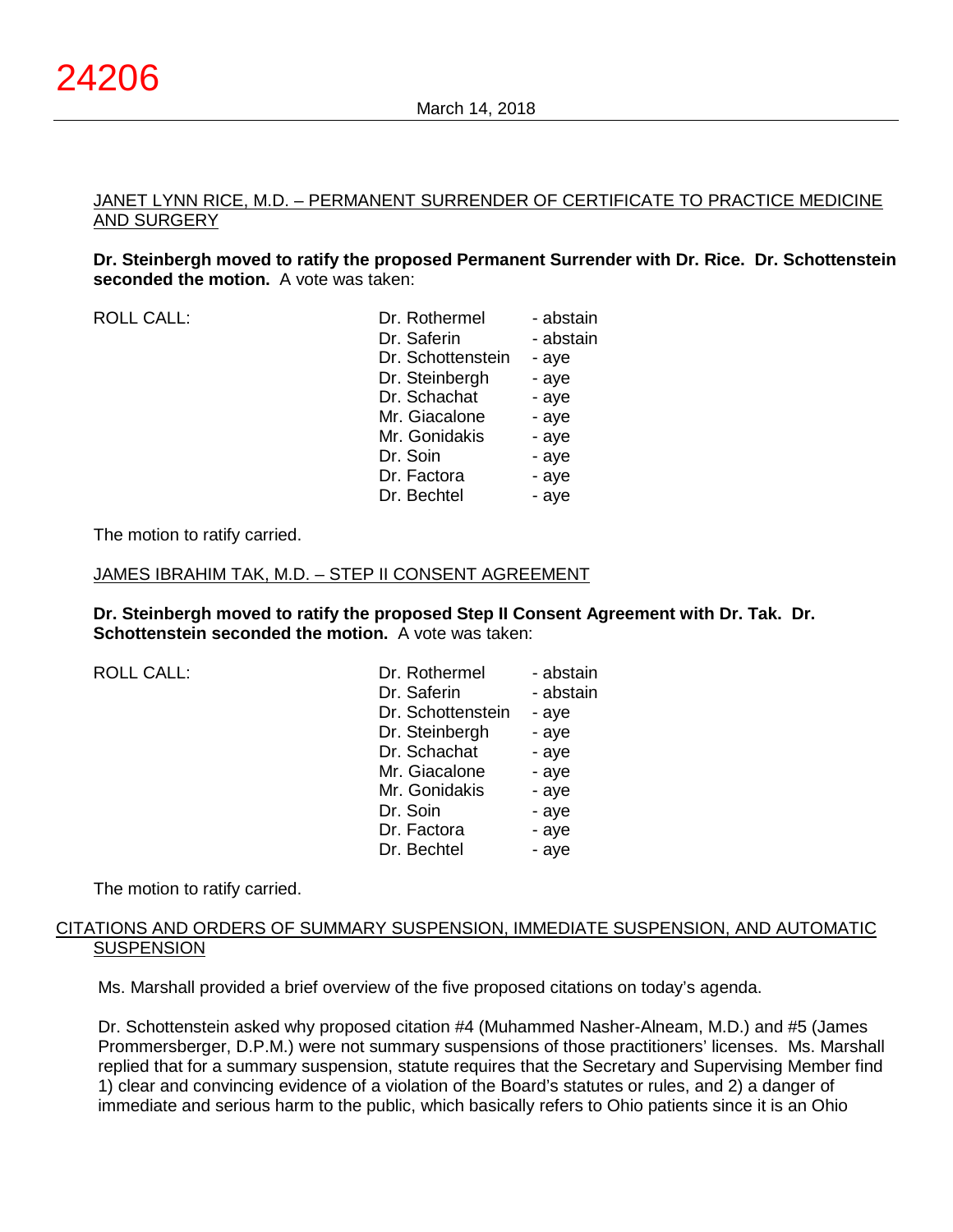JANET LYNN RICE, M.D. – PERMANENT SURRENDER OF CERTIFICATE TO PRACTICE MEDICINE AND SURGERY

**Dr. Steinbergh moved to ratify the proposed Permanent Surrender with Dr. Rice. Dr. Schottenstein seconded the motion.** A vote was taken:

| ROLL CALL: | | |
|---|---|---|
| | Dr. Rothermel | - abstain |
| | Dr. Saferin | - abstain |
| | Dr. Schottenstein | - aye |
| | Dr. Steinbergh | - aye |
| | Dr. Schachat | - aye |
| | Mr. Giacalone | - aye |
| | Mr. Gonidakis | - aye |
| | Dr. Soin | - aye |
| | Dr. Factora | - aye |
| | Dr. Bechtel | - aye |

The motion to ratify carried.

JAMES IBRAHIM TAK, M.D. – STEP II CONSENT AGREEMENT

**Dr. Steinbergh moved to ratify the proposed Step II Consent Agreement with Dr. Tak. Dr. Schottenstein seconded the motion.** A vote was taken:

| ROLL CALL: | | |
|---|---|---|
| | Dr. Rothermel | - abstain |
| | Dr. Saferin | - abstain |
| | Dr. Schottenstein | - aye |
| | Dr. Steinbergh | - aye |
| | Dr. Schachat | - aye |
| | Mr. Giacalone | - aye |
| | Mr. Gonidakis | - aye |
| | Dr. Soin | - aye |
| | Dr. Factora | - aye |
| | Dr. Bechtel | - aye |

The motion to ratify carried.

CITATIONS AND ORDERS OF SUMMARY SUSPENSION, IMMEDIATE SUSPENSION, AND AUTOMATIC SUSPENSION

Ms. Marshall provided a brief overview of the five proposed citations on today's agenda.

Dr. Schottenstein asked why proposed citation #4 (Muhammed Nasher-Alneam, M.D.) and #5 (James Prommersberger, D.P.M.) were not summary suspensions of those practitioners' licenses. Ms. Marshall replied that for a summary suspension, statute requires that the Secretary and Supervising Member find 1) clear and convincing evidence of a violation of the Board's statutes or rules, and 2) a danger of immediate and serious harm to the public, which basically refers to Ohio patients since it is an Ohio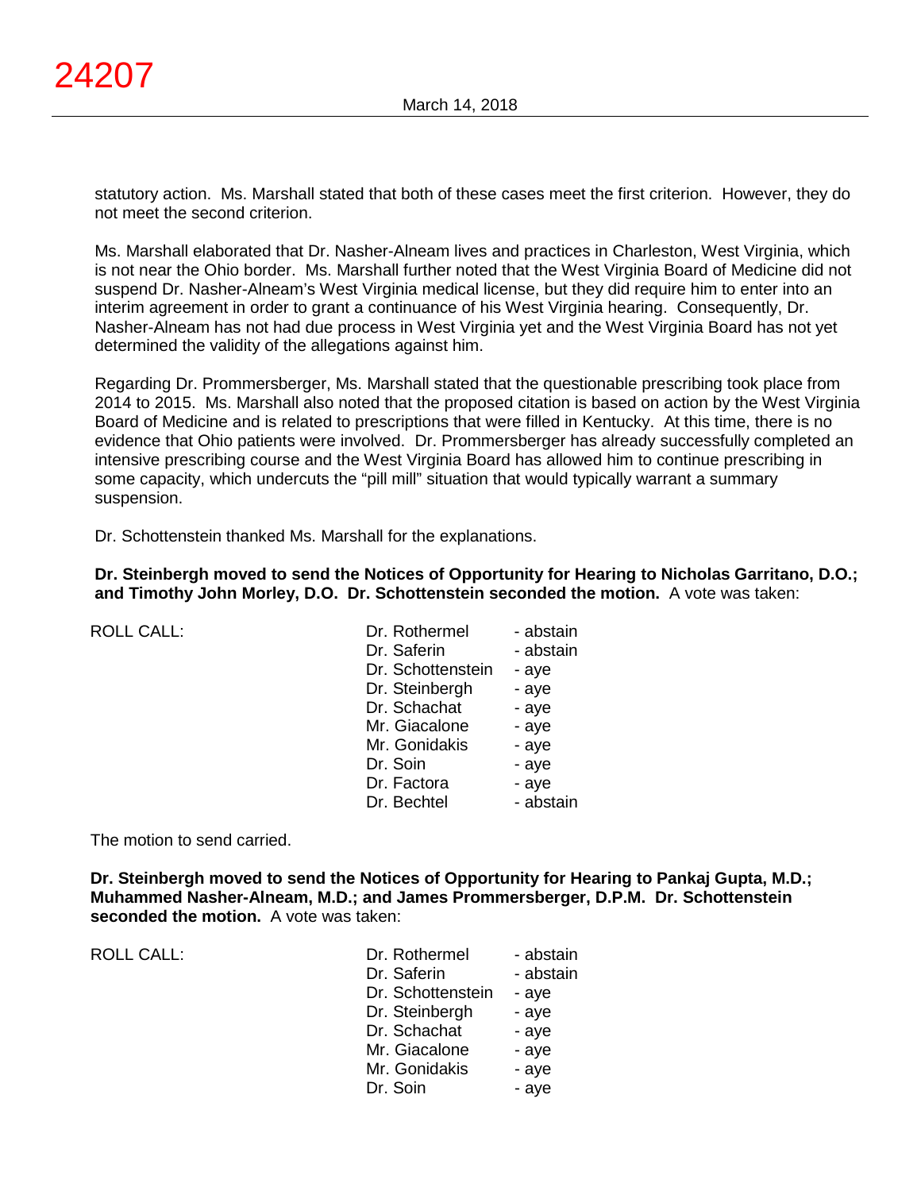statutory action. Ms. Marshall stated that both of these cases meet the first criterion. However, they do not meet the second criterion.

Ms. Marshall elaborated that Dr. Nasher-Alneam lives and practices in Charleston, West Virginia, which is not near the Ohio border. Ms. Marshall further noted that the West Virginia Board of Medicine did not suspend Dr. Nasher-Alneam's West Virginia medical license, but they did require him to enter into an interim agreement in order to grant a continuance of his West Virginia hearing. Consequently, Dr. Nasher-Alneam has not had due process in West Virginia yet and the West Virginia Board has not yet determined the validity of the allegations against him.

Regarding Dr. Prommersberger, Ms. Marshall stated that the questionable prescribing took place from 2014 to 2015. Ms. Marshall also noted that the proposed citation is based on action by the West Virginia Board of Medicine and is related to prescriptions that were filled in Kentucky. At this time, there is no evidence that Ohio patients were involved. Dr. Prommersberger has already successfully completed an intensive prescribing course and the West Virginia Board has allowed him to continue prescribing in some capacity, which undercuts the "pill mill" situation that would typically warrant a summary suspension.

Dr. Schottenstein thanked Ms. Marshall for the explanations.

**Dr. Steinbergh moved to send the Notices of Opportunity for Hearing to Nicholas Garritano, D.O.; and Timothy John Morley, D.O. Dr. Schottenstein seconded the motion.** A vote was taken:

ROLL CALL:

| | |
|---|---|
| Dr. Rothermel | - abstain |
| Dr. Saferin | - abstain |
| Dr. Schottenstein | - aye |
| Dr. Steinbergh | - aye |
| Dr. Schachat | - aye |
| Mr. Giacalone | - aye |
| Mr. Gonidakis | - aye |
| Dr. Soin | - aye |
| Dr. Factora | - aye |
| Dr. Bechtel | - abstain |

The motion to send carried.

**Dr. Steinbergh moved to send the Notices of Opportunity for Hearing to Pankaj Gupta, M.D.; Muhammed Nasher-Alneam, M.D.; and James Prommersberger, D.P.M. Dr. Schottenstein seconded the motion.** A vote was taken:

ROLL CALL:

| | |
|---|---|
| Dr. Rothermel | - abstain |
| Dr. Saferin | - abstain |
| Dr. Schottenstein | - aye |
| Dr. Steinbergh | - aye |
| Dr. Schachat | - aye |
| Mr. Giacalone | - aye |
| Mr. Gonidakis | - aye |
| Dr. Soin | - aye |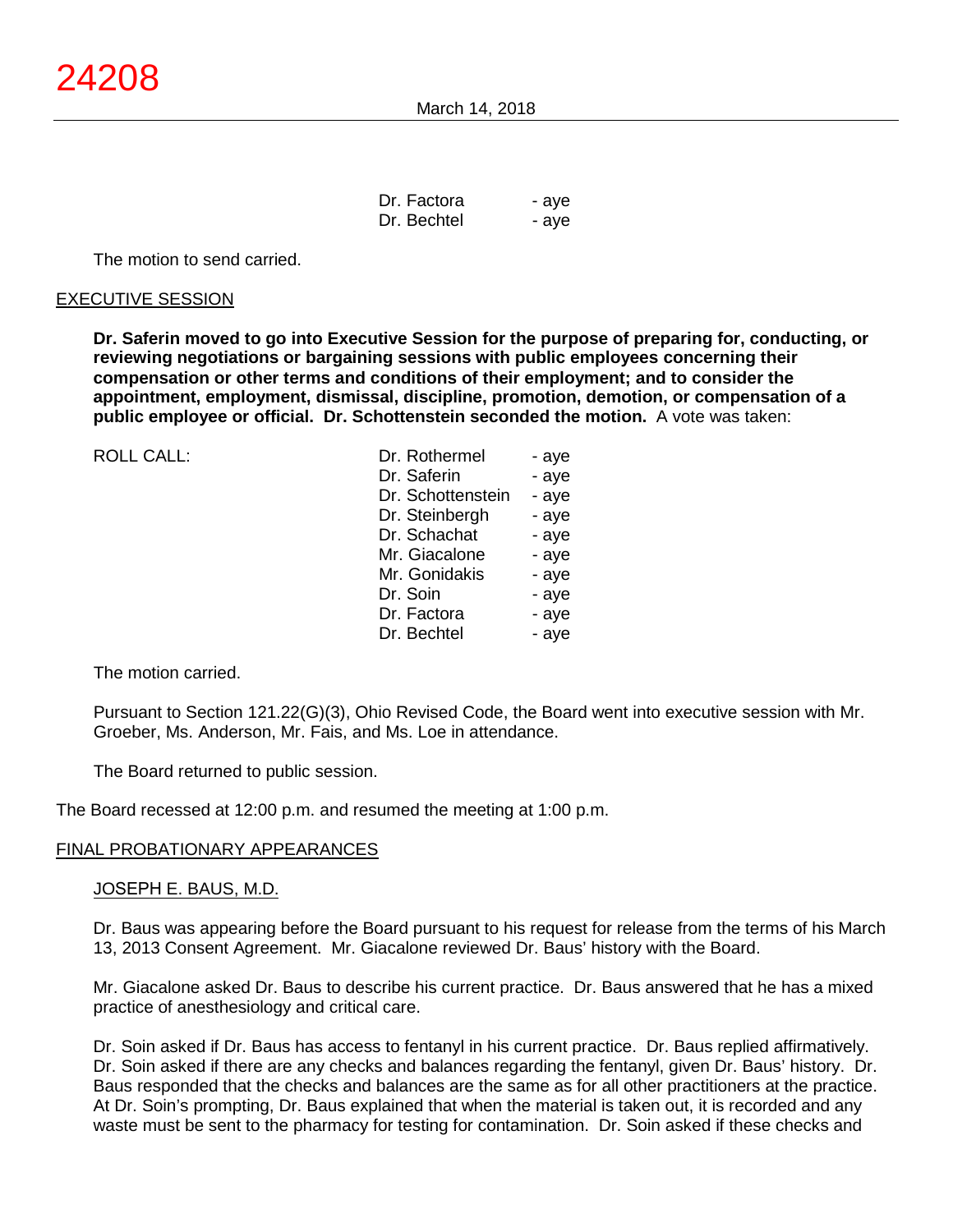| | | |
|---|---|---|
| | Dr. Factora | - aye |
| | Dr. Bechtel | - aye |

The motion to send carried.

## EXECUTIVE SESSION

**Dr. Saferin moved to go into Executive Session for the purpose of preparing for, conducting, or reviewing negotiations or bargaining sessions with public employees concerning their compensation or other terms and conditions of their employment; and to consider the appointment, employment, dismissal, discipline, promotion, demotion, or compensation of a public employee or official. Dr. Schottenstein seconded the motion.** A vote was taken:

| ROLL CALL: | | |
|---|---|---|
| | Dr. Rothermel | - aye |
| | Dr. Saferin | - aye |
| | Dr. Schottenstein | - aye |
| | Dr. Steinbergh | - aye |
| | Dr. Schachat | - aye |
| | Mr. Giacalone | - aye |
| | Mr. Gonidakis | - aye |
| | Dr. Soin | - aye |
| | Dr. Factora | - aye |
| | Dr. Bechtel | - aye |

The motion carried.

Pursuant to Section 121.22(G)(3), Ohio Revised Code, the Board went into executive session with Mr. Groeber, Ms. Anderson, Mr. Fais, and Ms. Loe in attendance.

The Board returned to public session.

The Board recessed at 12:00 p.m. and resumed the meeting at 1:00 p.m.

## FINAL PROBATIONARY APPEARANCES

### JOSEPH E. BAUS, M.D.

Dr. Baus was appearing before the Board pursuant to his request for release from the terms of his March 13, 2013 Consent Agreement. Mr. Giacalone reviewed Dr. Baus' history with the Board.

Mr. Giacalone asked Dr. Baus to describe his current practice. Dr. Baus answered that he has a mixed practice of anesthesiology and critical care.

Dr. Soin asked if Dr. Baus has access to fentanyl in his current practice. Dr. Baus replied affirmatively. Dr. Soin asked if there are any checks and balances regarding the fentanyl, given Dr. Baus' history. Dr. Baus responded that the checks and balances are the same as for all other practitioners at the practice. At Dr. Soin's prompting, Dr. Baus explained that when the material is taken out, it is recorded and any waste must be sent to the pharmacy for testing for contamination. Dr. Soin asked if these checks and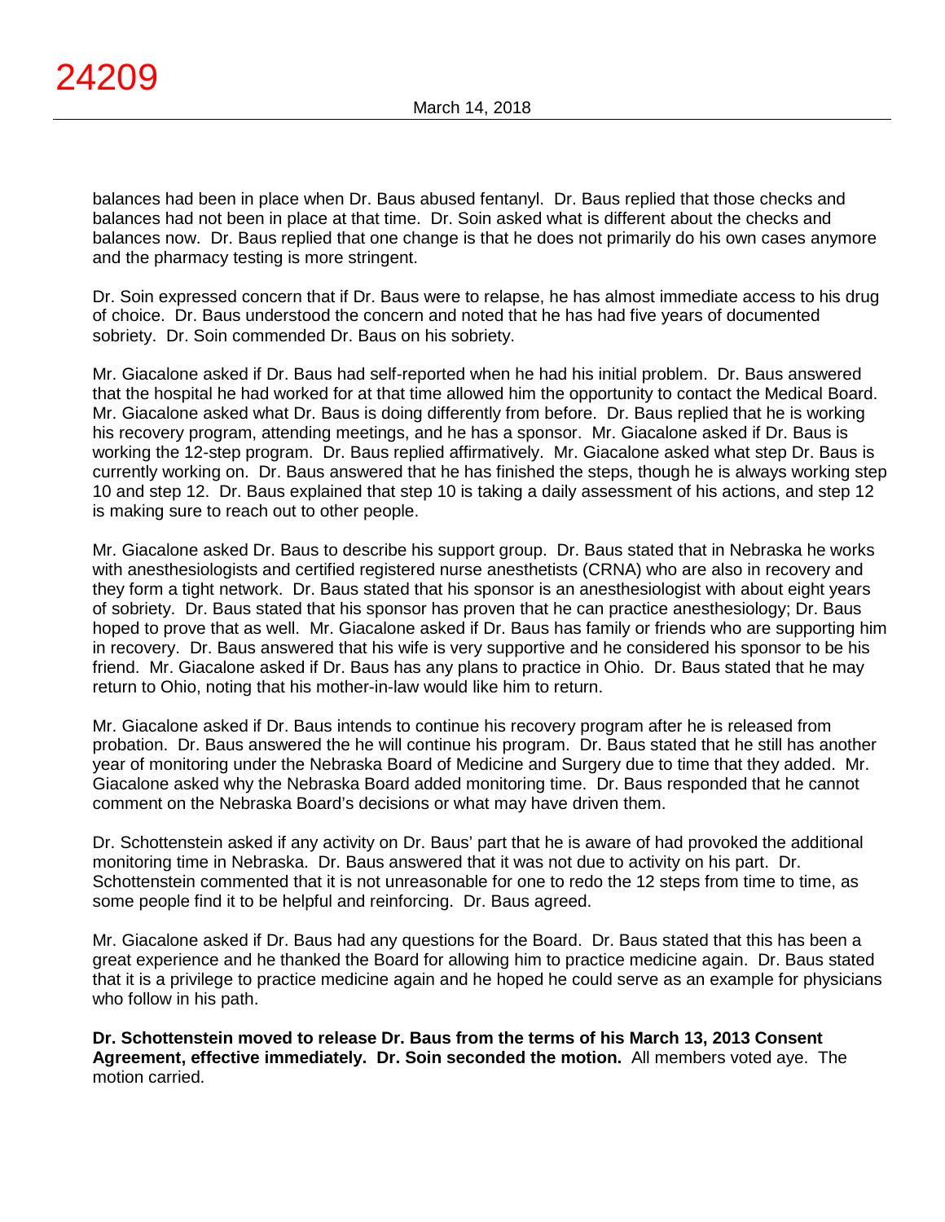balances had been in place when Dr. Baus abused fentanyl. Dr. Baus replied that those checks and balances had not been in place at that time. Dr. Soin asked what is different about the checks and balances now. Dr. Baus replied that one change is that he does not primarily do his own cases anymore and the pharmacy testing is more stringent.

Dr. Soin expressed concern that if Dr. Baus were to relapse, he has almost immediate access to his drug of choice. Dr. Baus understood the concern and noted that he has had five years of documented sobriety. Dr. Soin commended Dr. Baus on his sobriety.

Mr. Giacalone asked if Dr. Baus had self-reported when he had his initial problem. Dr. Baus answered that the hospital he had worked for at that time allowed him the opportunity to contact the Medical Board. Mr. Giacalone asked what Dr. Baus is doing differently from before. Dr. Baus replied that he is working his recovery program, attending meetings, and he has a sponsor. Mr. Giacalone asked if Dr. Baus is working the 12-step program. Dr. Baus replied affirmatively. Mr. Giacalone asked what step Dr. Baus is currently working on. Dr. Baus answered that he has finished the steps, though he is always working step 10 and step 12. Dr. Baus explained that step 10 is taking a daily assessment of his actions, and step 12 is making sure to reach out to other people.

Mr. Giacalone asked Dr. Baus to describe his support group. Dr. Baus stated that in Nebraska he works with anesthesiologists and certified registered nurse anesthetists (CRNA) who are also in recovery and they form a tight network. Dr. Baus stated that his sponsor is an anesthesiologist with about eight years of sobriety. Dr. Baus stated that his sponsor has proven that he can practice anesthesiology; Dr. Baus hoped to prove that as well. Mr. Giacalone asked if Dr. Baus has family or friends who are supporting him in recovery. Dr. Baus answered that his wife is very supportive and he considered his sponsor to be his friend. Mr. Giacalone asked if Dr. Baus has any plans to practice in Ohio. Dr. Baus stated that he may return to Ohio, noting that his mother-in-law would like him to return.

Mr. Giacalone asked if Dr. Baus intends to continue his recovery program after he is released from probation. Dr. Baus answered the he will continue his program. Dr. Baus stated that he still has another year of monitoring under the Nebraska Board of Medicine and Surgery due to time that they added. Mr. Giacalone asked why the Nebraska Board added monitoring time. Dr. Baus responded that he cannot comment on the Nebraska Board's decisions or what may have driven them.

Dr. Schottenstein asked if any activity on Dr. Baus' part that he is aware of had provoked the additional monitoring time in Nebraska. Dr. Baus answered that it was not due to activity on his part. Dr. Schottenstein commented that it is not unreasonable for one to redo the 12 steps from time to time, as some people find it to be helpful and reinforcing. Dr. Baus agreed.

Mr. Giacalone asked if Dr. Baus had any questions for the Board. Dr. Baus stated that this has been a great experience and he thanked the Board for allowing him to practice medicine again. Dr. Baus stated that it is a privilege to practice medicine again and he hoped he could serve as an example for physicians who follow in his path.

**Dr. Schottenstein moved to release Dr. Baus from the terms of his March 13, 2013 Consent Agreement, effective immediately. Dr. Soin seconded the motion.** All members voted aye. The motion carried.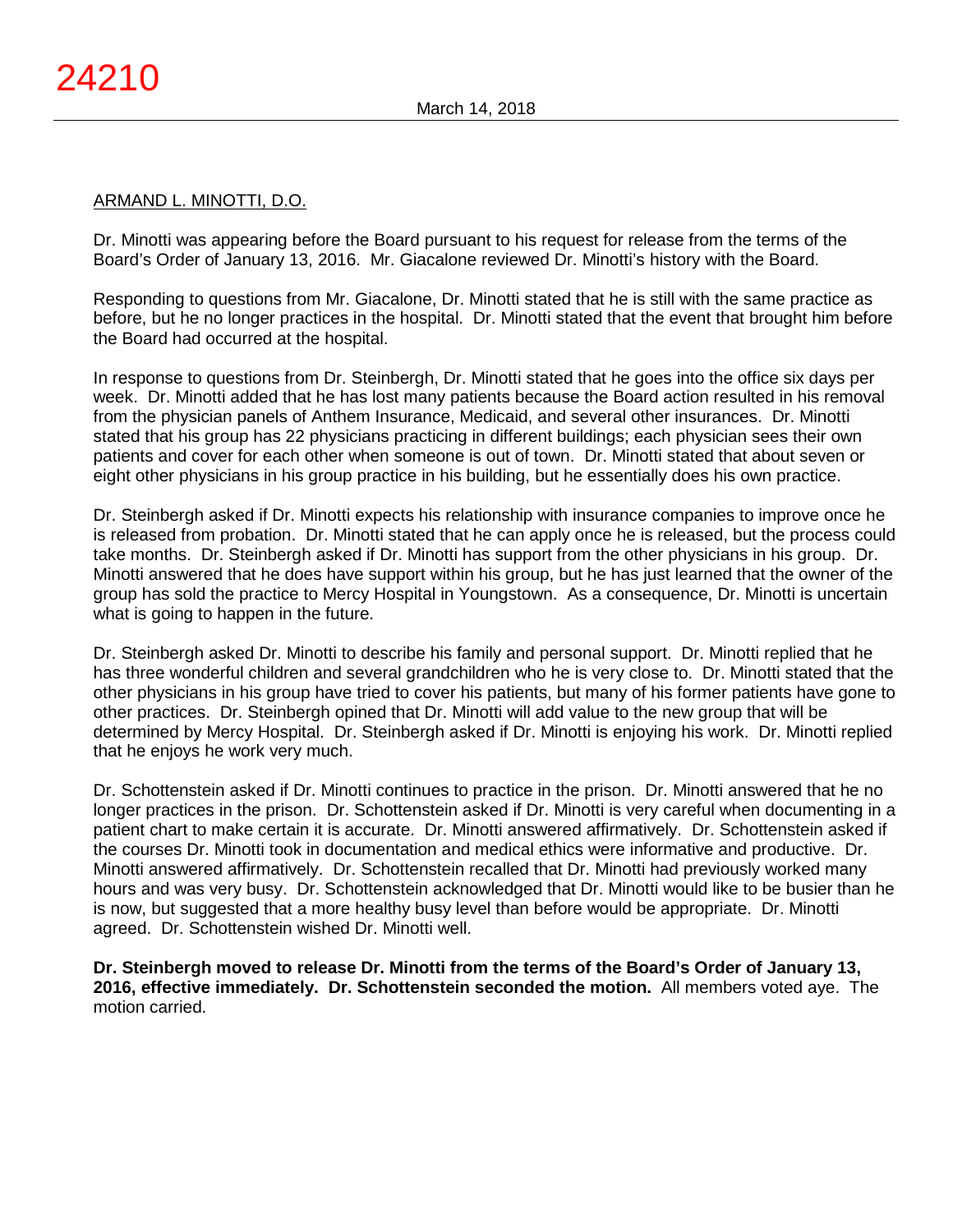ARMAND L. MINOTTI, D.O.

Dr. Minotti was appearing before the Board pursuant to his request for release from the terms of the Board's Order of January 13, 2016. Mr. Giacalone reviewed Dr. Minotti's history with the Board.

Responding to questions from Mr. Giacalone, Dr. Minotti stated that he is still with the same practice as before, but he no longer practices in the hospital. Dr. Minotti stated that the event that brought him before the Board had occurred at the hospital.

In response to questions from Dr. Steinbergh, Dr. Minotti stated that he goes into the office six days per week. Dr. Minotti added that he has lost many patients because the Board action resulted in his removal from the physician panels of Anthem Insurance, Medicaid, and several other insurances. Dr. Minotti stated that his group has 22 physicians practicing in different buildings; each physician sees their own patients and cover for each other when someone is out of town. Dr. Minotti stated that about seven or eight other physicians in his group practice in his building, but he essentially does his own practice.

Dr. Steinbergh asked if Dr. Minotti expects his relationship with insurance companies to improve once he is released from probation. Dr. Minotti stated that he can apply once he is released, but the process could take months. Dr. Steinbergh asked if Dr. Minotti has support from the other physicians in his group. Dr. Minotti answered that he does have support within his group, but he has just learned that the owner of the group has sold the practice to Mercy Hospital in Youngstown. As a consequence, Dr. Minotti is uncertain what is going to happen in the future.

Dr. Steinbergh asked Dr. Minotti to describe his family and personal support. Dr. Minotti replied that he has three wonderful children and several grandchildren who he is very close to. Dr. Minotti stated that the other physicians in his group have tried to cover his patients, but many of his former patients have gone to other practices. Dr. Steinbergh opined that Dr. Minotti will add value to the new group that will be determined by Mercy Hospital. Dr. Steinbergh asked if Dr. Minotti is enjoying his work. Dr. Minotti replied that he enjoys he work very much.

Dr. Schottenstein asked if Dr. Minotti continues to practice in the prison. Dr. Minotti answered that he no longer practices in the prison. Dr. Schottenstein asked if Dr. Minotti is very careful when documenting in a patient chart to make certain it is accurate. Dr. Minotti answered affirmatively. Dr. Schottenstein asked if the courses Dr. Minotti took in documentation and medical ethics were informative and productive. Dr. Minotti answered affirmatively. Dr. Schottenstein recalled that Dr. Minotti had previously worked many hours and was very busy. Dr. Schottenstein acknowledged that Dr. Minotti would like to be busier than he is now, but suggested that a more healthy busy level than before would be appropriate. Dr. Minotti agreed. Dr. Schottenstein wished Dr. Minotti well.

**Dr. Steinbergh moved to release Dr. Minotti from the terms of the Board's Order of January 13, 2016, effective immediately. Dr. Schottenstein seconded the motion.** All members voted aye. The motion carried.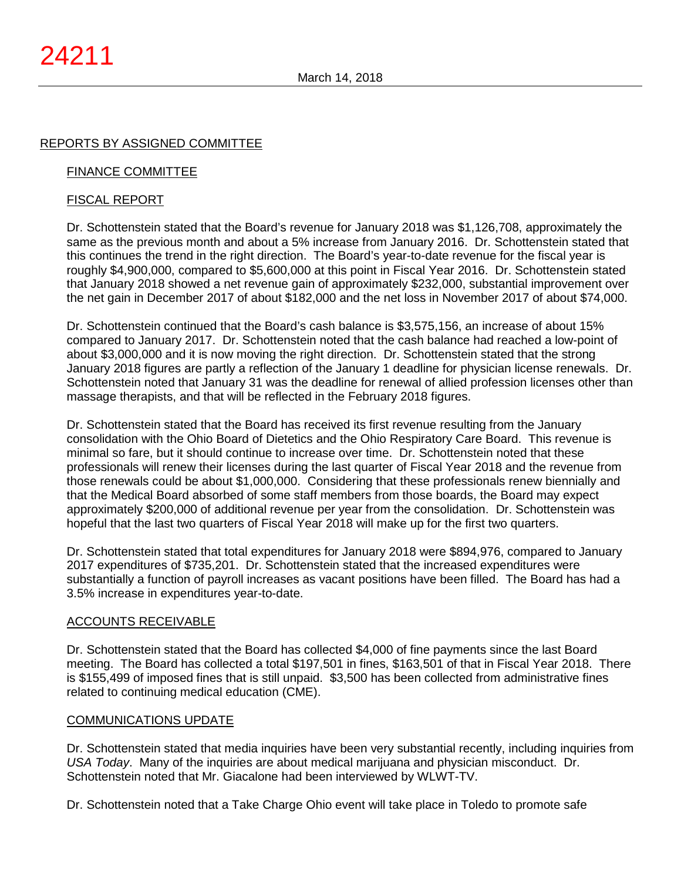## REPORTS BY ASSIGNED COMMITTEE

### FINANCE COMMITTEE

### FISCAL REPORT

Dr. Schottenstein stated that the Board's revenue for January 2018 was $1,126,708, approximately the same as the previous month and about a 5% increase from January 2016. Dr. Schottenstein stated that this continues the trend in the right direction. The Board's year-to-date revenue for the fiscal year is roughly $4,900,000, compared to $5,600,000 at this point in Fiscal Year 2016. Dr. Schottenstein stated that January 2018 showed a net revenue gain of approximately $232,000, substantial improvement over the net gain in December 2017 of about $182,000 and the net loss in November 2017 of about $74,000.

Dr. Schottenstein continued that the Board's cash balance is $3,575,156, an increase of about 15% compared to January 2017. Dr. Schottenstein noted that the cash balance had reached a low-point of about $3,000,000 and it is now moving the right direction. Dr. Schottenstein stated that the strong January 2018 figures are partly a reflection of the January 1 deadline for physician license renewals. Dr. Schottenstein noted that January 31 was the deadline for renewal of allied profession licenses other than massage therapists, and that will be reflected in the February 2018 figures.

Dr. Schottenstein stated that the Board has received its first revenue resulting from the January consolidation with the Ohio Board of Dietetics and the Ohio Respiratory Care Board. This revenue is minimal so fare, but it should continue to increase over time. Dr. Schottenstein noted that these professionals will renew their licenses during the last quarter of Fiscal Year 2018 and the revenue from those renewals could be about $1,000,000. Considering that these professionals renew biennially and that the Medical Board absorbed of some staff members from those boards, the Board may expect approximately $200,000 of additional revenue per year from the consolidation. Dr. Schottenstein was hopeful that the last two quarters of Fiscal Year 2018 will make up for the first two quarters.

Dr. Schottenstein stated that total expenditures for January 2018 were $894,976, compared to January 2017 expenditures of $735,201. Dr. Schottenstein stated that the increased expenditures were substantially a function of payroll increases as vacant positions have been filled. The Board has had a 3.5% increase in expenditures year-to-date.

### ACCOUNTS RECEIVABLE

Dr. Schottenstein stated that the Board has collected $4,000 of fine payments since the last Board meeting. The Board has collected a total $197,501 in fines, $163,501 of that in Fiscal Year 2018. There is $155,499 of imposed fines that is still unpaid. $3,500 has been collected from administrative fines related to continuing medical education (CME).

### COMMUNICATIONS UPDATE

Dr. Schottenstein stated that media inquiries have been very substantial recently, including inquiries from *USA Today*. Many of the inquiries are about medical marijuana and physician misconduct. Dr. Schottenstein noted that Mr. Giacalone had been interviewed by WLWT-TV.

Dr. Schottenstein noted that a Take Charge Ohio event will take place in Toledo to promote safe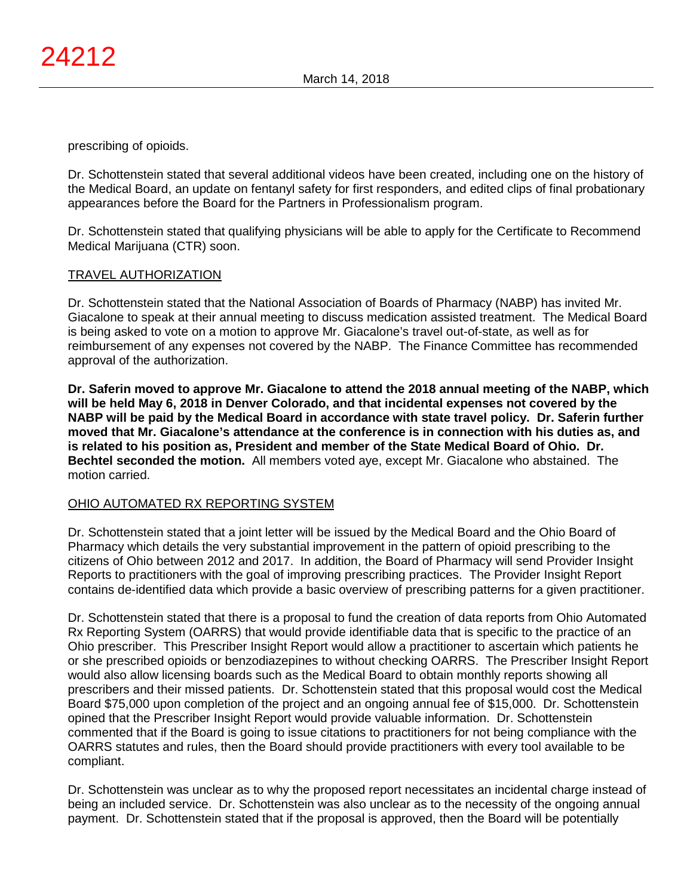prescribing of opioids.

Dr. Schottenstein stated that several additional videos have been created, including one on the history of the Medical Board, an update on fentanyl safety for first responders, and edited clips of final probationary appearances before the Board for the Partners in Professionalism program.

Dr. Schottenstein stated that qualifying physicians will be able to apply for the Certificate to Recommend Medical Marijuana (CTR) soon.

TRAVEL AUTHORIZATION

Dr. Schottenstein stated that the National Association of Boards of Pharmacy (NABP) has invited Mr. Giacalone to speak at their annual meeting to discuss medication assisted treatment. The Medical Board is being asked to vote on a motion to approve Mr. Giacalone's travel out-of-state, as well as for reimbursement of any expenses not covered by the NABP. The Finance Committee has recommended approval of the authorization.

**Dr. Saferin moved to approve Mr. Giacalone to attend the 2018 annual meeting of the NABP, which will be held May 6, 2018 in Denver Colorado, and that incidental expenses not covered by the NABP will be paid by the Medical Board in accordance with state travel policy. Dr. Saferin further moved that Mr. Giacalone's attendance at the conference is in connection with his duties as, and is related to his position as, President and member of the State Medical Board of Ohio. Dr. Bechtel seconded the motion.** All members voted aye, except Mr. Giacalone who abstained. The motion carried.

OHIO AUTOMATED RX REPORTING SYSTEM

Dr. Schottenstein stated that a joint letter will be issued by the Medical Board and the Ohio Board of Pharmacy which details the very substantial improvement in the pattern of opioid prescribing to the citizens of Ohio between 2012 and 2017. In addition, the Board of Pharmacy will send Provider Insight Reports to practitioners with the goal of improving prescribing practices. The Provider Insight Report contains de-identified data which provide a basic overview of prescribing patterns for a given practitioner.

Dr. Schottenstein stated that there is a proposal to fund the creation of data reports from Ohio Automated Rx Reporting System (OARRS) that would provide identifiable data that is specific to the practice of an Ohio prescriber. This Prescriber Insight Report would allow a practitioner to ascertain which patients he or she prescribed opioids or benzodiazepines to without checking OARRS. The Prescriber Insight Report would also allow licensing boards such as the Medical Board to obtain monthly reports showing all prescribers and their missed patients. Dr. Schottenstein stated that this proposal would cost the Medical Board $75,000 upon completion of the project and an ongoing annual fee of $15,000. Dr. Schottenstein opined that the Prescriber Insight Report would provide valuable information. Dr. Schottenstein commented that if the Board is going to issue citations to practitioners for not being compliance with the OARRS statutes and rules, then the Board should provide practitioners with every tool available to be compliant.

Dr. Schottenstein was unclear as to why the proposed report necessitates an incidental charge instead of being an included service. Dr. Schottenstein was also unclear as to the necessity of the ongoing annual payment. Dr. Schottenstein stated that if the proposal is approved, then the Board will be potentially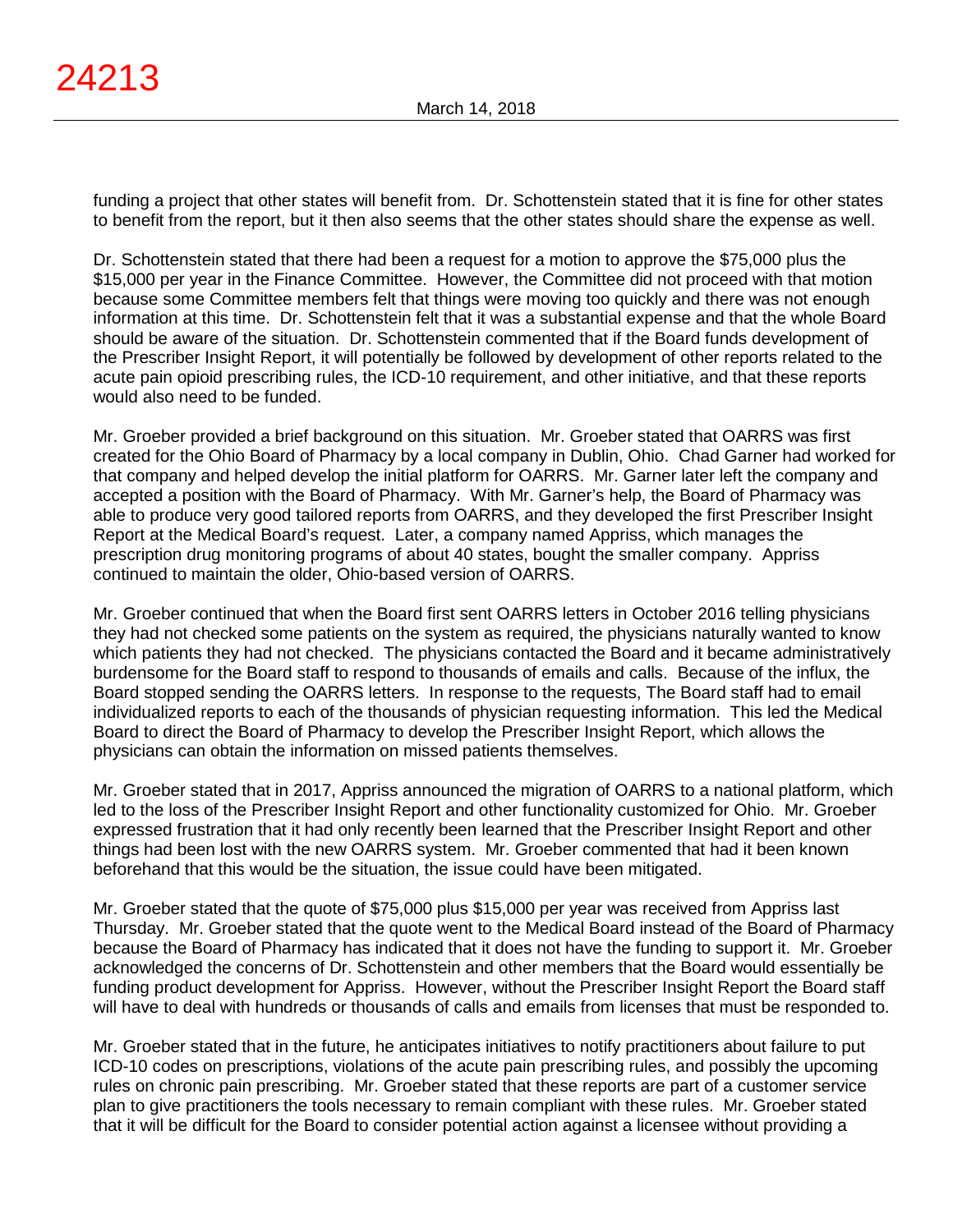funding a project that other states will benefit from. Dr. Schottenstein stated that it is fine for other states to benefit from the report, but it then also seems that the other states should share the expense as well.

Dr. Schottenstein stated that there had been a request for a motion to approve the $75,000 plus the $15,000 per year in the Finance Committee. However, the Committee did not proceed with that motion because some Committee members felt that things were moving too quickly and there was not enough information at this time. Dr. Schottenstein felt that it was a substantial expense and that the whole Board should be aware of the situation. Dr. Schottenstein commented that if the Board funds development of the Prescriber Insight Report, it will potentially be followed by development of other reports related to the acute pain opioid prescribing rules, the ICD-10 requirement, and other initiative, and that these reports would also need to be funded.

Mr. Groeber provided a brief background on this situation. Mr. Groeber stated that OARRS was first created for the Ohio Board of Pharmacy by a local company in Dublin, Ohio. Chad Garner had worked for that company and helped develop the initial platform for OARRS. Mr. Garner later left the company and accepted a position with the Board of Pharmacy. With Mr. Garner's help, the Board of Pharmacy was able to produce very good tailored reports from OARRS, and they developed the first Prescriber Insight Report at the Medical Board's request. Later, a company named Appriss, which manages the prescription drug monitoring programs of about 40 states, bought the smaller company. Appriss continued to maintain the older, Ohio-based version of OARRS.

Mr. Groeber continued that when the Board first sent OARRS letters in October 2016 telling physicians they had not checked some patients on the system as required, the physicians naturally wanted to know which patients they had not checked. The physicians contacted the Board and it became administratively burdensome for the Board staff to respond to thousands of emails and calls. Because of the influx, the Board stopped sending the OARRS letters. In response to the requests, The Board staff had to email individualized reports to each of the thousands of physician requesting information. This led the Medical Board to direct the Board of Pharmacy to develop the Prescriber Insight Report, which allows the physicians can obtain the information on missed patients themselves.

Mr. Groeber stated that in 2017, Appriss announced the migration of OARRS to a national platform, which led to the loss of the Prescriber Insight Report and other functionality customized for Ohio. Mr. Groeber expressed frustration that it had only recently been learned that the Prescriber Insight Report and other things had been lost with the new OARRS system. Mr. Groeber commented that had it been known beforehand that this would be the situation, the issue could have been mitigated.

Mr. Groeber stated that the quote of $75,000 plus $15,000 per year was received from Appriss last Thursday. Mr. Groeber stated that the quote went to the Medical Board instead of the Board of Pharmacy because the Board of Pharmacy has indicated that it does not have the funding to support it. Mr. Groeber acknowledged the concerns of Dr. Schottenstein and other members that the Board would essentially be funding product development for Appriss. However, without the Prescriber Insight Report the Board staff will have to deal with hundreds or thousands of calls and emails from licenses that must be responded to.

Mr. Groeber stated that in the future, he anticipates initiatives to notify practitioners about failure to put ICD-10 codes on prescriptions, violations of the acute pain prescribing rules, and possibly the upcoming rules on chronic pain prescribing. Mr. Groeber stated that these reports are part of a customer service plan to give practitioners the tools necessary to remain compliant with these rules. Mr. Groeber stated that it will be difficult for the Board to consider potential action against a licensee without providing a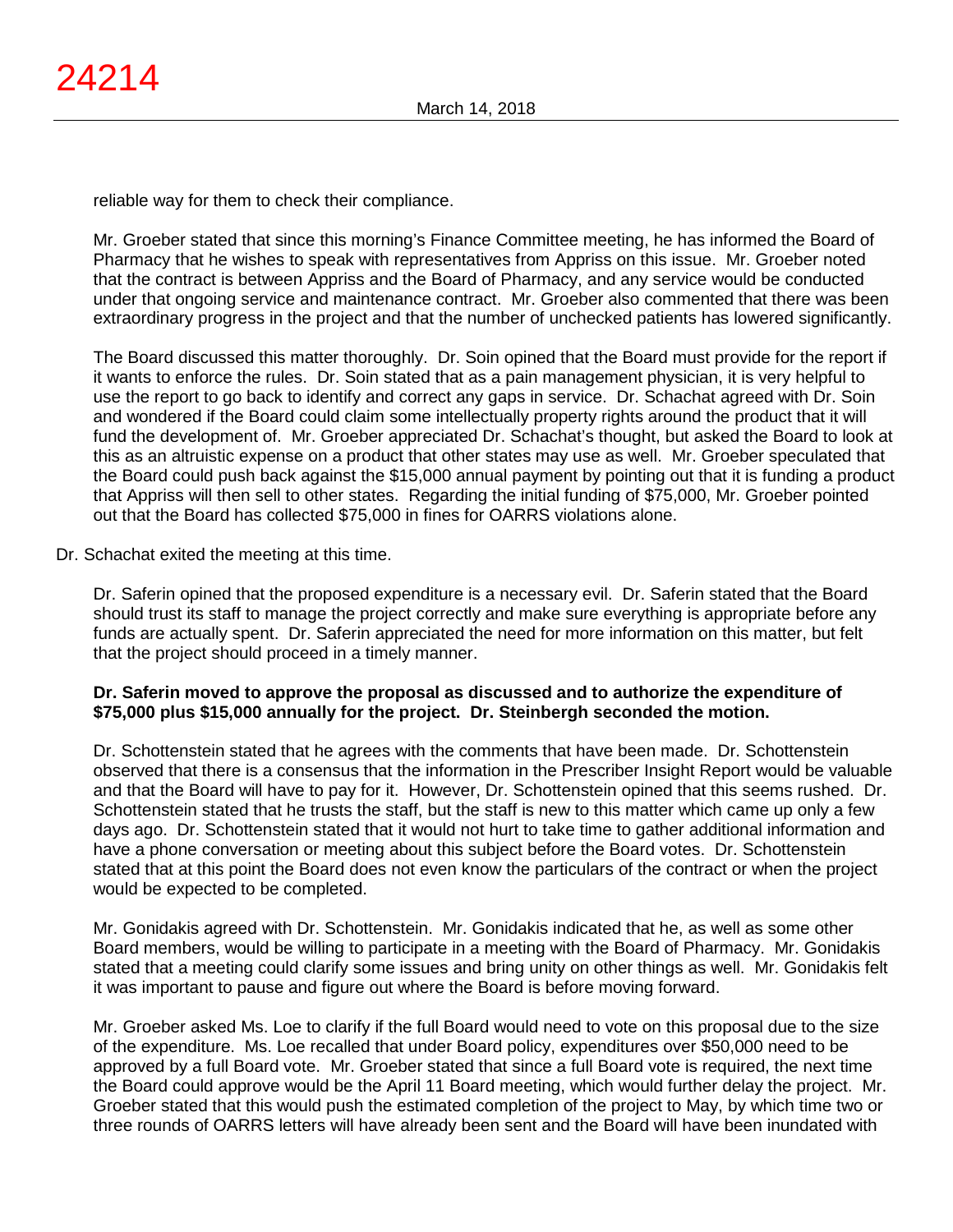reliable way for them to check their compliance.

Mr. Groeber stated that since this morning's Finance Committee meeting, he has informed the Board of Pharmacy that he wishes to speak with representatives from Appriss on this issue. Mr. Groeber noted that the contract is between Appriss and the Board of Pharmacy, and any service would be conducted under that ongoing service and maintenance contract. Mr. Groeber also commented that there was been extraordinary progress in the project and that the number of unchecked patients has lowered significantly.

The Board discussed this matter thoroughly. Dr. Soin opined that the Board must provide for the report if it wants to enforce the rules. Dr. Soin stated that as a pain management physician, it is very helpful to use the report to go back to identify and correct any gaps in service. Dr. Schachat agreed with Dr. Soin and wondered if the Board could claim some intellectually property rights around the product that it will fund the development of. Mr. Groeber appreciated Dr. Schachat's thought, but asked the Board to look at this as an altruistic expense on a product that other states may use as well. Mr. Groeber speculated that the Board could push back against the $15,000 annual payment by pointing out that it is funding a product that Appriss will then sell to other states. Regarding the initial funding of $75,000, Mr. Groeber pointed out that the Board has collected $75,000 in fines for OARRS violations alone.

Dr. Schachat exited the meeting at this time.

Dr. Saferin opined that the proposed expenditure is a necessary evil. Dr. Saferin stated that the Board should trust its staff to manage the project correctly and make sure everything is appropriate before any funds are actually spent. Dr. Saferin appreciated the need for more information on this matter, but felt that the project should proceed in a timely manner.

**Dr. Saferin moved to approve the proposal as discussed and to authorize the expenditure of $75,000 plus $15,000 annually for the project. Dr. Steinbergh seconded the motion.**

Dr. Schottenstein stated that he agrees with the comments that have been made. Dr. Schottenstein observed that there is a consensus that the information in the Prescriber Insight Report would be valuable and that the Board will have to pay for it. However, Dr. Schottenstein opined that this seems rushed. Dr. Schottenstein stated that he trusts the staff, but the staff is new to this matter which came up only a few days ago. Dr. Schottenstein stated that it would not hurt to take time to gather additional information and have a phone conversation or meeting about this subject before the Board votes. Dr. Schottenstein stated that at this point the Board does not even know the particulars of the contract or when the project would be expected to be completed.

Mr. Gonidakis agreed with Dr. Schottenstein. Mr. Gonidakis indicated that he, as well as some other Board members, would be willing to participate in a meeting with the Board of Pharmacy. Mr. Gonidakis stated that a meeting could clarify some issues and bring unity on other things as well. Mr. Gonidakis felt it was important to pause and figure out where the Board is before moving forward.

Mr. Groeber asked Ms. Loe to clarify if the full Board would need to vote on this proposal due to the size of the expenditure. Ms. Loe recalled that under Board policy, expenditures over $50,000 need to be approved by a full Board vote. Mr. Groeber stated that since a full Board vote is required, the next time the Board could approve would be the April 11 Board meeting, which would further delay the project. Mr. Groeber stated that this would push the estimated completion of the project to May, by which time two or three rounds of OARRS letters will have already been sent and the Board will have been inundated with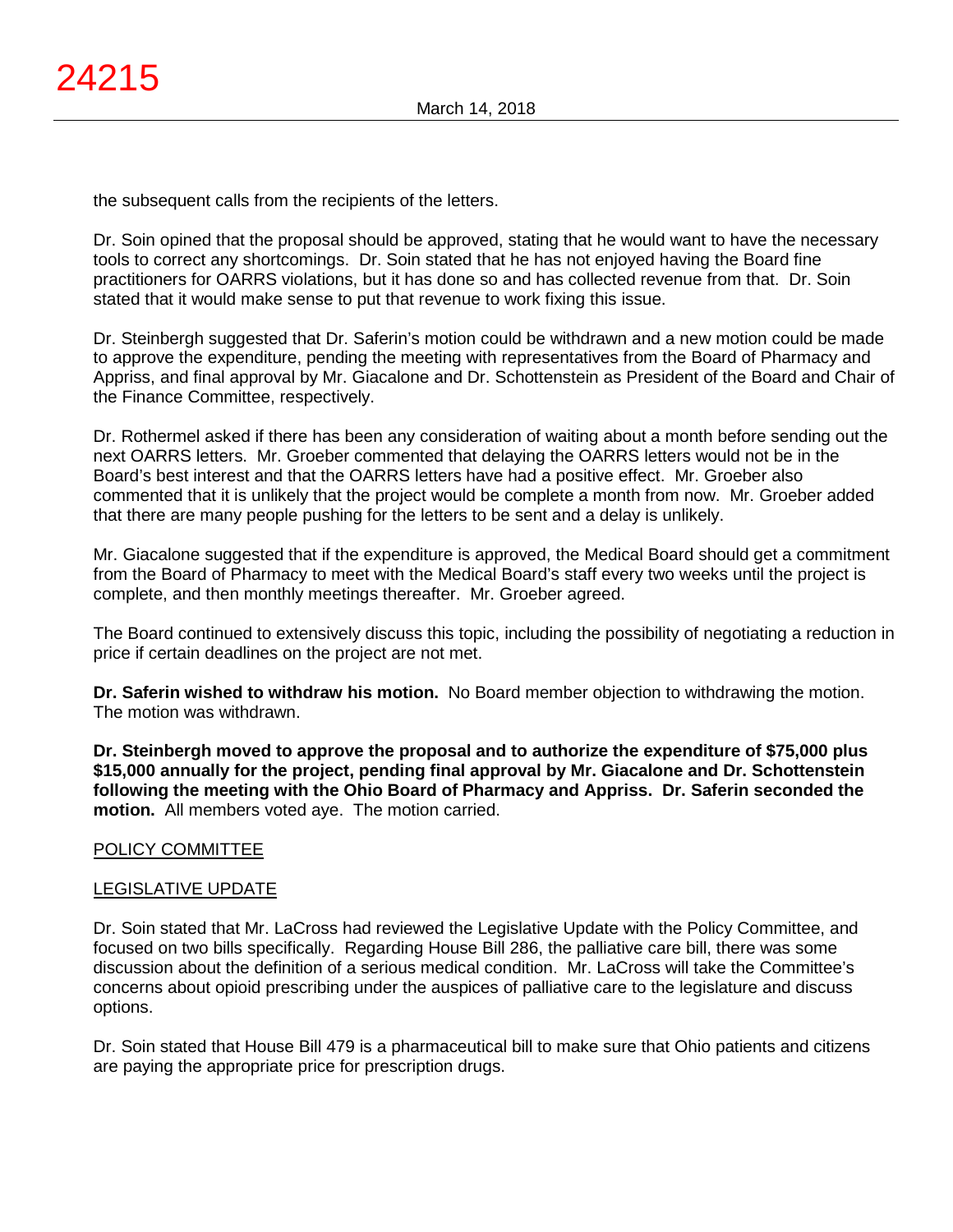the subsequent calls from the recipients of the letters.

Dr. Soin opined that the proposal should be approved, stating that he would want to have the necessary tools to correct any shortcomings. Dr. Soin stated that he has not enjoyed having the Board fine practitioners for OARRS violations, but it has done so and has collected revenue from that. Dr. Soin stated that it would make sense to put that revenue to work fixing this issue.

Dr. Steinbergh suggested that Dr. Saferin's motion could be withdrawn and a new motion could be made to approve the expenditure, pending the meeting with representatives from the Board of Pharmacy and Appriss, and final approval by Mr. Giacalone and Dr. Schottenstein as President of the Board and Chair of the Finance Committee, respectively.

Dr. Rothermel asked if there has been any consideration of waiting about a month before sending out the next OARRS letters. Mr. Groeber commented that delaying the OARRS letters would not be in the Board's best interest and that the OARRS letters have had a positive effect. Mr. Groeber also commented that it is unlikely that the project would be complete a month from now. Mr. Groeber added that there are many people pushing for the letters to be sent and a delay is unlikely.

Mr. Giacalone suggested that if the expenditure is approved, the Medical Board should get a commitment from the Board of Pharmacy to meet with the Medical Board's staff every two weeks until the project is complete, and then monthly meetings thereafter. Mr. Groeber agreed.

The Board continued to extensively discuss this topic, including the possibility of negotiating a reduction in price if certain deadlines on the project are not met.

**Dr. Saferin wished to withdraw his motion.** No Board member objection to withdrawing the motion. The motion was withdrawn.

**Dr. Steinbergh moved to approve the proposal and to authorize the expenditure of $75,000 plus $15,000 annually for the project, pending final approval by Mr. Giacalone and Dr. Schottenstein following the meeting with the Ohio Board of Pharmacy and Appriss. Dr. Saferin seconded the motion.** All members voted aye. The motion carried.

## POLICY COMMITTEE

## LEGISLATIVE UPDATE

Dr. Soin stated that Mr. LaCross had reviewed the Legislative Update with the Policy Committee, and focused on two bills specifically. Regarding House Bill 286, the palliative care bill, there was some discussion about the definition of a serious medical condition. Mr. LaCross will take the Committee's concerns about opioid prescribing under the auspices of palliative care to the legislature and discuss options.

Dr. Soin stated that House Bill 479 is a pharmaceutical bill to make sure that Ohio patients and citizens are paying the appropriate price for prescription drugs.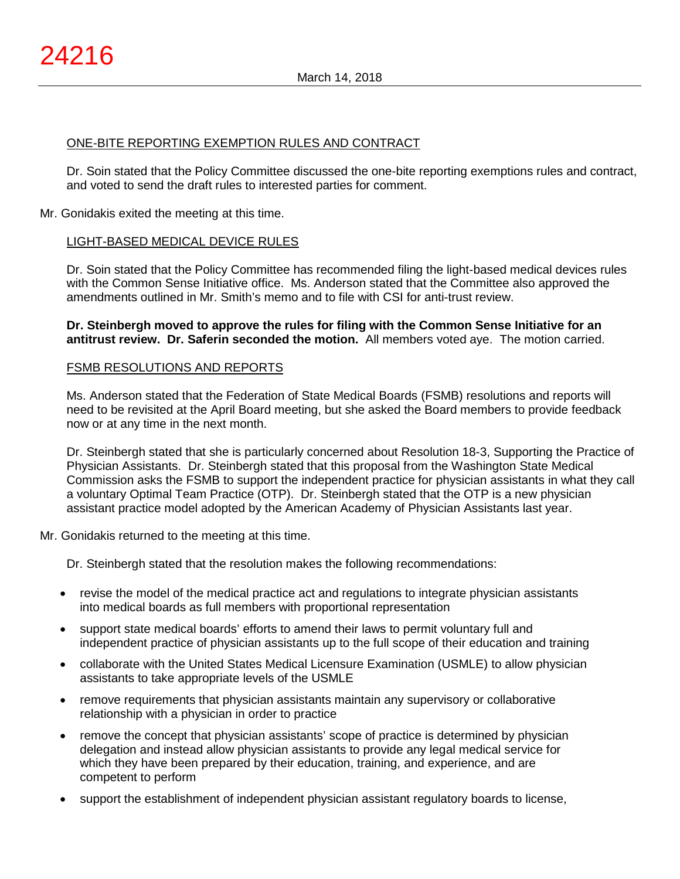ONE-BITE REPORTING EXEMPTION RULES AND CONTRACT

Dr. Soin stated that the Policy Committee discussed the one-bite reporting exemptions rules and contract, and voted to send the draft rules to interested parties for comment.

Mr. Gonidakis exited the meeting at this time.

LIGHT-BASED MEDICAL DEVICE RULES

Dr. Soin stated that the Policy Committee has recommended filing the light-based medical devices rules with the Common Sense Initiative office. Ms. Anderson stated that the Committee also approved the amendments outlined in Mr. Smith's memo and to file with CSI for anti-trust review.

**Dr. Steinbergh moved to approve the rules for filing with the Common Sense Initiative for an antitrust review. Dr. Saferin seconded the motion.** All members voted aye. The motion carried.

FSMB RESOLUTIONS AND REPORTS

Ms. Anderson stated that the Federation of State Medical Boards (FSMB) resolutions and reports will need to be revisited at the April Board meeting, but she asked the Board members to provide feedback now or at any time in the next month.

Dr. Steinbergh stated that she is particularly concerned about Resolution 18-3, Supporting the Practice of Physician Assistants. Dr. Steinbergh stated that this proposal from the Washington State Medical Commission asks the FSMB to support the independent practice for physician assistants in what they call a voluntary Optimal Team Practice (OTP). Dr. Steinbergh stated that the OTP is a new physician assistant practice model adopted by the American Academy of Physician Assistants last year.

Mr. Gonidakis returned to the meeting at this time.

Dr. Steinbergh stated that the resolution makes the following recommendations:

- revise the model of the medical practice act and regulations to integrate physician assistants into medical boards as full members with proportional representation
- support state medical boards' efforts to amend their laws to permit voluntary full and independent practice of physician assistants up to the full scope of their education and training
- collaborate with the United States Medical Licensure Examination (USMLE) to allow physician assistants to take appropriate levels of the USMLE
- remove requirements that physician assistants maintain any supervisory or collaborative relationship with a physician in order to practice
- remove the concept that physician assistants' scope of practice is determined by physician delegation and instead allow physician assistants to provide any legal medical service for which they have been prepared by their education, training, and experience, and are competent to perform
- support the establishment of independent physician assistant regulatory boards to license,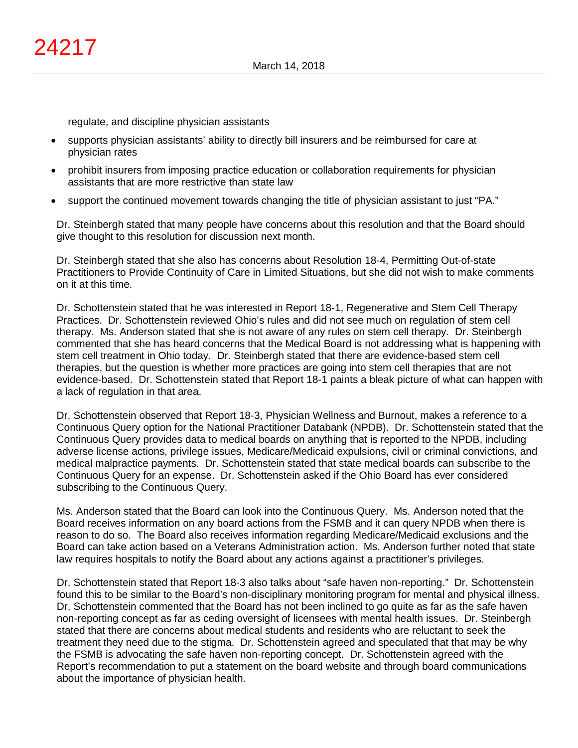regulate, and discipline physician assistants

- supports physician assistants' ability to directly bill insurers and be reimbursed for care at physician rates
- prohibit insurers from imposing practice education or collaboration requirements for physician assistants that are more restrictive than state law
- support the continued movement towards changing the title of physician assistant to just "PA."

Dr. Steinbergh stated that many people have concerns about this resolution and that the Board should give thought to this resolution for discussion next month.

Dr. Steinbergh stated that she also has concerns about Resolution 18-4, Permitting Out-of-state Practitioners to Provide Continuity of Care in Limited Situations, but she did not wish to make comments on it at this time.

Dr. Schottenstein stated that he was interested in Report 18-1, Regenerative and Stem Cell Therapy Practices. Dr. Schottenstein reviewed Ohio's rules and did not see much on regulation of stem cell therapy. Ms. Anderson stated that she is not aware of any rules on stem cell therapy. Dr. Steinbergh commented that she has heard concerns that the Medical Board is not addressing what is happening with stem cell treatment in Ohio today. Dr. Steinbergh stated that there are evidence-based stem cell therapies, but the question is whether more practices are going into stem cell therapies that are not evidence-based. Dr. Schottenstein stated that Report 18-1 paints a bleak picture of what can happen with a lack of regulation in that area.

Dr. Schottenstein observed that Report 18-3, Physician Wellness and Burnout, makes a reference to a Continuous Query option for the National Practitioner Databank (NPDB). Dr. Schottenstein stated that the Continuous Query provides data to medical boards on anything that is reported to the NPDB, including adverse license actions, privilege issues, Medicare/Medicaid expulsions, civil or criminal convictions, and medical malpractice payments. Dr. Schottenstein stated that state medical boards can subscribe to the Continuous Query for an expense. Dr. Schottenstein asked if the Ohio Board has ever considered subscribing to the Continuous Query.

Ms. Anderson stated that the Board can look into the Continuous Query. Ms. Anderson noted that the Board receives information on any board actions from the FSMB and it can query NPDB when there is reason to do so. The Board also receives information regarding Medicare/Medicaid exclusions and the Board can take action based on a Veterans Administration action. Ms. Anderson further noted that state law requires hospitals to notify the Board about any actions against a practitioner's privileges.

Dr. Schottenstein stated that Report 18-3 also talks about "safe haven non-reporting." Dr. Schottenstein found this to be similar to the Board's non-disciplinary monitoring program for mental and physical illness. Dr. Schottenstein commented that the Board has not been inclined to go quite as far as the safe haven non-reporting concept as far as ceding oversight of licensees with mental health issues. Dr. Steinbergh stated that there are concerns about medical students and residents who are reluctant to seek the treatment they need due to the stigma. Dr. Schottenstein agreed and speculated that that may be why the FSMB is advocating the safe haven non-reporting concept. Dr. Schottenstein agreed with the Report's recommendation to put a statement on the board website and through board communications about the importance of physician health.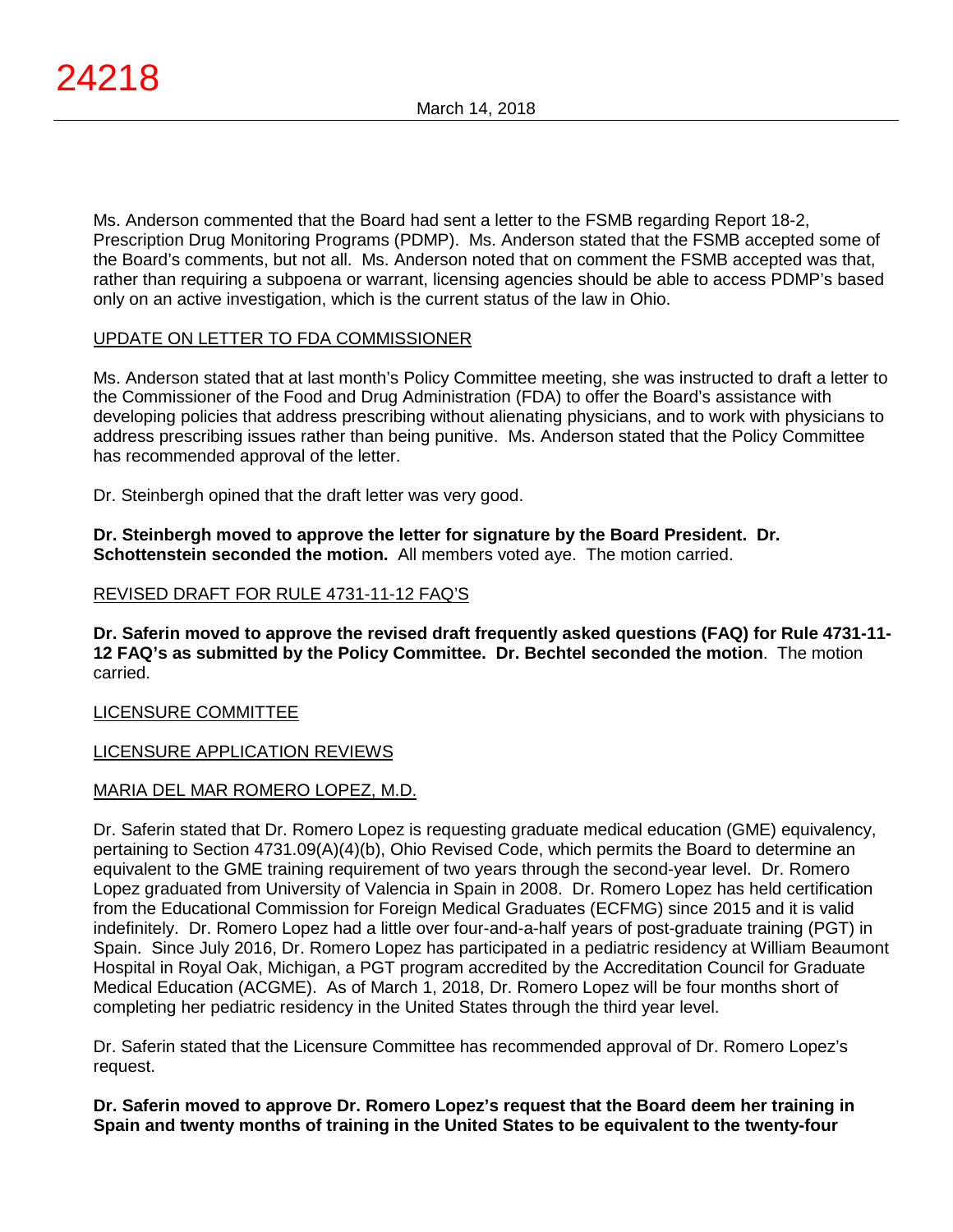Ms. Anderson commented that the Board had sent a letter to the FSMB regarding Report 18-2, Prescription Drug Monitoring Programs (PDMP). Ms. Anderson stated that the FSMB accepted some of the Board's comments, but not all. Ms. Anderson noted that on comment the FSMB accepted was that, rather than requiring a subpoena or warrant, licensing agencies should be able to access PDMP's based only on an active investigation, which is the current status of the law in Ohio.

UPDATE ON LETTER TO FDA COMMISSIONER

Ms. Anderson stated that at last month's Policy Committee meeting, she was instructed to draft a letter to the Commissioner of the Food and Drug Administration (FDA) to offer the Board's assistance with developing policies that address prescribing without alienating physicians, and to work with physicians to address prescribing issues rather than being punitive. Ms. Anderson stated that the Policy Committee has recommended approval of the letter.

Dr. Steinbergh opined that the draft letter was very good.

**Dr. Steinbergh moved to approve the letter for signature by the Board President. Dr. Schottenstein seconded the motion.** All members voted aye. The motion carried.

REVISED DRAFT FOR RULE 4731-11-12 FAQ'S

**Dr. Saferin moved to approve the revised draft frequently asked questions (FAQ) for Rule 4731-11-12 FAQ's as submitted by the Policy Committee. Dr. Bechtel seconded the motion**. The motion carried.

LICENSURE COMMITTEE

LICENSURE APPLICATION REVIEWS

MARIA DEL MAR ROMERO LOPEZ, M.D.

Dr. Saferin stated that Dr. Romero Lopez is requesting graduate medical education (GME) equivalency, pertaining to Section 4731.09(A)(4)(b), Ohio Revised Code, which permits the Board to determine an equivalent to the GME training requirement of two years through the second-year level. Dr. Romero Lopez graduated from University of Valencia in Spain in 2008. Dr. Romero Lopez has held certification from the Educational Commission for Foreign Medical Graduates (ECFMG) since 2015 and it is valid indefinitely. Dr. Romero Lopez had a little over four-and-a-half years of post-graduate training (PGT) in Spain. Since July 2016, Dr. Romero Lopez has participated in a pediatric residency at William Beaumont Hospital in Royal Oak, Michigan, a PGT program accredited by the Accreditation Council for Graduate Medical Education (ACGME). As of March 1, 2018, Dr. Romero Lopez will be four months short of completing her pediatric residency in the United States through the third year level.

Dr. Saferin stated that the Licensure Committee has recommended approval of Dr. Romero Lopez's request.

**Dr. Saferin moved to approve Dr. Romero Lopez's request that the Board deem her training in Spain and twenty months of training in the United States to be equivalent to the twenty-four**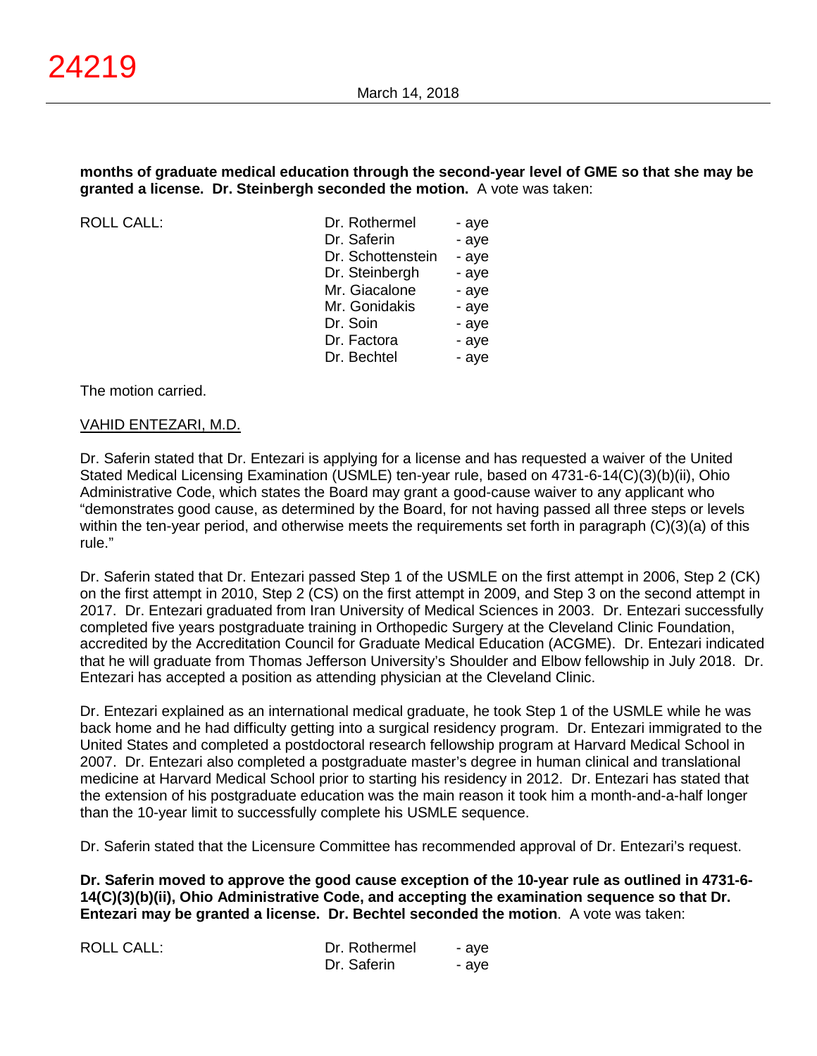**months of graduate medical education through the second-year level of GME so that she may be granted a license. Dr. Steinbergh seconded the motion.** A vote was taken:

| ROLL CALL: | | |
|---|---|---|
| | Dr. Rothermel | - aye |
| | Dr. Saferin | - aye |
| | Dr. Schottenstein | - aye |
| | Dr. Steinbergh | - aye |
| | Mr. Giacalone | - aye |
| | Mr. Gonidakis | - aye |
| | Dr. Soin | - aye |
| | Dr. Factora | - aye |
| | Dr. Bechtel | - aye |

The motion carried.

VAHID ENTEZARI, M.D.

Dr. Saferin stated that Dr. Entezari is applying for a license and has requested a waiver of the United Stated Medical Licensing Examination (USMLE) ten-year rule, based on 4731-6-14(C)(3)(b)(ii), Ohio Administrative Code, which states the Board may grant a good-cause waiver to any applicant who "demonstrates good cause, as determined by the Board, for not having passed all three steps or levels within the ten-year period, and otherwise meets the requirements set forth in paragraph (C)(3)(a) of this rule."

Dr. Saferin stated that Dr. Entezari passed Step 1 of the USMLE on the first attempt in 2006, Step 2 (CK) on the first attempt in 2010, Step 2 (CS) on the first attempt in 2009, and Step 3 on the second attempt in 2017. Dr. Entezari graduated from Iran University of Medical Sciences in 2003. Dr. Entezari successfully completed five years postgraduate training in Orthopedic Surgery at the Cleveland Clinic Foundation, accredited by the Accreditation Council for Graduate Medical Education (ACGME). Dr. Entezari indicated that he will graduate from Thomas Jefferson University's Shoulder and Elbow fellowship in July 2018. Dr. Entezari has accepted a position as attending physician at the Cleveland Clinic.

Dr. Entezari explained as an international medical graduate, he took Step 1 of the USMLE while he was back home and he had difficulty getting into a surgical residency program. Dr. Entezari immigrated to the United States and completed a postdoctoral research fellowship program at Harvard Medical School in 2007. Dr. Entezari also completed a postgraduate master's degree in human clinical and translational medicine at Harvard Medical School prior to starting his residency in 2012. Dr. Entezari has stated that the extension of his postgraduate education was the main reason it took him a month-and-a-half longer than the 10-year limit to successfully complete his USMLE sequence.

Dr. Saferin stated that the Licensure Committee has recommended approval of Dr. Entezari's request.

**Dr. Saferin moved to approve the good cause exception of the 10-year rule as outlined in 4731-6-14(C)(3)(b)(ii), Ohio Administrative Code, and accepting the examination sequence so that Dr. Entezari may be granted a license. Dr. Bechtel seconded the motion**. A vote was taken:

| ROLL CALL: | | |
|---|---|---|
| | Dr. Rothermel | - aye |
| | Dr. Saferin | - aye |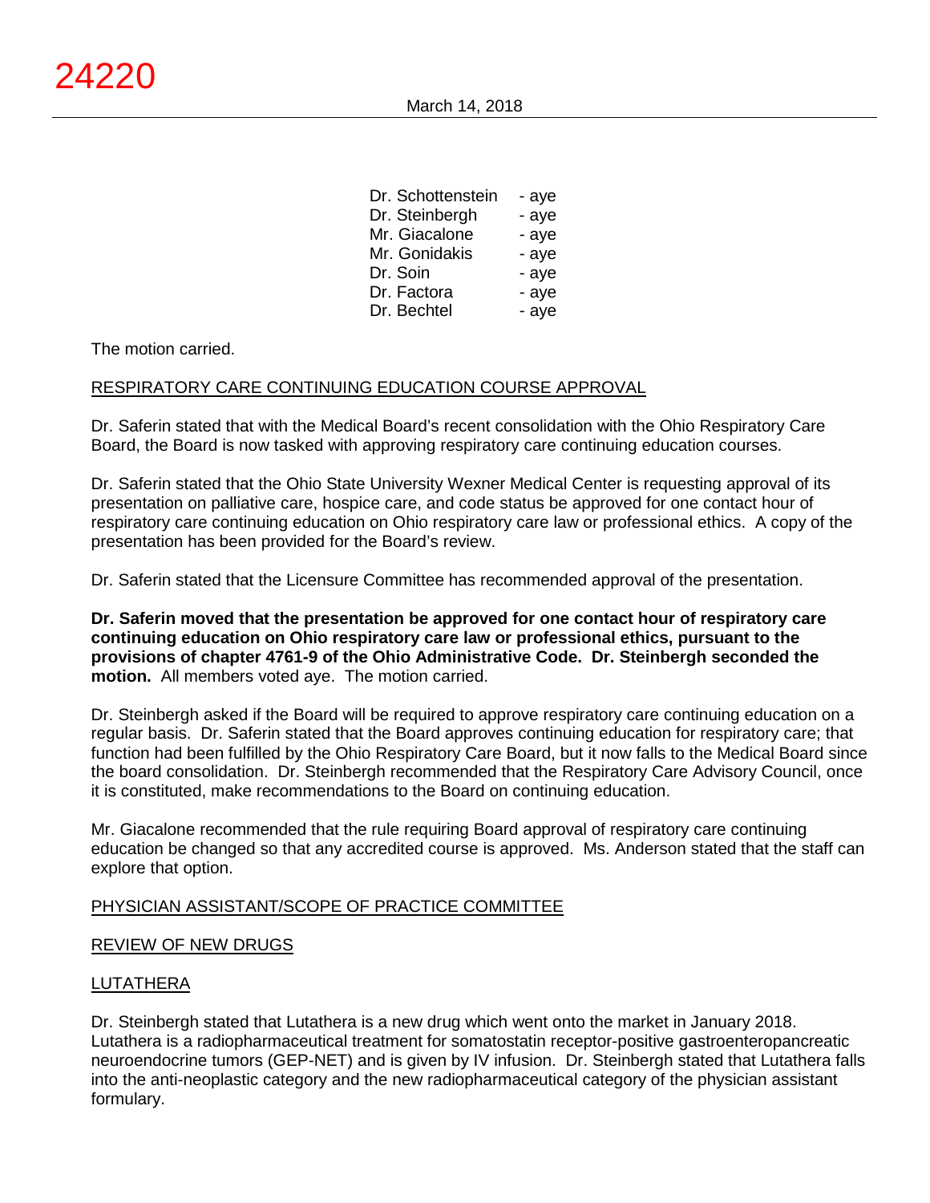| | |
|---|---|
| Dr. Schottenstein | - aye |
| Dr. Steinbergh | - aye |
| Mr. Giacalone | - aye |
| Mr. Gonidakis | - aye |
| Dr. Soin | - aye |
| Dr. Factora | - aye |
| Dr. Bechtel | - aye |

The motion carried.

RESPIRATORY CARE CONTINUING EDUCATION COURSE APPROVAL

Dr. Saferin stated that with the Medical Board's recent consolidation with the Ohio Respiratory Care Board, the Board is now tasked with approving respiratory care continuing education courses.

Dr. Saferin stated that the Ohio State University Wexner Medical Center is requesting approval of its presentation on palliative care, hospice care, and code status be approved for one contact hour of respiratory care continuing education on Ohio respiratory care law or professional ethics. A copy of the presentation has been provided for the Board's review.

Dr. Saferin stated that the Licensure Committee has recommended approval of the presentation.

**Dr. Saferin moved that the presentation be approved for one contact hour of respiratory care continuing education on Ohio respiratory care law or professional ethics, pursuant to the provisions of chapter 4761-9 of the Ohio Administrative Code. Dr. Steinbergh seconded the motion.** All members voted aye. The motion carried.

Dr. Steinbergh asked if the Board will be required to approve respiratory care continuing education on a regular basis. Dr. Saferin stated that the Board approves continuing education for respiratory care; that function had been fulfilled by the Ohio Respiratory Care Board, but it now falls to the Medical Board since the board consolidation. Dr. Steinbergh recommended that the Respiratory Care Advisory Council, once it is constituted, make recommendations to the Board on continuing education.

Mr. Giacalone recommended that the rule requiring Board approval of respiratory care continuing education be changed so that any accredited course is approved. Ms. Anderson stated that the staff can explore that option.

PHYSICIAN ASSISTANT/SCOPE OF PRACTICE COMMITTEE

REVIEW OF NEW DRUGS

LUTATHERA

Dr. Steinbergh stated that Lutathera is a new drug which went onto the market in January 2018. Lutathera is a radiopharmaceutical treatment for somatostatin receptor-positive gastroenteropancreatic neuroendocrine tumors (GEP-NET) and is given by IV infusion. Dr. Steinbergh stated that Lutathera falls into the anti-neoplastic category and the new radiopharmaceutical category of the physician assistant formulary.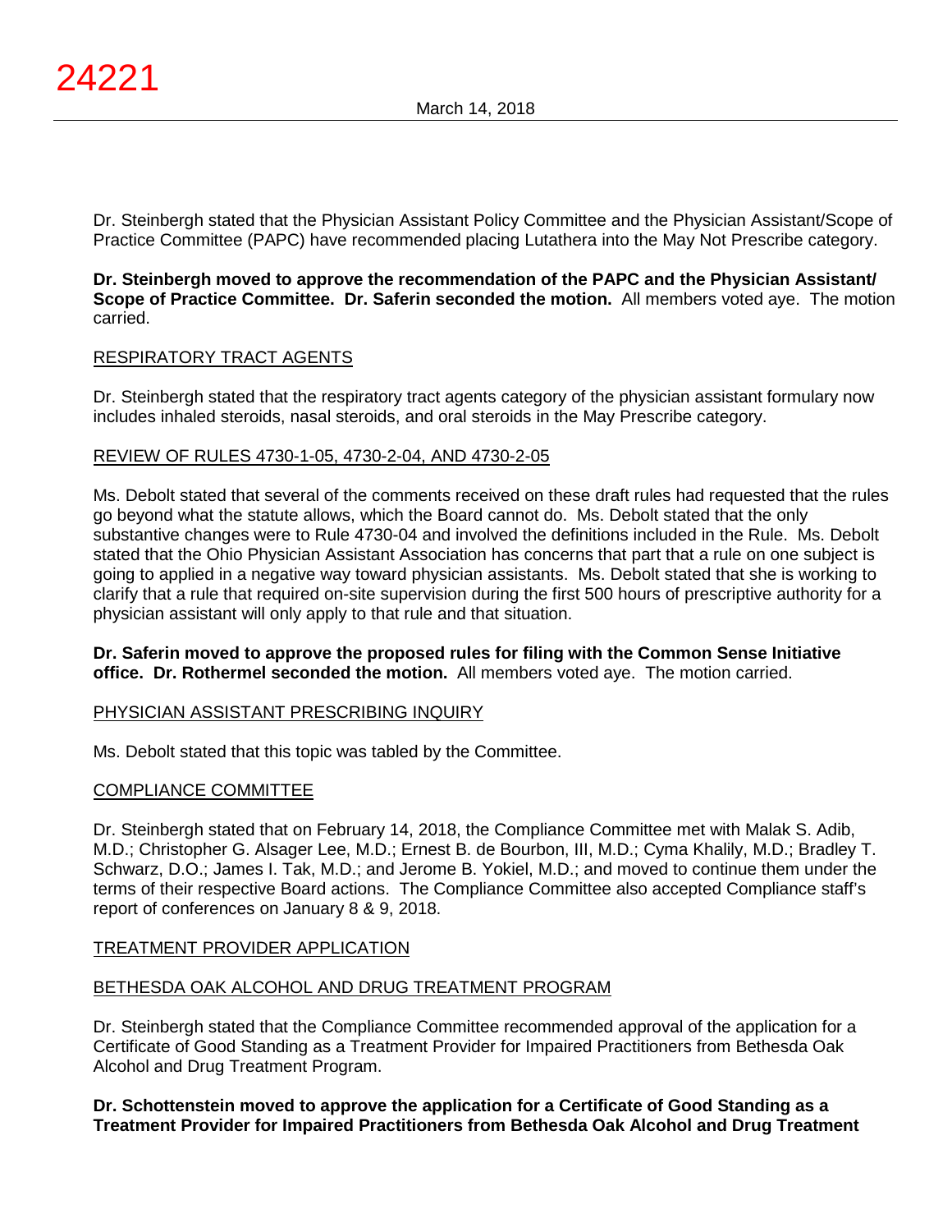Dr. Steinbergh stated that the Physician Assistant Policy Committee and the Physician Assistant/Scope of Practice Committee (PAPC) have recommended placing Lutathera into the May Not Prescribe category.

**Dr. Steinbergh moved to approve the recommendation of the PAPC and the Physician Assistant/ Scope of Practice Committee. Dr. Saferin seconded the motion.** All members voted aye. The motion carried.

RESPIRATORY TRACT AGENTS

Dr. Steinbergh stated that the respiratory tract agents category of the physician assistant formulary now includes inhaled steroids, nasal steroids, and oral steroids in the May Prescribe category.

REVIEW OF RULES 4730-1-05, 4730-2-04, AND 4730-2-05

Ms. Debolt stated that several of the comments received on these draft rules had requested that the rules go beyond what the statute allows, which the Board cannot do. Ms. Debolt stated that the only substantive changes were to Rule 4730-04 and involved the definitions included in the Rule. Ms. Debolt stated that the Ohio Physician Assistant Association has concerns that part that a rule on one subject is going to applied in a negative way toward physician assistants. Ms. Debolt stated that she is working to clarify that a rule that required on-site supervision during the first 500 hours of prescriptive authority for a physician assistant will only apply to that rule and that situation.

**Dr. Saferin moved to approve the proposed rules for filing with the Common Sense Initiative office. Dr. Rothermel seconded the motion.** All members voted aye. The motion carried.

PHYSICIAN ASSISTANT PRESCRIBING INQUIRY

Ms. Debolt stated that this topic was tabled by the Committee.

COMPLIANCE COMMITTEE

Dr. Steinbergh stated that on February 14, 2018, the Compliance Committee met with Malak S. Adib, M.D.; Christopher G. Alsager Lee, M.D.; Ernest B. de Bourbon, III, M.D.; Cyma Khalily, M.D.; Bradley T. Schwarz, D.O.; James I. Tak, M.D.; and Jerome B. Yokiel, M.D.; and moved to continue them under the terms of their respective Board actions. The Compliance Committee also accepted Compliance staff's report of conferences on January 8 & 9, 2018.

TREATMENT PROVIDER APPLICATION

BETHESDA OAK ALCOHOL AND DRUG TREATMENT PROGRAM

Dr. Steinbergh stated that the Compliance Committee recommended approval of the application for a Certificate of Good Standing as a Treatment Provider for Impaired Practitioners from Bethesda Oak Alcohol and Drug Treatment Program.

**Dr. Schottenstein moved to approve the application for a Certificate of Good Standing as a Treatment Provider for Impaired Practitioners from Bethesda Oak Alcohol and Drug Treatment**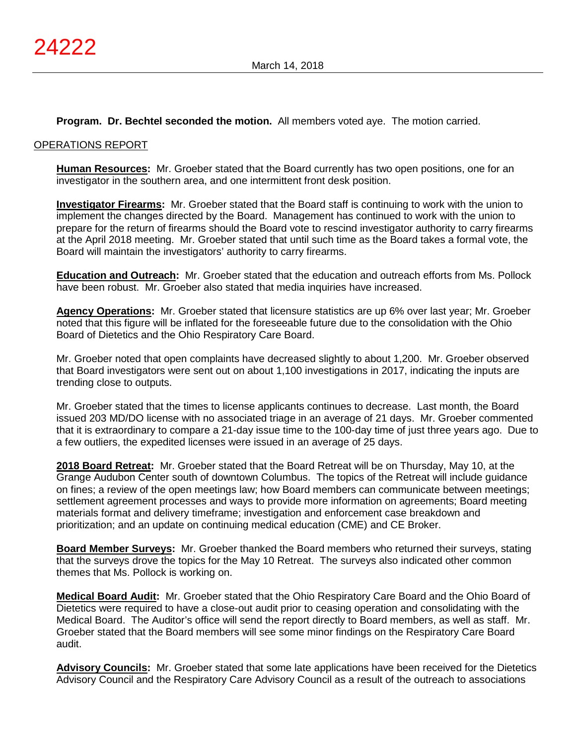**Program. Dr. Bechtel seconded the motion.** All members voted aye. The motion carried.

## OPERATIONS REPORT

**Human Resources:** Mr. Groeber stated that the Board currently has two open positions, one for an investigator in the southern area, and one intermittent front desk position.

**Investigator Firearms:** Mr. Groeber stated that the Board staff is continuing to work with the union to implement the changes directed by the Board. Management has continued to work with the union to prepare for the return of firearms should the Board vote to rescind investigator authority to carry firearms at the April 2018 meeting. Mr. Groeber stated that until such time as the Board takes a formal vote, the Board will maintain the investigators' authority to carry firearms.

**Education and Outreach:** Mr. Groeber stated that the education and outreach efforts from Ms. Pollock have been robust. Mr. Groeber also stated that media inquiries have increased.

**Agency Operations:** Mr. Groeber stated that licensure statistics are up 6% over last year; Mr. Groeber noted that this figure will be inflated for the foreseeable future due to the consolidation with the Ohio Board of Dietetics and the Ohio Respiratory Care Board.

Mr. Groeber noted that open complaints have decreased slightly to about 1,200. Mr. Groeber observed that Board investigators were sent out on about 1,100 investigations in 2017, indicating the inputs are trending close to outputs.

Mr. Groeber stated that the times to license applicants continues to decrease. Last month, the Board issued 203 MD/DO license with no associated triage in an average of 21 days. Mr. Groeber commented that it is extraordinary to compare a 21-day issue time to the 100-day time of just three years ago. Due to a few outliers, the expedited licenses were issued in an average of 25 days.

**2018 Board Retreat:** Mr. Groeber stated that the Board Retreat will be on Thursday, May 10, at the Grange Audubon Center south of downtown Columbus. The topics of the Retreat will include guidance on fines; a review of the open meetings law; how Board members can communicate between meetings; settlement agreement processes and ways to provide more information on agreements; Board meeting materials format and delivery timeframe; investigation and enforcement case breakdown and prioritization; and an update on continuing medical education (CME) and CE Broker.

**Board Member Surveys:** Mr. Groeber thanked the Board members who returned their surveys, stating that the surveys drove the topics for the May 10 Retreat. The surveys also indicated other common themes that Ms. Pollock is working on.

**Medical Board Audit:** Mr. Groeber stated that the Ohio Respiratory Care Board and the Ohio Board of Dietetics were required to have a close-out audit prior to ceasing operation and consolidating with the Medical Board. The Auditor's office will send the report directly to Board members, as well as staff. Mr. Groeber stated that the Board members will see some minor findings on the Respiratory Care Board audit.

**Advisory Councils:** Mr. Groeber stated that some late applications have been received for the Dietetics Advisory Council and the Respiratory Care Advisory Council as a result of the outreach to associations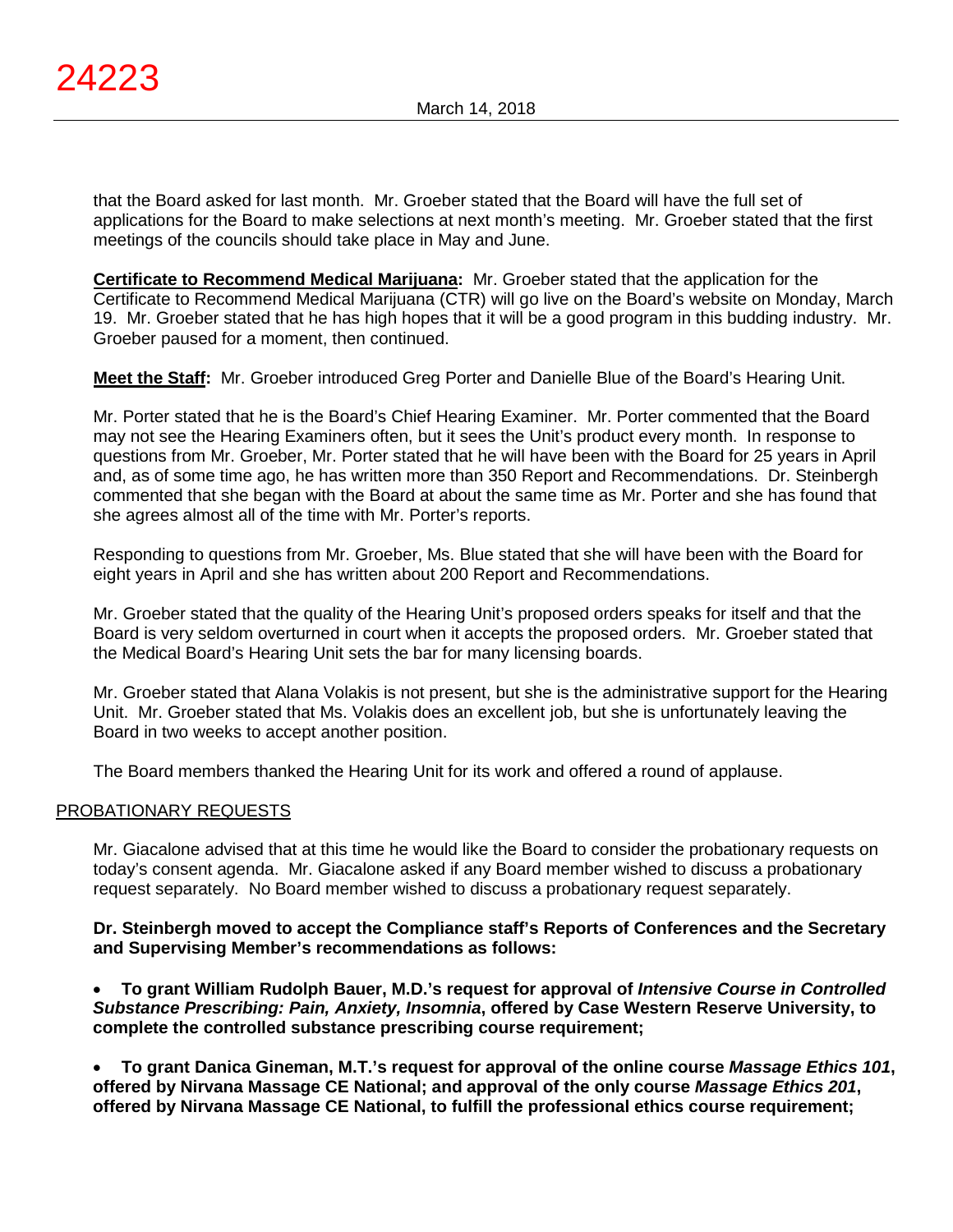that the Board asked for last month. Mr. Groeber stated that the Board will have the full set of applications for the Board to make selections at next month's meeting. Mr. Groeber stated that the first meetings of the councils should take place in May and June.

**Certificate to Recommend Medical Marijuana:** Mr. Groeber stated that the application for the Certificate to Recommend Medical Marijuana (CTR) will go live on the Board's website on Monday, March 19. Mr. Groeber stated that he has high hopes that it will be a good program in this budding industry. Mr. Groeber paused for a moment, then continued.

**Meet the Staff:** Mr. Groeber introduced Greg Porter and Danielle Blue of the Board's Hearing Unit.

Mr. Porter stated that he is the Board's Chief Hearing Examiner. Mr. Porter commented that the Board may not see the Hearing Examiners often, but it sees the Unit's product every month. In response to questions from Mr. Groeber, Mr. Porter stated that he will have been with the Board for 25 years in April and, as of some time ago, he has written more than 350 Report and Recommendations. Dr. Steinbergh commented that she began with the Board at about the same time as Mr. Porter and she has found that she agrees almost all of the time with Mr. Porter's reports.

Responding to questions from Mr. Groeber, Ms. Blue stated that she will have been with the Board for eight years in April and she has written about 200 Report and Recommendations.

Mr. Groeber stated that the quality of the Hearing Unit's proposed orders speaks for itself and that the Board is very seldom overturned in court when it accepts the proposed orders. Mr. Groeber stated that the Medical Board's Hearing Unit sets the bar for many licensing boards.

Mr. Groeber stated that Alana Volakis is not present, but she is the administrative support for the Hearing Unit. Mr. Groeber stated that Ms. Volakis does an excellent job, but she is unfortunately leaving the Board in two weeks to accept another position.

The Board members thanked the Hearing Unit for its work and offered a round of applause.

## PROBATIONARY REQUESTS

Mr. Giacalone advised that at this time he would like the Board to consider the probationary requests on today's consent agenda. Mr. Giacalone asked if any Board member wished to discuss a probationary request separately. No Board member wished to discuss a probationary request separately.

**Dr. Steinbergh moved to accept the Compliance staff's Reports of Conferences and the Secretary and Supervising Member's recommendations as follows:**

- **To grant William Rudolph Bauer, M.D.'s request for approval of *Intensive Course in Controlled Substance Prescribing: Pain, Anxiety, Insomnia*, offered by Case Western Reserve University, to complete the controlled substance prescribing course requirement;**

- **To grant Danica Gineman, M.T.'s request for approval of the online course *Massage Ethics 101*, offered by Nirvana Massage CE National; and approval of the only course *Massage Ethics 201*, offered by Nirvana Massage CE National, to fulfill the professional ethics course requirement;**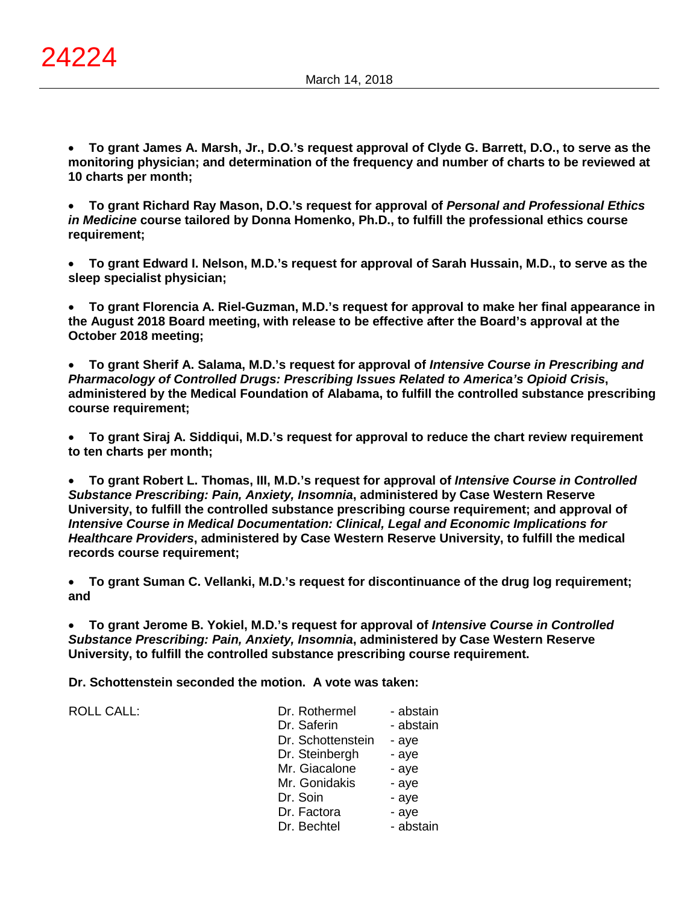- **To grant James A. Marsh, Jr., D.O.'s request approval of Clyde G. Barrett, D.O., to serve as the monitoring physician; and determination of the frequency and number of charts to be reviewed at 10 charts per month;**

- **To grant Richard Ray Mason, D.O.'s request for approval of *Personal and Professional Ethics in Medicine* course tailored by Donna Homenko, Ph.D., to fulfill the professional ethics course requirement;**

- **To grant Edward I. Nelson, M.D.'s request for approval of Sarah Hussain, M.D., to serve as the sleep specialist physician;**

- **To grant Florencia A. Riel-Guzman, M.D.'s request for approval to make her final appearance in the August 2018 Board meeting, with release to be effective after the Board's approval at the October 2018 meeting;**

- **To grant Sherif A. Salama, M.D.'s request for approval of *Intensive Course in Prescribing and Pharmacology of Controlled Drugs: Prescribing Issues Related to America's Opioid Crisis*, administered by the Medical Foundation of Alabama, to fulfill the controlled substance prescribing course requirement;**

- **To grant Siraj A. Siddiqui, M.D.'s request for approval to reduce the chart review requirement to ten charts per month;**

- **To grant Robert L. Thomas, III, M.D.'s request for approval of *Intensive Course in Controlled Substance Prescribing: Pain, Anxiety, Insomnia*, administered by Case Western Reserve University, to fulfill the controlled substance prescribing course requirement; and approval of *Intensive Course in Medical Documentation: Clinical, Legal and Economic Implications for Healthcare Providers*, administered by Case Western Reserve University, to fulfill the medical records course requirement;**

- **To grant Suman C. Vellanki, M.D.'s request for discontinuance of the drug log requirement; and**

- **To grant Jerome B. Yokiel, M.D.'s request for approval of *Intensive Course in Controlled Substance Prescribing: Pain, Anxiety, Insomnia*, administered by Case Western Reserve University, to fulfill the controlled substance prescribing course requirement.**

**Dr. Schottenstein seconded the motion. A vote was taken:**

| ROLL CALL: | | |
|---|---|---|
| | Dr. Rothermel | - abstain |
| | Dr. Saferin | - abstain |
| | Dr. Schottenstein | - aye |
| | Dr. Steinbergh | - aye |
| | Mr. Giacalone | - aye |
| | Mr. Gonidakis | - aye |
| | Dr. Soin | - aye |
| | Dr. Factora | - aye |
| | Dr. Bechtel | - abstain |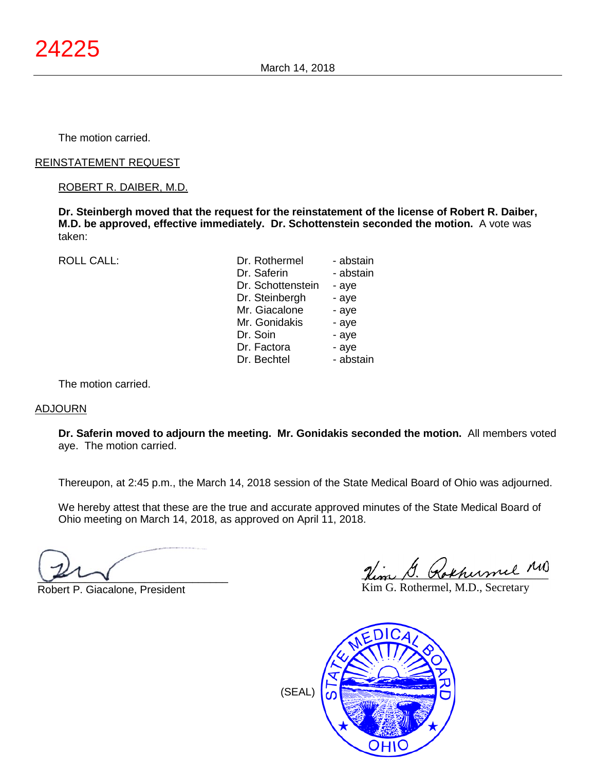The motion carried.

REINSTATEMENT REQUEST

ROBERT R. DAIBER, M.D.

**Dr. Steinbergh moved that the request for the reinstatement of the license of Robert R. Daiber, M.D. be approved, effective immediately. Dr. Schottenstein seconded the motion.** A vote was taken:

| ROLL CALL: | | |
|---|---|---|
| | Dr. Rothermel | - abstain |
| | Dr. Saferin | - abstain |
| | Dr. Schottenstein | - aye |
| | Dr. Steinbergh | - aye |
| | Mr. Giacalone | - aye |
| | Mr. Gonidakis | - aye |
| | Dr. Soin | - aye |
| | Dr. Factora | - aye |
| | Dr. Bechtel | - abstain |

The motion carried.

ADJOURN

**Dr. Saferin moved to adjourn the meeting. Mr. Gonidakis seconded the motion.** All members voted aye. The motion carried.

Thereupon, at 2:45 p.m., the March 14, 2018 session of the State Medical Board of Ohio was adjourned.

We hereby attest that these are the true and accurate approved minutes of the State Medical Board of Ohio meeting on March 14, 2018, as approved on April 11, 2018.

Robert P. Giacalone, President

Kim G. Rothermel, M.D., Secretary

(SEAL)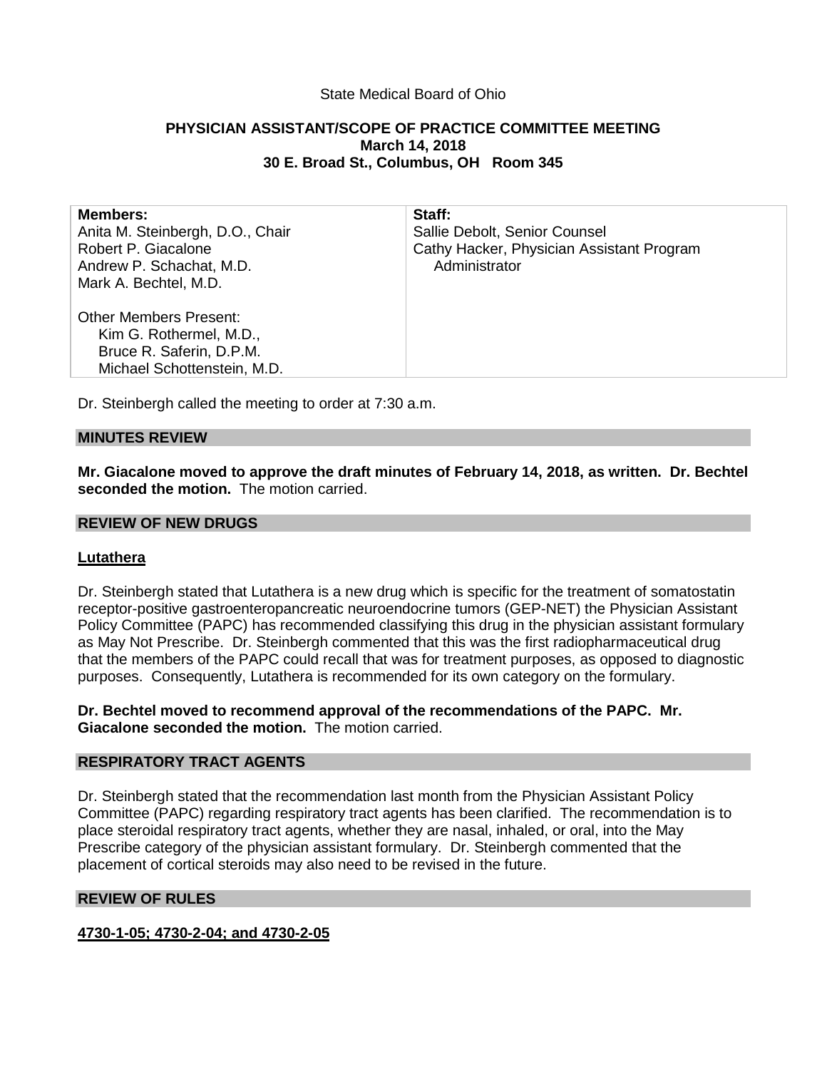State Medical Board of Ohio

**PHYSICIAN ASSISTANT/SCOPE OF PRACTICE COMMITTEE MEETING**
**March 14, 2018**
**30 E. Broad St., Columbus, OH Room 345**

| **Members:** | **Staff:** |
|---|---|
| Anita M. Steinbergh, D.O., Chair | Sallie Debolt, Senior Counsel |
| Robert P. Giacalone | Cathy Hacker, Physician Assistant Program Administrator |
| Andrew P. Schachat, M.D. | |
| Mark A. Bechtel, M.D. | |
| | |
| Other Members Present: | |
| Kim G. Rothermel, M.D., | |
| Bruce R. Saferin, D.P.M. | |
| Michael Schottenstein, M.D. | |

Dr. Steinbergh called the meeting to order at 7:30 a.m.

## MINUTES REVIEW

**Mr. Giacalone moved to approve the draft minutes of February 14, 2018, as written. Dr. Bechtel seconded the motion.** The motion carried.

## REVIEW OF NEW DRUGS

### Lutathera

Dr. Steinbergh stated that Lutathera is a new drug which is specific for the treatment of somatostatin receptor-positive gastroenteropancreatic neuroendocrine tumors (GEP-NET) the Physician Assistant Policy Committee (PAPC) has recommended classifying this drug in the physician assistant formulary as May Not Prescribe. Dr. Steinbergh commented that this was the first radiopharmaceutical drug that the members of the PAPC could recall that was for treatment purposes, as opposed to diagnostic purposes. Consequently, Lutathera is recommended for its own category on the formulary.

**Dr. Bechtel moved to recommend approval of the recommendations of the PAPC. Mr. Giacalone seconded the motion.** The motion carried.

## RESPIRATORY TRACT AGENTS

Dr. Steinbergh stated that the recommendation last month from the Physician Assistant Policy Committee (PAPC) regarding respiratory tract agents has been clarified. The recommendation is to place steroidal respiratory tract agents, whether they are nasal, inhaled, or oral, into the May Prescribe category of the physician assistant formulary. Dr. Steinbergh commented that the placement of cortical steroids may also need to be revised in the future.

## REVIEW OF RULES

### 4730-1-05; 4730-2-04; and 4730-2-05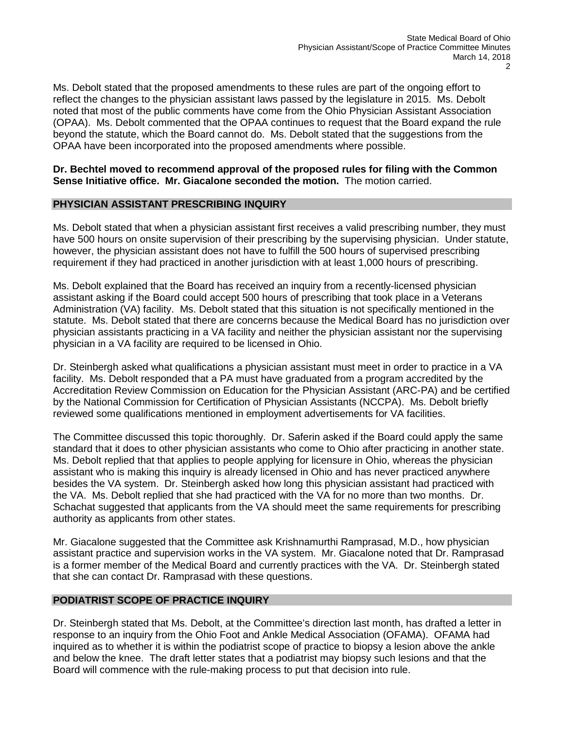Ms. Debolt stated that the proposed amendments to these rules are part of the ongoing effort to reflect the changes to the physician assistant laws passed by the legislature in 2015. Ms. Debolt noted that most of the public comments have come from the Ohio Physician Assistant Association (OPAA). Ms. Debolt commented that the OPAA continues to request that the Board expand the rule beyond the statute, which the Board cannot do. Ms. Debolt stated that the suggestions from the OPAA have been incorporated into the proposed amendments where possible.

**Dr. Bechtel moved to recommend approval of the proposed rules for filing with the Common Sense Initiative office. Mr. Giacalone seconded the motion.** The motion carried.

## PHYSICIAN ASSISTANT PRESCRIBING INQUIRY

Ms. Debolt stated that when a physician assistant first receives a valid prescribing number, they must have 500 hours on onsite supervision of their prescribing by the supervising physician. Under statute, however, the physician assistant does not have to fulfill the 500 hours of supervised prescribing requirement if they had practiced in another jurisdiction with at least 1,000 hours of prescribing.

Ms. Debolt explained that the Board has received an inquiry from a recently-licensed physician assistant asking if the Board could accept 500 hours of prescribing that took place in a Veterans Administration (VA) facility. Ms. Debolt stated that this situation is not specifically mentioned in the statute. Ms. Debolt stated that there are concerns because the Medical Board has no jurisdiction over physician assistants practicing in a VA facility and neither the physician assistant nor the supervising physician in a VA facility are required to be licensed in Ohio.

Dr. Steinbergh asked what qualifications a physician assistant must meet in order to practice in a VA facility. Ms. Debolt responded that a PA must have graduated from a program accredited by the Accreditation Review Commission on Education for the Physician Assistant (ARC-PA) and be certified by the National Commission for Certification of Physician Assistants (NCCPA). Ms. Debolt briefly reviewed some qualifications mentioned in employment advertisements for VA facilities.

The Committee discussed this topic thoroughly. Dr. Saferin asked if the Board could apply the same standard that it does to other physician assistants who come to Ohio after practicing in another state. Ms. Debolt replied that that applies to people applying for licensure in Ohio, whereas the physician assistant who is making this inquiry is already licensed in Ohio and has never practiced anywhere besides the VA system. Dr. Steinbergh asked how long this physician assistant had practiced with the VA. Ms. Debolt replied that she had practiced with the VA for no more than two months. Dr. Schachat suggested that applicants from the VA should meet the same requirements for prescribing authority as applicants from other states.

Mr. Giacalone suggested that the Committee ask Krishnamurthi Ramprasad, M.D., how physician assistant practice and supervision works in the VA system. Mr. Giacalone noted that Dr. Ramprasad is a former member of the Medical Board and currently practices with the VA. Dr. Steinbergh stated that she can contact Dr. Ramprasad with these questions.

## PODIATRIST SCOPE OF PRACTICE INQUIRY

Dr. Steinbergh stated that Ms. Debolt, at the Committee's direction last month, has drafted a letter in response to an inquiry from the Ohio Foot and Ankle Medical Association (OFAMA). OFAMA had inquired as to whether it is within the podiatrist scope of practice to biopsy a lesion above the ankle and below the knee. The draft letter states that a podiatrist may biopsy such lesions and that the Board will commence with the rule-making process to put that decision into rule.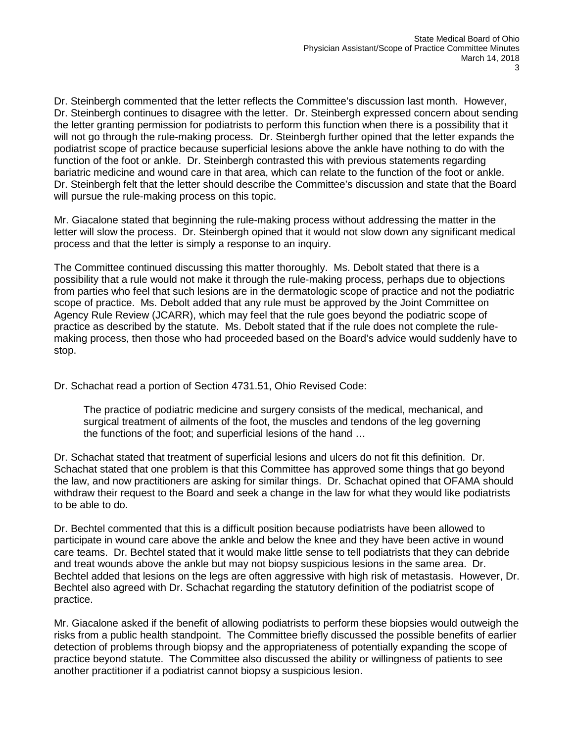Dr. Steinbergh commented that the letter reflects the Committee's discussion last month. However, Dr. Steinbergh continues to disagree with the letter. Dr. Steinbergh expressed concern about sending the letter granting permission for podiatrists to perform this function when there is a possibility that it will not go through the rule-making process. Dr. Steinbergh further opined that the letter expands the podiatrist scope of practice because superficial lesions above the ankle have nothing to do with the function of the foot or ankle. Dr. Steinbergh contrasted this with previous statements regarding bariatric medicine and wound care in that area, which can relate to the function of the foot or ankle. Dr. Steinbergh felt that the letter should describe the Committee's discussion and state that the Board will pursue the rule-making process on this topic.

Mr. Giacalone stated that beginning the rule-making process without addressing the matter in the letter will slow the process. Dr. Steinbergh opined that it would not slow down any significant medical process and that the letter is simply a response to an inquiry.

The Committee continued discussing this matter thoroughly. Ms. Debolt stated that there is a possibility that a rule would not make it through the rule-making process, perhaps due to objections from parties who feel that such lesions are in the dermatologic scope of practice and not the podiatric scope of practice. Ms. Debolt added that any rule must be approved by the Joint Committee on Agency Rule Review (JCARR), which may feel that the rule goes beyond the podiatric scope of practice as described by the statute. Ms. Debolt stated that if the rule does not complete the rule-making process, then those who had proceeded based on the Board's advice would suddenly have to stop.

Dr. Schachat read a portion of Section 4731.51, Ohio Revised Code:

> The practice of podiatric medicine and surgery consists of the medical, mechanical, and surgical treatment of ailments of the foot, the muscles and tendons of the leg governing the functions of the foot; and superficial lesions of the hand …

Dr. Schachat stated that treatment of superficial lesions and ulcers do not fit this definition. Dr. Schachat stated that one problem is that this Committee has approved some things that go beyond the law, and now practitioners are asking for similar things. Dr. Schachat opined that OFAMA should withdraw their request to the Board and seek a change in the law for what they would like podiatrists to be able to do.

Dr. Bechtel commented that this is a difficult position because podiatrists have been allowed to participate in wound care above the ankle and below the knee and they have been active in wound care teams. Dr. Bechtel stated that it would make little sense to tell podiatrists that they can debride and treat wounds above the ankle but may not biopsy suspicious lesions in the same area. Dr. Bechtel added that lesions on the legs are often aggressive with high risk of metastasis. However, Dr. Bechtel also agreed with Dr. Schachat regarding the statutory definition of the podiatrist scope of practice.

Mr. Giacalone asked if the benefit of allowing podiatrists to perform these biopsies would outweigh the risks from a public health standpoint. The Committee briefly discussed the possible benefits of earlier detection of problems through biopsy and the appropriateness of potentially expanding the scope of practice beyond statute. The Committee also discussed the ability or willingness of patients to see another practitioner if a podiatrist cannot biopsy a suspicious lesion.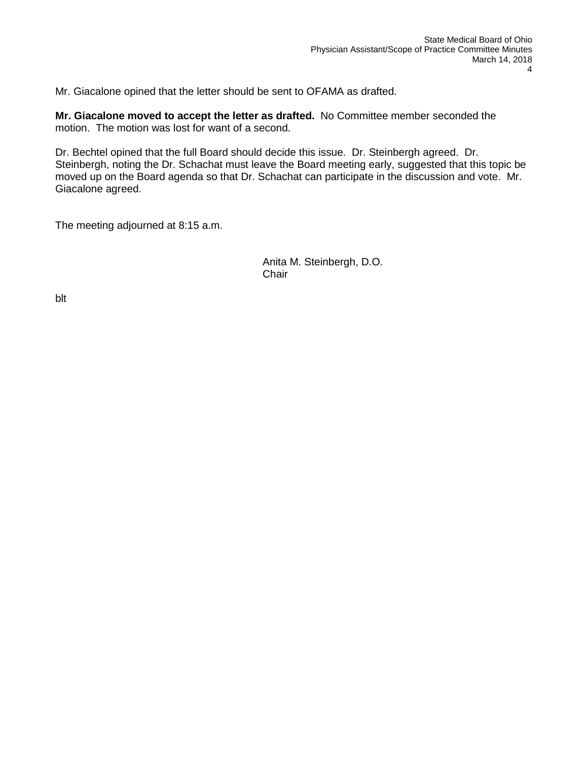Mr. Giacalone opined that the letter should be sent to OFAMA as drafted.

**Mr. Giacalone moved to accept the letter as drafted.** No Committee member seconded the motion. The motion was lost for want of a second.

Dr. Bechtel opined that the full Board should decide this issue. Dr. Steinbergh agreed. Dr. Steinbergh, noting the Dr. Schachat must leave the Board meeting early, suggested that this topic be moved up on the Board agenda so that Dr. Schachat can participate in the discussion and vote. Mr. Giacalone agreed.

The meeting adjourned at 8:15 a.m.

Anita M. Steinbergh, D.O.
Chair

blt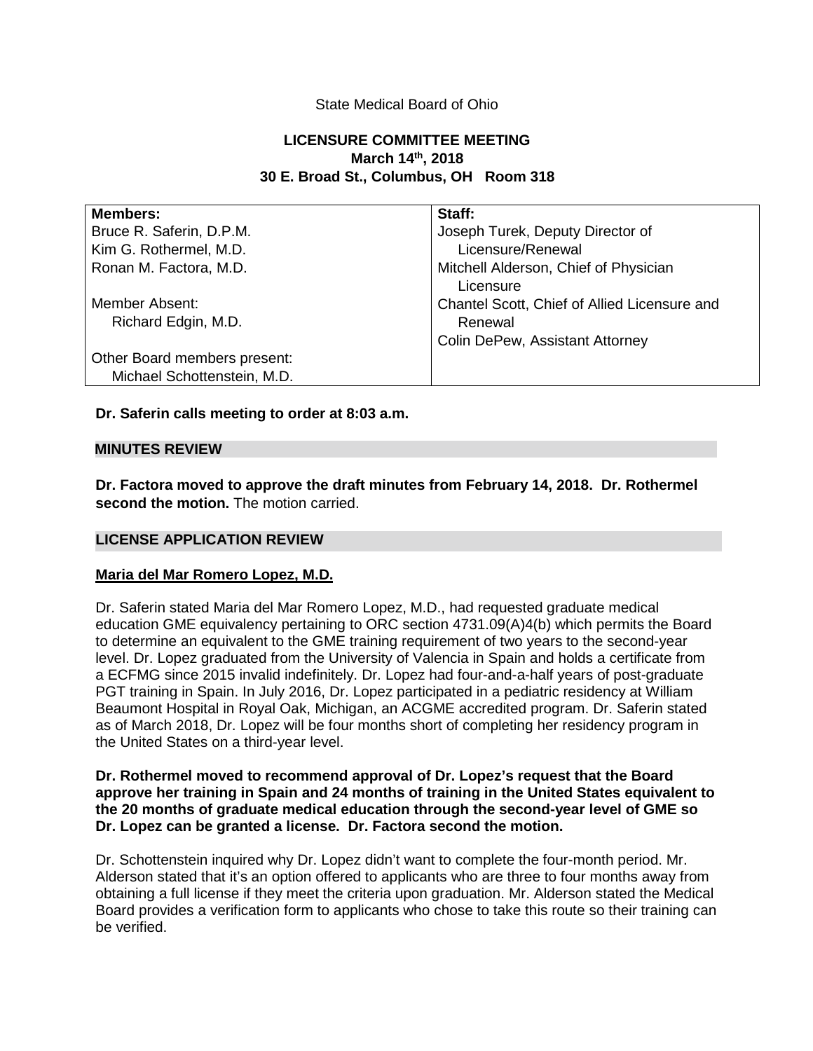State Medical Board of Ohio

**LICENSURE COMMITTEE MEETING**
**March 14th, 2018**
**30 E. Broad St., Columbus, OH Room 318**

| **Members:** | **Staff:** |
|---|---|
| Bruce R. Saferin, D.P.M. | Joseph Turek, Deputy Director of Licensure/Renewal |
| Kim G. Rothermel, M.D. | Mitchell Alderson, Chief of Physician Licensure |
| Ronan M. Factora, M.D. | Chantel Scott, Chief of Allied Licensure and Renewal |
| Member Absent: Richard Edgin, M.D. | Colin DePew, Assistant Attorney |
| Other Board members present: Michael Schottenstein, M.D. | |

**Dr. Saferin calls meeting to order at 8:03 a.m.**

## MINUTES REVIEW

**Dr. Factora moved to approve the draft minutes from February 14, 2018. Dr. Rothermel second the motion.** The motion carried.

## LICENSE APPLICATION REVIEW

**<u>Maria del Mar Romero Lopez, M.D.</u>**

Dr. Saferin stated Maria del Mar Romero Lopez, M.D., had requested graduate medical education GME equivalency pertaining to ORC section 4731.09(A)4(b) which permits the Board to determine an equivalent to the GME training requirement of two years to the second-year level. Dr. Lopez graduated from the University of Valencia in Spain and holds a certificate from a ECFMG since 2015 invalid indefinitely. Dr. Lopez had four-and-a-half years of post-graduate PGT training in Spain. In July 2016, Dr. Lopez participated in a pediatric residency at William Beaumont Hospital in Royal Oak, Michigan, an ACGME accredited program. Dr. Saferin stated as of March 2018, Dr. Lopez will be four months short of completing her residency program in the United States on a third-year level.

**Dr. Rothermel moved to recommend approval of Dr. Lopez's request that the Board approve her training in Spain and 24 months of training in the United States equivalent to the 20 months of graduate medical education through the second-year level of GME so Dr. Lopez can be granted a license. Dr. Factora second the motion.**

Dr. Schottenstein inquired why Dr. Lopez didn't want to complete the four-month period. Mr. Alderson stated that it's an option offered to applicants who are three to four months away from obtaining a full license if they meet the criteria upon graduation. Mr. Alderson stated the Medical Board provides a verification form to applicants who chose to take this route so their training can be verified.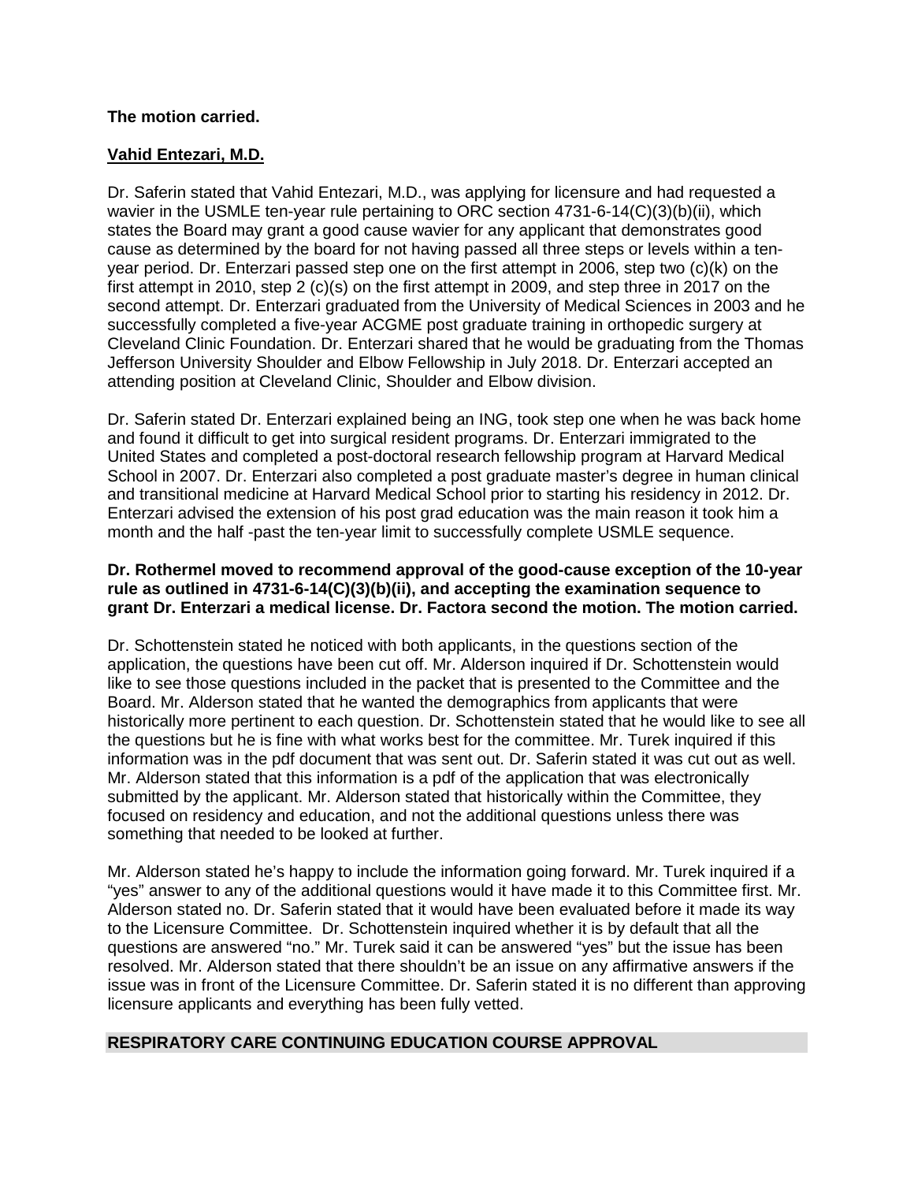**The motion carried.**

**Vahid Entezari, M.D.**

Dr. Saferin stated that Vahid Entezari, M.D., was applying for licensure and had requested a wavier in the USMLE ten-year rule pertaining to ORC section 4731-6-14(C)(3)(b)(ii), which states the Board may grant a good cause wavier for any applicant that demonstrates good cause as determined by the board for not having passed all three steps or levels within a ten-year period. Dr. Enterzari passed step one on the first attempt in 2006, step two (c)(k) on the first attempt in 2010, step 2 (c)(s) on the first attempt in 2009, and step three in 2017 on the second attempt. Dr. Enterzari graduated from the University of Medical Sciences in 2003 and he successfully completed a five-year ACGME post graduate training in orthopedic surgery at Cleveland Clinic Foundation. Dr. Enterzari shared that he would be graduating from the Thomas Jefferson University Shoulder and Elbow Fellowship in July 2018. Dr. Enterzari accepted an attending position at Cleveland Clinic, Shoulder and Elbow division.

Dr. Saferin stated Dr. Enterzari explained being an ING, took step one when he was back home and found it difficult to get into surgical resident programs. Dr. Enterzari immigrated to the United States and completed a post-doctoral research fellowship program at Harvard Medical School in 2007. Dr. Enterzari also completed a post graduate master's degree in human clinical and transitional medicine at Harvard Medical School prior to starting his residency in 2012. Dr. Enterzari advised the extension of his post grad education was the main reason it took him a month and the half -past the ten-year limit to successfully complete USMLE sequence.

**Dr. Rothermel moved to recommend approval of the good-cause exception of the 10-year rule as outlined in 4731-6-14(C)(3)(b)(ii), and accepting the examination sequence to grant Dr. Enterzari a medical license. Dr. Factora second the motion. The motion carried.**

Dr. Schottenstein stated he noticed with both applicants, in the questions section of the application, the questions have been cut off. Mr. Alderson inquired if Dr. Schottenstein would like to see those questions included in the packet that is presented to the Committee and the Board. Mr. Alderson stated that he wanted the demographics from applicants that were historically more pertinent to each question. Dr. Schottenstein stated that he would like to see all the questions but he is fine with what works best for the committee. Mr. Turek inquired if this information was in the pdf document that was sent out. Dr. Saferin stated it was cut out as well. Mr. Alderson stated that this information is a pdf of the application that was electronically submitted by the applicant. Mr. Alderson stated that historically within the Committee, they focused on residency and education, and not the additional questions unless there was something that needed to be looked at further.

Mr. Alderson stated he's happy to include the information going forward. Mr. Turek inquired if a "yes" answer to any of the additional questions would it have made it to this Committee first. Mr. Alderson stated no. Dr. Saferin stated that it would have been evaluated before it made its way to the Licensure Committee. Dr. Schottenstein inquired whether it is by default that all the questions are answered "no." Mr. Turek said it can be answered "yes" but the issue has been resolved. Mr. Alderson stated that there shouldn't be an issue on any affirmative answers if the issue was in front of the Licensure Committee. Dr. Saferin stated it is no different than approving licensure applicants and everything has been fully vetted.

## RESPIRATORY CARE CONTINUING EDUCATION COURSE APPROVAL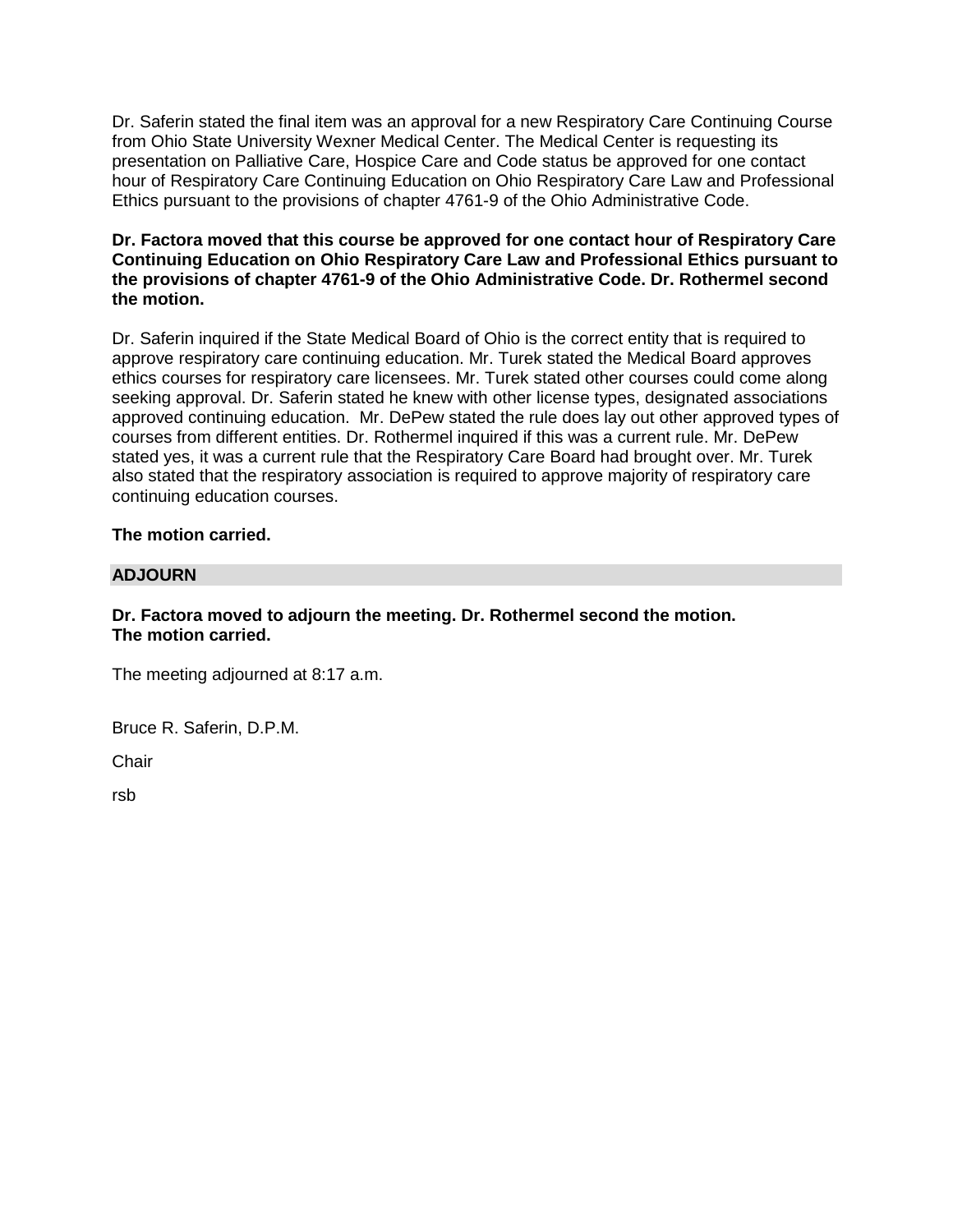Dr. Saferin stated the final item was an approval for a new Respiratory Care Continuing Course from Ohio State University Wexner Medical Center. The Medical Center is requesting its presentation on Palliative Care, Hospice Care and Code status be approved for one contact hour of Respiratory Care Continuing Education on Ohio Respiratory Care Law and Professional Ethics pursuant to the provisions of chapter 4761-9 of the Ohio Administrative Code.

**Dr. Factora moved that this course be approved for one contact hour of Respiratory Care Continuing Education on Ohio Respiratory Care Law and Professional Ethics pursuant to the provisions of chapter 4761-9 of the Ohio Administrative Code. Dr. Rothermel second the motion.**

Dr. Saferin inquired if the State Medical Board of Ohio is the correct entity that is required to approve respiratory care continuing education. Mr. Turek stated the Medical Board approves ethics courses for respiratory care licensees. Mr. Turek stated other courses could come along seeking approval. Dr. Saferin stated he knew with other license types, designated associations approved continuing education. Mr. DePew stated the rule does lay out other approved types of courses from different entities. Dr. Rothermel inquired if this was a current rule. Mr. DePew stated yes, it was a current rule that the Respiratory Care Board had brought over. Mr. Turek also stated that the respiratory association is required to approve majority of respiratory care continuing education courses.

**The motion carried.**

## ADJOURN

**Dr. Factora moved to adjourn the meeting. Dr. Rothermel second the motion.**
**The motion carried.**

The meeting adjourned at 8:17 a.m.

Bruce R. Saferin, D.P.M.

Chair

rsb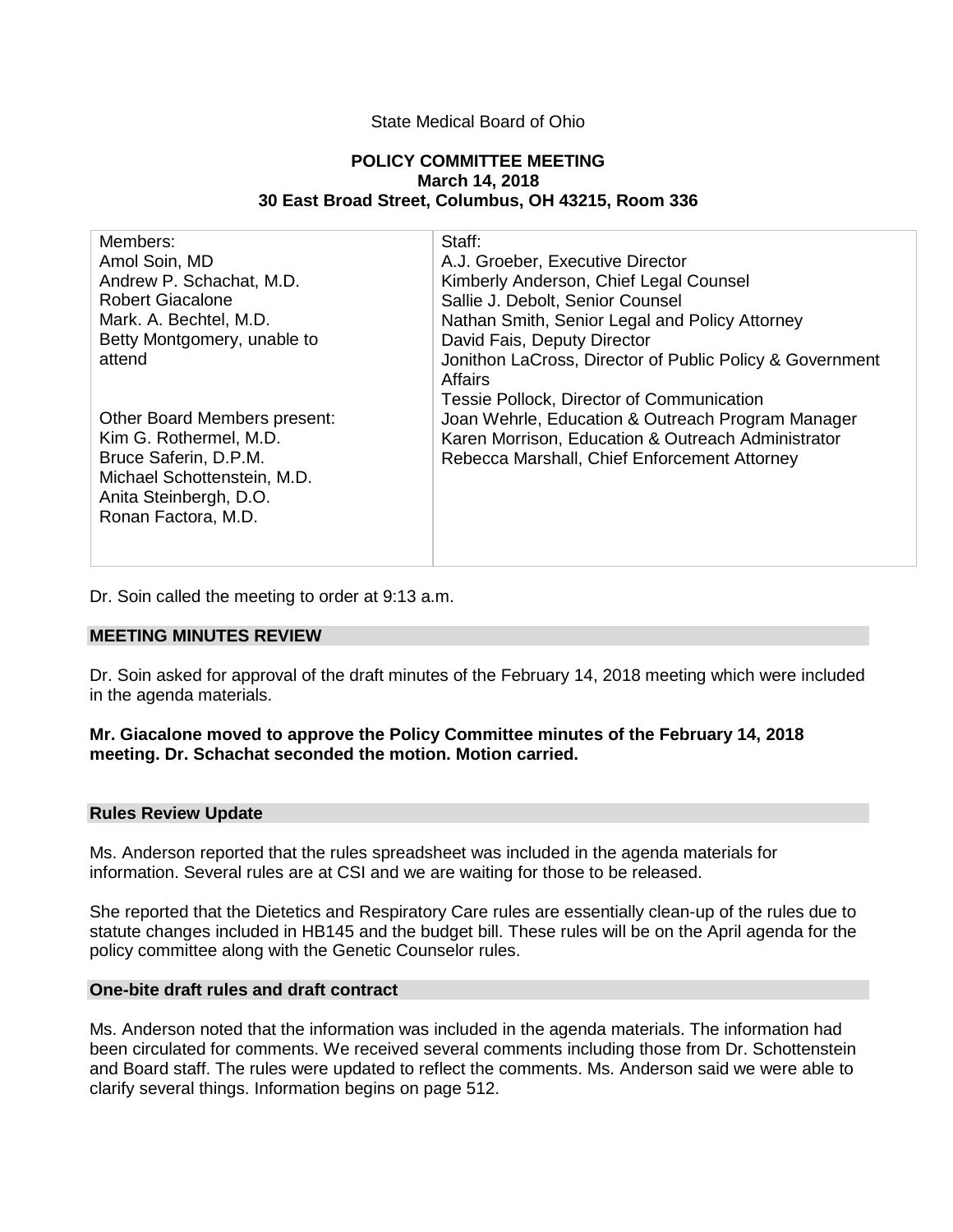State Medical Board of Ohio

**POLICY COMMITTEE MEETING**
**March 14, 2018**
**30 East Broad Street, Columbus, OH 43215, Room 336**

| Members: | Staff: |
|---|---|
| Amol Soin, MD<br>Andrew P. Schachat, M.D.<br>Robert Giacalone<br>Mark. A. Bechtel, M.D.<br>Betty Montgomery, unable to attend<br><br>Other Board Members present:<br>Kim G. Rothermel, M.D.<br>Bruce Saferin, D.P.M.<br>Michael Schottenstein, M.D.<br>Anita Steinbergh, D.O.<br>Ronan Factora, M.D. | A.J. Groeber, Executive Director<br>Kimberly Anderson, Chief Legal Counsel<br>Sallie J. Debolt, Senior Counsel<br>Nathan Smith, Senior Legal and Policy Attorney<br>David Fais, Deputy Director<br>Jonithon LaCross, Director of Public Policy & Government Affairs<br>Tessie Pollock, Director of Communication<br>Joan Wehrle, Education & Outreach Program Manager<br>Karen Morrison, Education & Outreach Administrator<br>Rebecca Marshall, Chief Enforcement Attorney |

Dr. Soin called the meeting to order at 9:13 a.m.

## MEETING MINUTES REVIEW

Dr. Soin asked for approval of the draft minutes of the February 14, 2018 meeting which were included in the agenda materials.

**Mr. Giacalone moved to approve the Policy Committee minutes of the February 14, 2018 meeting. Dr. Schachat seconded the motion. Motion carried.**

## Rules Review Update

Ms. Anderson reported that the rules spreadsheet was included in the agenda materials for information. Several rules are at CSI and we are waiting for those to be released.

She reported that the Dietetics and Respiratory Care rules are essentially clean-up of the rules due to statute changes included in HB145 and the budget bill. These rules will be on the April agenda for the policy committee along with the Genetic Counselor rules.

## One-bite draft rules and draft contract

Ms. Anderson noted that the information was included in the agenda materials. The information had been circulated for comments. We received several comments including those from Dr. Schottenstein and Board staff. The rules were updated to reflect the comments. Ms. Anderson said we were able to clarify several things. Information begins on page 512.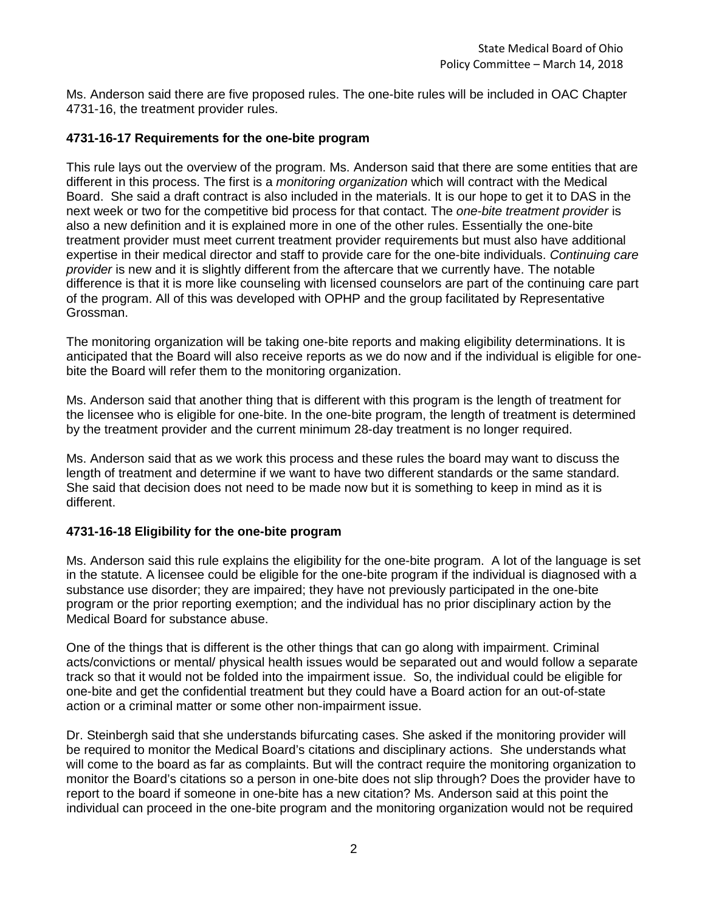Ms. Anderson said there are five proposed rules. The one-bite rules will be included in OAC Chapter 4731-16, the treatment provider rules.

**4731-16-17 Requirements for the one-bite program**

This rule lays out the overview of the program. Ms. Anderson said that there are some entities that are different in this process. The first is a *monitoring organization* which will contract with the Medical Board. She said a draft contract is also included in the materials. It is our hope to get it to DAS in the next week or two for the competitive bid process for that contact. The *one-bite treatment provider* is also a new definition and it is explained more in one of the other rules. Essentially the one-bite treatment provider must meet current treatment provider requirements but must also have additional expertise in their medical director and staff to provide care for the one-bite individuals. *Continuing care provider* is new and it is slightly different from the aftercare that we currently have. The notable difference is that it is more like counseling with licensed counselors are part of the continuing care part of the program. All of this was developed with OPHP and the group facilitated by Representative Grossman.

The monitoring organization will be taking one-bite reports and making eligibility determinations. It is anticipated that the Board will also receive reports as we do now and if the individual is eligible for one-bite the Board will refer them to the monitoring organization.

Ms. Anderson said that another thing that is different with this program is the length of treatment for the licensee who is eligible for one-bite. In the one-bite program, the length of treatment is determined by the treatment provider and the current minimum 28-day treatment is no longer required.

Ms. Anderson said that as we work this process and these rules the board may want to discuss the length of treatment and determine if we want to have two different standards or the same standard. She said that decision does not need to be made now but it is something to keep in mind as it is different.

**4731-16-18 Eligibility for the one-bite program**

Ms. Anderson said this rule explains the eligibility for the one-bite program. A lot of the language is set in the statute. A licensee could be eligible for the one-bite program if the individual is diagnosed with a substance use disorder; they are impaired; they have not previously participated in the one-bite program or the prior reporting exemption; and the individual has no prior disciplinary action by the Medical Board for substance abuse.

One of the things that is different is the other things that can go along with impairment. Criminal acts/convictions or mental/ physical health issues would be separated out and would follow a separate track so that it would not be folded into the impairment issue. So, the individual could be eligible for one-bite and get the confidential treatment but they could have a Board action for an out-of-state action or a criminal matter or some other non-impairment issue.

Dr. Steinbergh said that she understands bifurcating cases. She asked if the monitoring provider will be required to monitor the Medical Board's citations and disciplinary actions. She understands what will come to the board as far as complaints. But will the contract require the monitoring organization to monitor the Board's citations so a person in one-bite does not slip through? Does the provider have to report to the board if someone in one-bite has a new citation? Ms. Anderson said at this point the individual can proceed in the one-bite program and the monitoring organization would not be required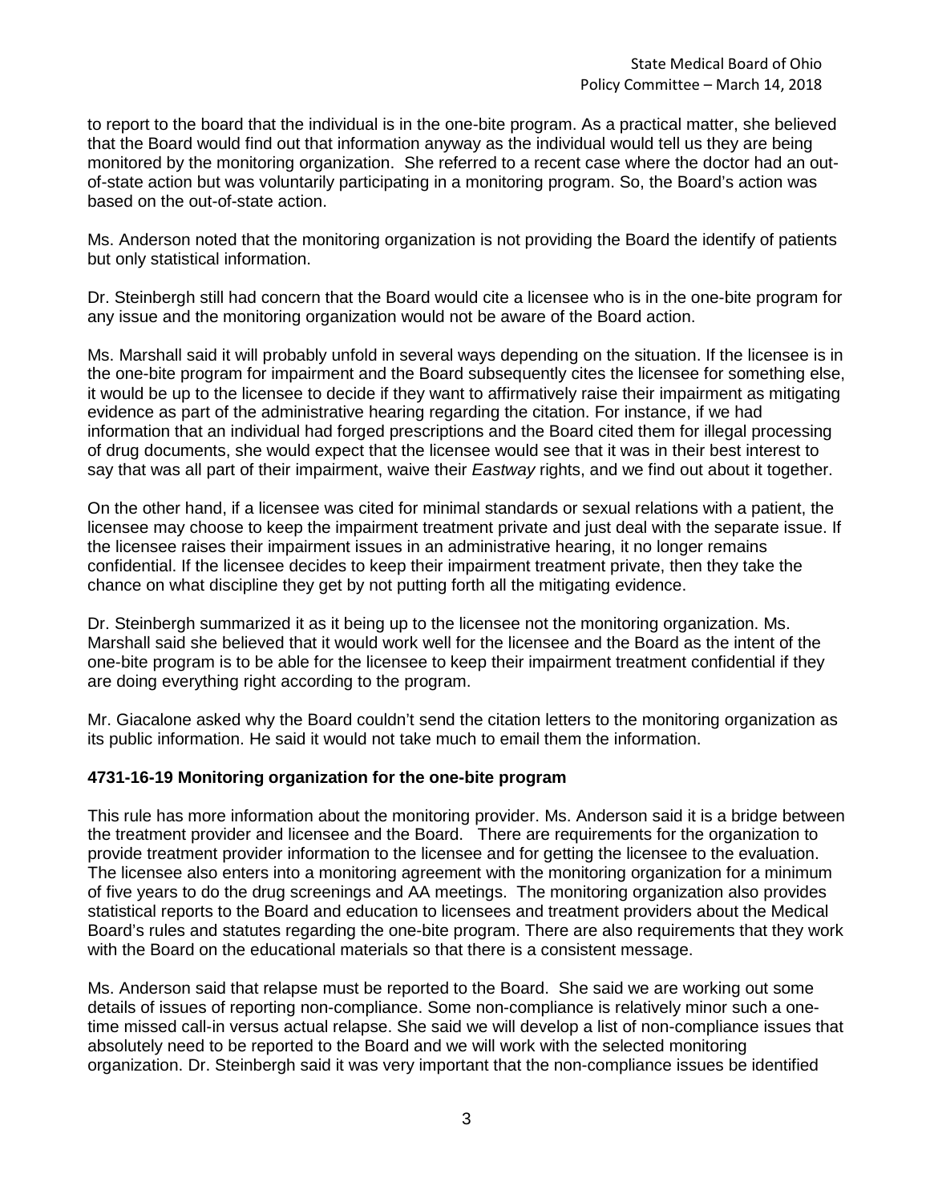to report to the board that the individual is in the one-bite program. As a practical matter, she believed that the Board would find out that information anyway as the individual would tell us they are being monitored by the monitoring organization. She referred to a recent case where the doctor had an out-of-state action but was voluntarily participating in a monitoring program. So, the Board's action was based on the out-of-state action.

Ms. Anderson noted that the monitoring organization is not providing the Board the identify of patients but only statistical information.

Dr. Steinbergh still had concern that the Board would cite a licensee who is in the one-bite program for any issue and the monitoring organization would not be aware of the Board action.

Ms. Marshall said it will probably unfold in several ways depending on the situation. If the licensee is in the one-bite program for impairment and the Board subsequently cites the licensee for something else, it would be up to the licensee to decide if they want to affirmatively raise their impairment as mitigating evidence as part of the administrative hearing regarding the citation. For instance, if we had information that an individual had forged prescriptions and the Board cited them for illegal processing of drug documents, she would expect that the licensee would see that it was in their best interest to say that was all part of their impairment, waive their *Eastway* rights, and we find out about it together.

On the other hand, if a licensee was cited for minimal standards or sexual relations with a patient, the licensee may choose to keep the impairment treatment private and just deal with the separate issue. If the licensee raises their impairment issues in an administrative hearing, it no longer remains confidential. If the licensee decides to keep their impairment treatment private, then they take the chance on what discipline they get by not putting forth all the mitigating evidence.

Dr. Steinbergh summarized it as it being up to the licensee not the monitoring organization. Ms. Marshall said she believed that it would work well for the licensee and the Board as the intent of the one-bite program is to be able for the licensee to keep their impairment treatment confidential if they are doing everything right according to the program.

Mr. Giacalone asked why the Board couldn't send the citation letters to the monitoring organization as its public information. He said it would not take much to email them the information.

**4731-16-19 Monitoring organization for the one-bite program**

This rule has more information about the monitoring provider. Ms. Anderson said it is a bridge between the treatment provider and licensee and the Board. There are requirements for the organization to provide treatment provider information to the licensee and for getting the licensee to the evaluation. The licensee also enters into a monitoring agreement with the monitoring organization for a minimum of five years to do the drug screenings and AA meetings. The monitoring organization also provides statistical reports to the Board and education to licensees and treatment providers about the Medical Board's rules and statutes regarding the one-bite program. There are also requirements that they work with the Board on the educational materials so that there is a consistent message.

Ms. Anderson said that relapse must be reported to the Board. She said we are working out some details of issues of reporting non-compliance. Some non-compliance is relatively minor such a one-time missed call-in versus actual relapse. She said we will develop a list of non-compliance issues that absolutely need to be reported to the Board and we will work with the selected monitoring organization. Dr. Steinbergh said it was very important that the non-compliance issues be identified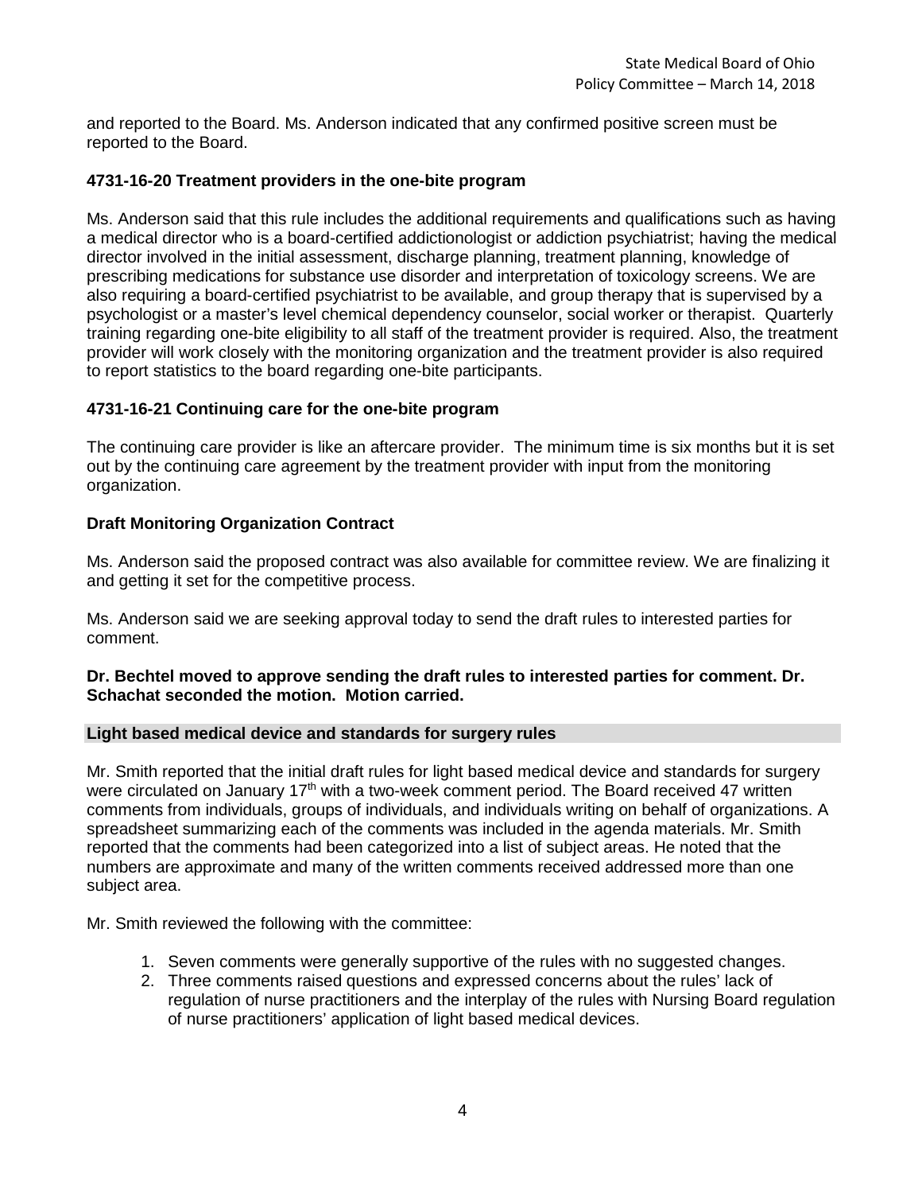and reported to the Board. Ms. Anderson indicated that any confirmed positive screen must be reported to the Board.

### 4731-16-20 Treatment providers in the one-bite program

Ms. Anderson said that this rule includes the additional requirements and qualifications such as having a medical director who is a board-certified addictionologist or addiction psychiatrist; having the medical director involved in the initial assessment, discharge planning, treatment planning, knowledge of prescribing medications for substance use disorder and interpretation of toxicology screens. We are also requiring a board-certified psychiatrist to be available, and group therapy that is supervised by a psychologist or a master's level chemical dependency counselor, social worker or therapist. Quarterly training regarding one-bite eligibility to all staff of the treatment provider is required. Also, the treatment provider will work closely with the monitoring organization and the treatment provider is also required to report statistics to the board regarding one-bite participants.

### 4731-16-21 Continuing care for the one-bite program

The continuing care provider is like an aftercare provider. The minimum time is six months but it is set out by the continuing care agreement by the treatment provider with input from the monitoring organization.

### Draft Monitoring Organization Contract

Ms. Anderson said the proposed contract was also available for committee review. We are finalizing it and getting it set for the competitive process.

Ms. Anderson said we are seeking approval today to send the draft rules to interested parties for comment.

**Dr. Bechtel moved to approve sending the draft rules to interested parties for comment. Dr. Schachat seconded the motion. Motion carried.**

### Light based medical device and standards for surgery rules

Mr. Smith reported that the initial draft rules for light based medical device and standards for surgery were circulated on January 17th with a two-week comment period. The Board received 47 written comments from individuals, groups of individuals, and individuals writing on behalf of organizations. A spreadsheet summarizing each of the comments was included in the agenda materials. Mr. Smith reported that the comments had been categorized into a list of subject areas. He noted that the numbers are approximate and many of the written comments received addressed more than one subject area.

Mr. Smith reviewed the following with the committee:

1. Seven comments were generally supportive of the rules with no suggested changes.
2. Three comments raised questions and expressed concerns about the rules' lack of regulation of nurse practitioners and the interplay of the rules with Nursing Board regulation of nurse practitioners' application of light based medical devices.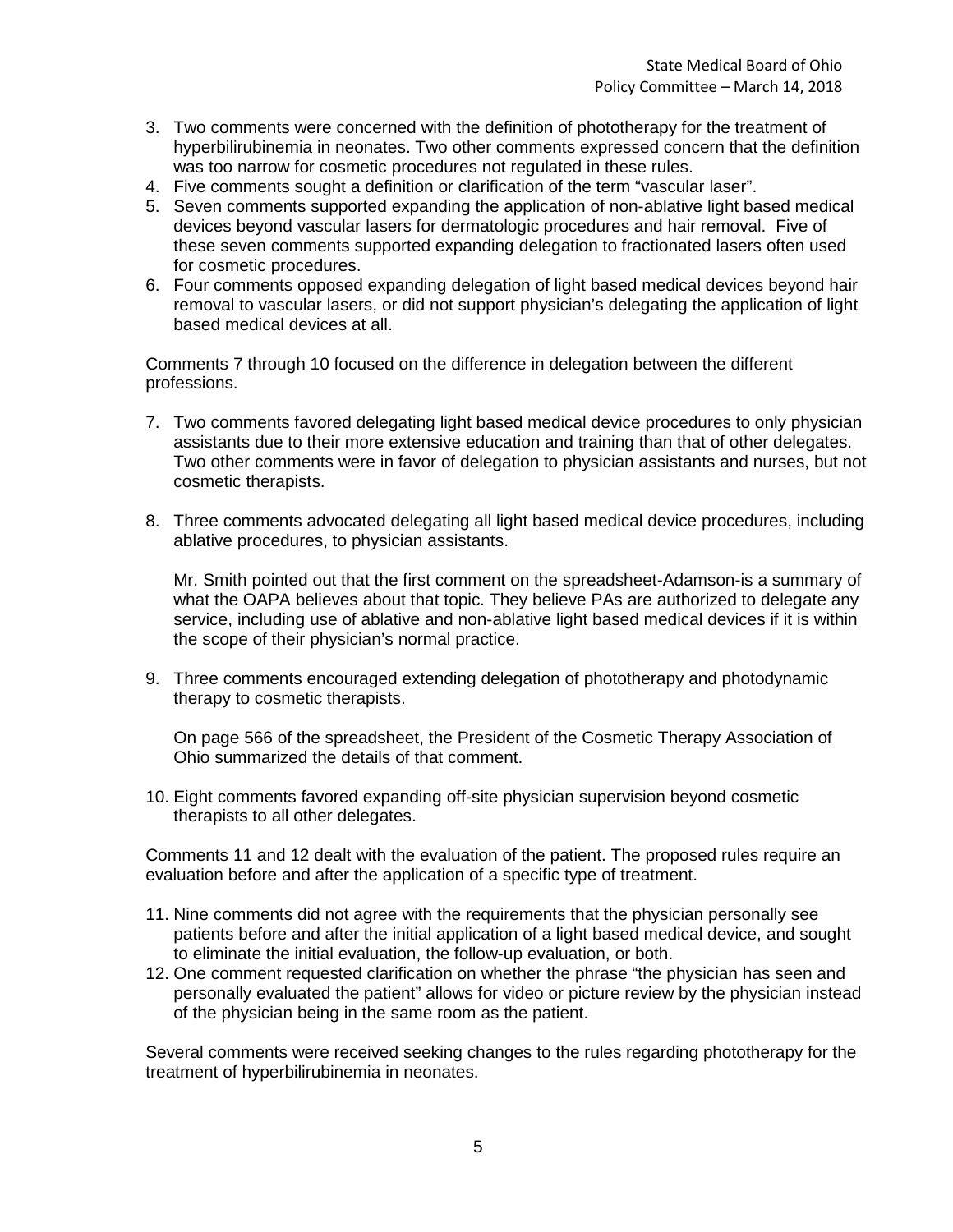3. Two comments were concerned with the definition of phototherapy for the treatment of hyperbilirubinemia in neonates. Two other comments expressed concern that the definition was too narrow for cosmetic procedures not regulated in these rules.
4. Five comments sought a definition or clarification of the term "vascular laser".
5. Seven comments supported expanding the application of non-ablative light based medical devices beyond vascular lasers for dermatologic procedures and hair removal. Five of these seven comments supported expanding delegation to fractionated lasers often used for cosmetic procedures.
6. Four comments opposed expanding delegation of light based medical devices beyond hair removal to vascular lasers, or did not support physician's delegating the application of light based medical devices at all.

Comments 7 through 10 focused on the difference in delegation between the different professions.

7. Two comments favored delegating light based medical device procedures to only physician assistants due to their more extensive education and training than that of other delegates. Two other comments were in favor of delegation to physician assistants and nurses, but not cosmetic therapists.

8. Three comments advocated delegating all light based medical device procedures, including ablative procedures, to physician assistants.

   Mr. Smith pointed out that the first comment on the spreadsheet-Adamson-is a summary of what the OAPA believes about that topic. They believe PAs are authorized to delegate any service, including use of ablative and non-ablative light based medical devices if it is within the scope of their physician's normal practice.

9. Three comments encouraged extending delegation of phototherapy and photodynamic therapy to cosmetic therapists.

   On page 566 of the spreadsheet, the President of the Cosmetic Therapy Association of Ohio summarized the details of that comment.

10. Eight comments favored expanding off-site physician supervision beyond cosmetic therapists to all other delegates.

Comments 11 and 12 dealt with the evaluation of the patient. The proposed rules require an evaluation before and after the application of a specific type of treatment.

11. Nine comments did not agree with the requirements that the physician personally see patients before and after the initial application of a light based medical device, and sought to eliminate the initial evaluation, the follow-up evaluation, or both.
12. One comment requested clarification on whether the phrase "the physician has seen and personally evaluated the patient" allows for video or picture review by the physician instead of the physician being in the same room as the patient.

Several comments were received seeking changes to the rules regarding phototherapy for the treatment of hyperbilirubinemia in neonates.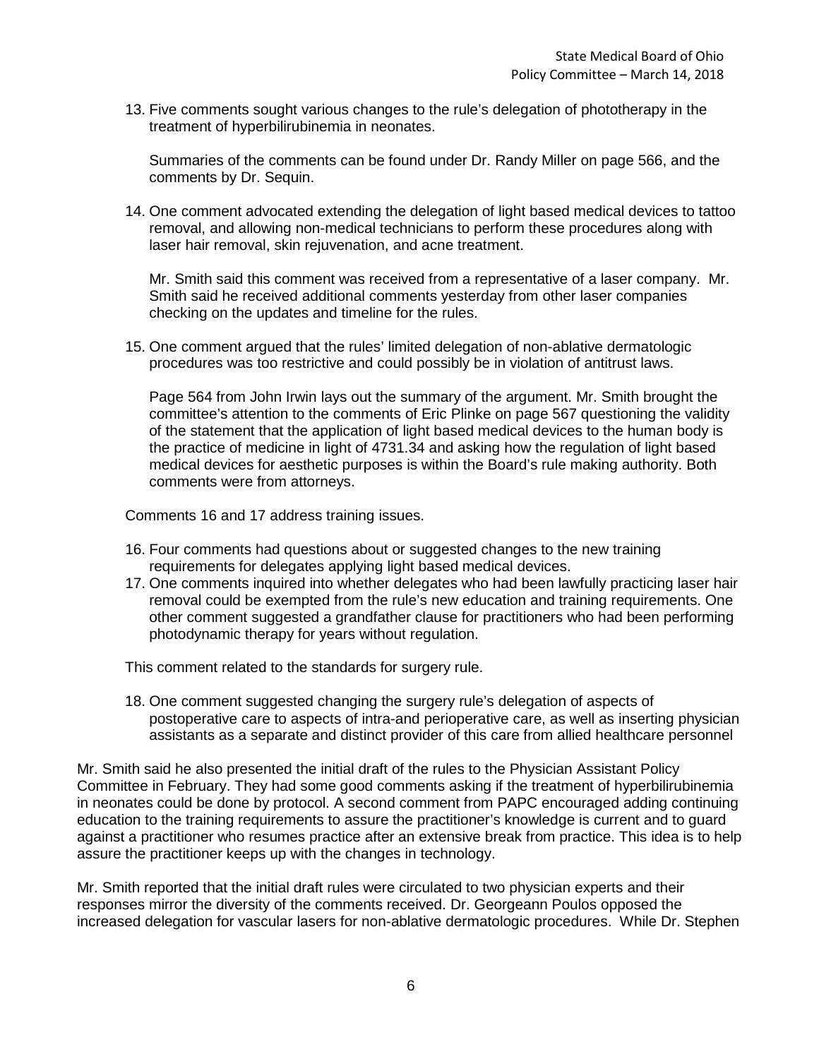13. Five comments sought various changes to the rule's delegation of phototherapy in the treatment of hyperbilirubinemia in neonates.

    Summaries of the comments can be found under Dr. Randy Miller on page 566, and the comments by Dr. Sequin.

14. One comment advocated extending the delegation of light based medical devices to tattoo removal, and allowing non-medical technicians to perform these procedures along with laser hair removal, skin rejuvenation, and acne treatment.

    Mr. Smith said this comment was received from a representative of a laser company. Mr. Smith said he received additional comments yesterday from other laser companies checking on the updates and timeline for the rules.

15. One comment argued that the rules' limited delegation of non-ablative dermatologic procedures was too restrictive and could possibly be in violation of antitrust laws.

    Page 564 from John Irwin lays out the summary of the argument. Mr. Smith brought the committee's attention to the comments of Eric Plinke on page 567 questioning the validity of the statement that the application of light based medical devices to the human body is the practice of medicine in light of 4731.34 and asking how the regulation of light based medical devices for aesthetic purposes is within the Board's rule making authority. Both comments were from attorneys.

Comments 16 and 17 address training issues.

16. Four comments had questions about or suggested changes to the new training requirements for delegates applying light based medical devices.
17. One comments inquired into whether delegates who had been lawfully practicing laser hair removal could be exempted from the rule's new education and training requirements. One other comment suggested a grandfather clause for practitioners who had been performing photodynamic therapy for years without regulation.

This comment related to the standards for surgery rule.

18. One comment suggested changing the surgery rule's delegation of aspects of postoperative care to aspects of intra-and perioperative care, as well as inserting physician assistants as a separate and distinct provider of this care from allied healthcare personnel

Mr. Smith said he also presented the initial draft of the rules to the Physician Assistant Policy Committee in February. They had some good comments asking if the treatment of hyperbilirubinemia in neonates could be done by protocol. A second comment from PAPC encouraged adding continuing education to the training requirements to assure the practitioner's knowledge is current and to guard against a practitioner who resumes practice after an extensive break from practice. This idea is to help assure the practitioner keeps up with the changes in technology.

Mr. Smith reported that the initial draft rules were circulated to two physician experts and their responses mirror the diversity of the comments received. Dr. Georgeann Poulos opposed the increased delegation for vascular lasers for non-ablative dermatologic procedures. While Dr. Stephen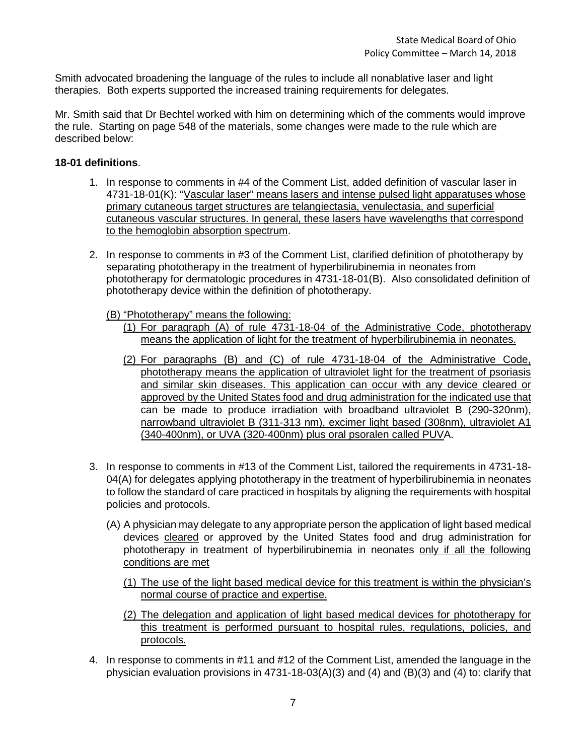Smith advocated broadening the language of the rules to include all nonablative laser and light therapies. Both experts supported the increased training requirements for delegates.

Mr. Smith said that Dr Bechtel worked with him on determining which of the comments would improve the rule. Starting on page 548 of the materials, some changes were made to the rule which are described below:

**18-01 definitions**.

1. In response to comments in #4 of the Comment List, added definition of vascular laser in 4731-18-01(K): "Vascular laser" means lasers and intense pulsed light apparatuses whose primary cutaneous target structures are telangiectasia, venulectasia, and superficial cutaneous vascular structures. In general, these lasers have wavelengths that correspond to the hemoglobin absorption spectrum.

2. In response to comments in #3 of the Comment List, clarified definition of phototherapy by separating phototherapy in the treatment of hyperbilirubinemia in neonates from phototherapy for dermatologic procedures in 4731-18-01(B). Also consolidated definition of phototherapy device within the definition of phototherapy.

   (B) "Phototherapy" means the following:

   (1) For paragraph (A) of rule 4731-18-04 of the Administrative Code, phototherapy means the application of light for the treatment of hyperbilirubinemia in neonates.

   (2) For paragraphs (B) and (C) of rule 4731-18-04 of the Administrative Code, phototherapy means the application of ultraviolet light for the treatment of psoriasis and similar skin diseases. This application can occur with any device cleared or approved by the United States food and drug administration for the indicated use that can be made to produce irradiation with broadband ultraviolet B (290-320nm), narrowband ultraviolet B (311-313 nm), excimer light based (308nm), ultraviolet A1 (340-400nm), or UVA (320-400nm) plus oral psoralen called PUVA.

3. In response to comments in #13 of the Comment List, tailored the requirements in 4731-18-04(A) for delegates applying phototherapy in the treatment of hyperbilirubinemia in neonates to follow the standard of care practiced in hospitals by aligning the requirements with hospital policies and protocols.

   (A) A physician may delegate to any appropriate person the application of light based medical devices cleared or approved by the United States food and drug administration for phototherapy in treatment of hyperbilirubinemia in neonates only if all the following conditions are met

   (1) The use of the light based medical device for this treatment is within the physician's normal course of practice and expertise.

   (2) The delegation and application of light based medical devices for phototherapy for this treatment is performed pursuant to hospital rules, regulations, policies, and protocols.

4. In response to comments in #11 and #12 of the Comment List, amended the language in the physician evaluation provisions in 4731-18-03(A)(3) and (4) and (B)(3) and (4) to: clarify that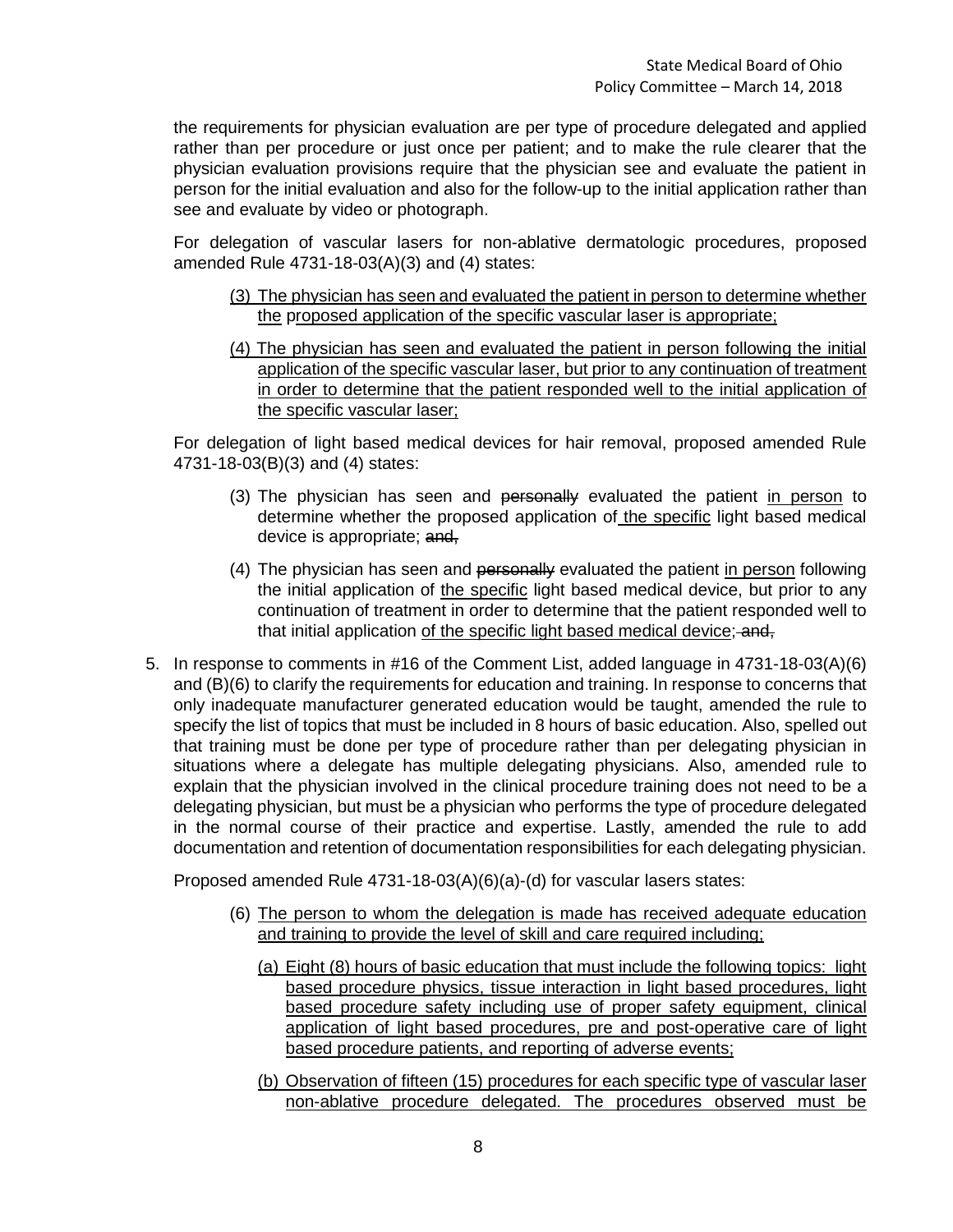the requirements for physician evaluation are per type of procedure delegated and applied rather than per procedure or just once per patient; and to make the rule clearer that the physician evaluation provisions require that the physician see and evaluate the patient in person for the initial evaluation and also for the follow-up to the initial application rather than see and evaluate by video or photograph.

For delegation of vascular lasers for non-ablative dermatologic procedures, proposed amended Rule 4731-18-03(A)(3) and (4) states:

> (3) The physician has seen and evaluated the patient in person to determine whether the proposed application of the specific vascular laser is appropriate;
>
> (4) The physician has seen and evaluated the patient in person following the initial application of the specific vascular laser, but prior to any continuation of treatment in order to determine that the patient responded well to the initial application of the specific vascular laser;

For delegation of light based medical devices for hair removal, proposed amended Rule 4731-18-03(B)(3) and (4) states:

> (3) The physician has seen and ~~personally~~ evaluated the patient in person to determine whether the proposed application of the specific light based medical device is appropriate; ~~and,~~
>
> (4) The physician has seen and ~~personally~~ evaluated the patient in person following the initial application of the specific light based medical device, but prior to any continuation of treatment in order to determine that the patient responded well to that initial application of the specific light based medical device; ~~and,~~

5. In response to comments in #16 of the Comment List, added language in 4731-18-03(A)(6) and (B)(6) to clarify the requirements for education and training. In response to concerns that only inadequate manufacturer generated education would be taught, amended the rule to specify the list of topics that must be included in 8 hours of basic education. Also, spelled out that training must be done per type of procedure rather than per delegating physician in situations where a delegate has multiple delegating physicians. Also, amended rule to explain that the physician involved in the clinical procedure training does not need to be a delegating physician, but must be a physician who performs the type of procedure delegated in the normal course of their practice and expertise. Lastly, amended the rule to add documentation and retention of documentation responsibilities for each delegating physician.

   Proposed amended Rule 4731-18-03(A)(6)(a)-(d) for vascular lasers states:

   > (6) The person to whom the delegation is made has received adequate education and training to provide the level of skill and care required including;
   >
   > (a) Eight (8) hours of basic education that must include the following topics: light based procedure physics, tissue interaction in light based procedures, light based procedure safety including use of proper safety equipment, clinical application of light based procedures, pre and post-operative care of light based procedure patients, and reporting of adverse events;
   >
   > (b) Observation of fifteen (15) procedures for each specific type of vascular laser non-ablative procedure delegated. The procedures observed must be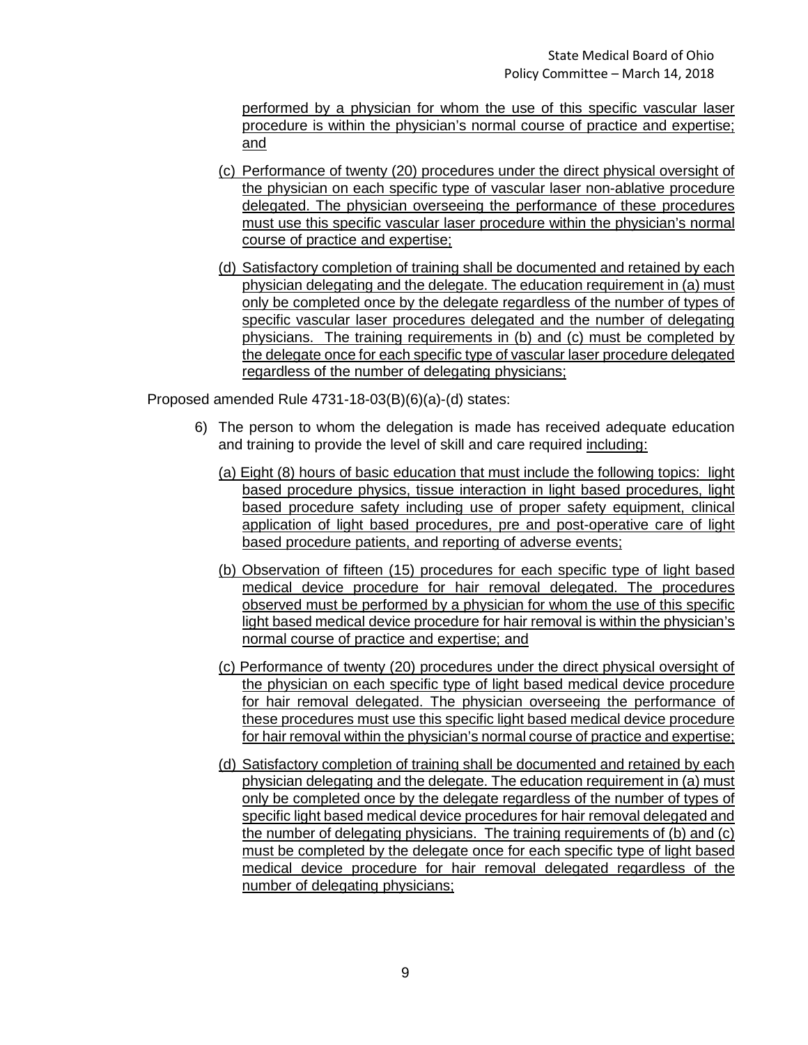performed by a physician for whom the use of this specific vascular laser procedure is within the physician's normal course of practice and expertise; and

(c) Performance of twenty (20) procedures under the direct physical oversight of the physician on each specific type of vascular laser non-ablative procedure delegated. The physician overseeing the performance of these procedures must use this specific vascular laser procedure within the physician's normal course of practice and expertise;

(d) Satisfactory completion of training shall be documented and retained by each physician delegating and the delegate. The education requirement in (a) must only be completed once by the delegate regardless of the number of types of specific vascular laser procedures delegated and the number of delegating physicians. The training requirements in (b) and (c) must be completed by the delegate once for each specific type of vascular laser procedure delegated regardless of the number of delegating physicians;

Proposed amended Rule 4731-18-03(B)(6)(a)-(d) states:

6) The person to whom the delegation is made has received adequate education and training to provide the level of skill and care required including:

(a) Eight (8) hours of basic education that must include the following topics: light based procedure physics, tissue interaction in light based procedures, light based procedure safety including use of proper safety equipment, clinical application of light based procedures, pre and post-operative care of light based procedure patients, and reporting of adverse events;

(b) Observation of fifteen (15) procedures for each specific type of light based medical device procedure for hair removal delegated. The procedures observed must be performed by a physician for whom the use of this specific light based medical device procedure for hair removal is within the physician's normal course of practice and expertise; and

(c) Performance of twenty (20) procedures under the direct physical oversight of the physician on each specific type of light based medical device procedure for hair removal delegated. The physician overseeing the performance of these procedures must use this specific light based medical device procedure for hair removal within the physician's normal course of practice and expertise;

(d) Satisfactory completion of training shall be documented and retained by each physician delegating and the delegate. The education requirement in (a) must only be completed once by the delegate regardless of the number of types of specific light based medical device procedures for hair removal delegated and the number of delegating physicians. The training requirements of (b) and (c) must be completed by the delegate once for each specific type of light based medical device procedure for hair removal delegated regardless of the number of delegating physicians;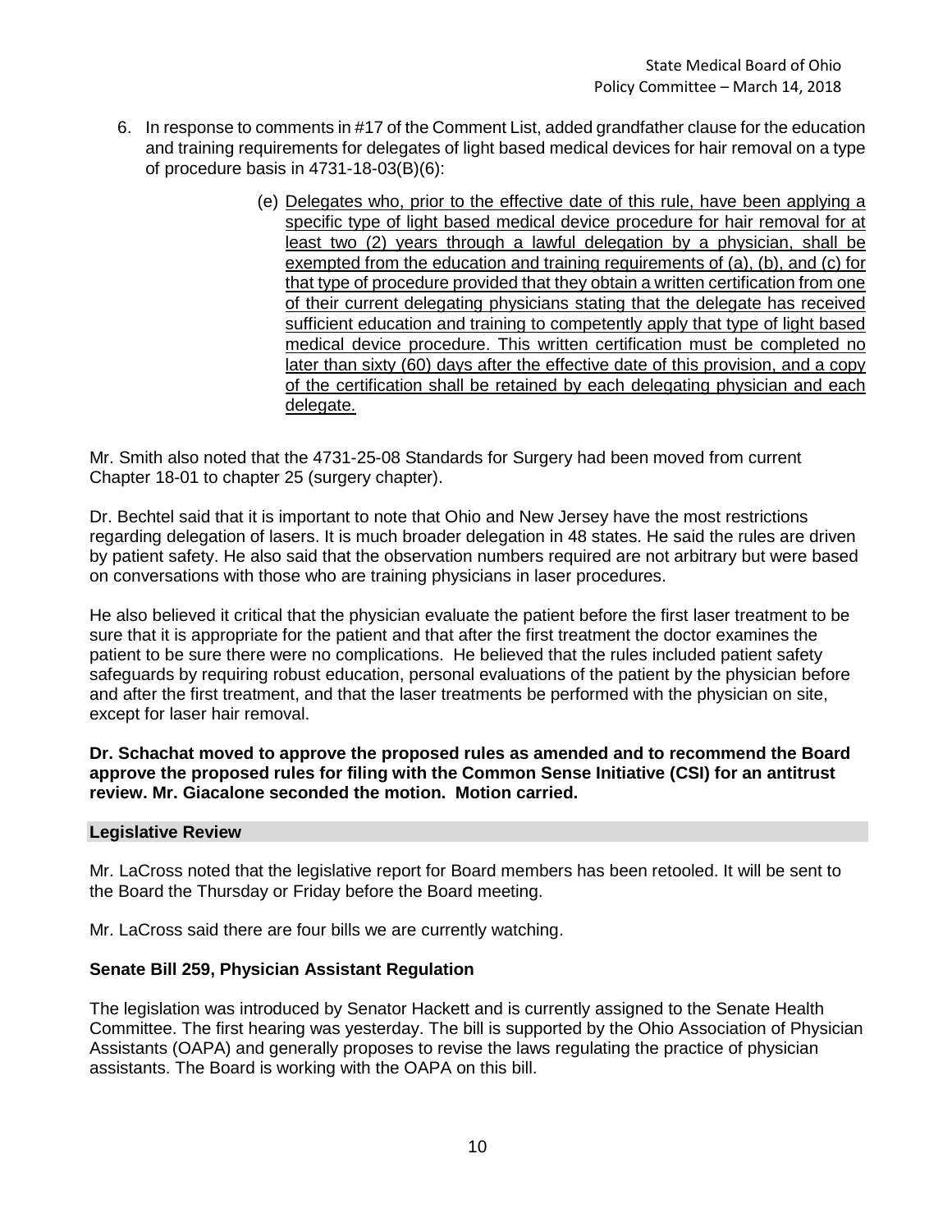6. In response to comments in #17 of the Comment List, added grandfather clause for the education and training requirements for delegates of light based medical devices for hair removal on a type of procedure basis in 4731-18-03(B)(6):

   (e) <u>Delegates who, prior to the effective date of this rule, have been applying a specific type of light based medical device procedure for hair removal for at least two (2) years through a lawful delegation by a physician, shall be exempted from the education and training requirements of (a), (b), and (c) for that type of procedure provided that they obtain a written certification from one of their current delegating physicians stating that the delegate has received sufficient education and training to competently apply that type of light based medical device procedure. This written certification must be completed no later than sixty (60) days after the effective date of this provision, and a copy of the certification shall be retained by each delegating physician and each delegate.</u>

Mr. Smith also noted that the 4731-25-08 Standards for Surgery had been moved from current Chapter 18-01 to chapter 25 (surgery chapter).

Dr. Bechtel said that it is important to note that Ohio and New Jersey have the most restrictions regarding delegation of lasers. It is much broader delegation in 48 states. He said the rules are driven by patient safety. He also said that the observation numbers required are not arbitrary but were based on conversations with those who are training physicians in laser procedures.

He also believed it critical that the physician evaluate the patient before the first laser treatment to be sure that it is appropriate for the patient and that after the first treatment the doctor examines the patient to be sure there were no complications. He believed that the rules included patient safety safeguards by requiring robust education, personal evaluations of the patient by the physician before and after the first treatment, and that the laser treatments be performed with the physician on site, except for laser hair removal.

**Dr. Schachat moved to approve the proposed rules as amended and to recommend the Board approve the proposed rules for filing with the Common Sense Initiative (CSI) for an antitrust review. Mr. Giacalone seconded the motion. Motion carried.**

## Legislative Review

Mr. LaCross noted that the legislative report for Board members has been retooled. It will be sent to the Board the Thursday or Friday before the Board meeting.

Mr. LaCross said there are four bills we are currently watching.

### Senate Bill 259, Physician Assistant Regulation

The legislation was introduced by Senator Hackett and is currently assigned to the Senate Health Committee. The first hearing was yesterday. The bill is supported by the Ohio Association of Physician Assistants (OAPA) and generally proposes to revise the laws regulating the practice of physician assistants. The Board is working with the OAPA on this bill.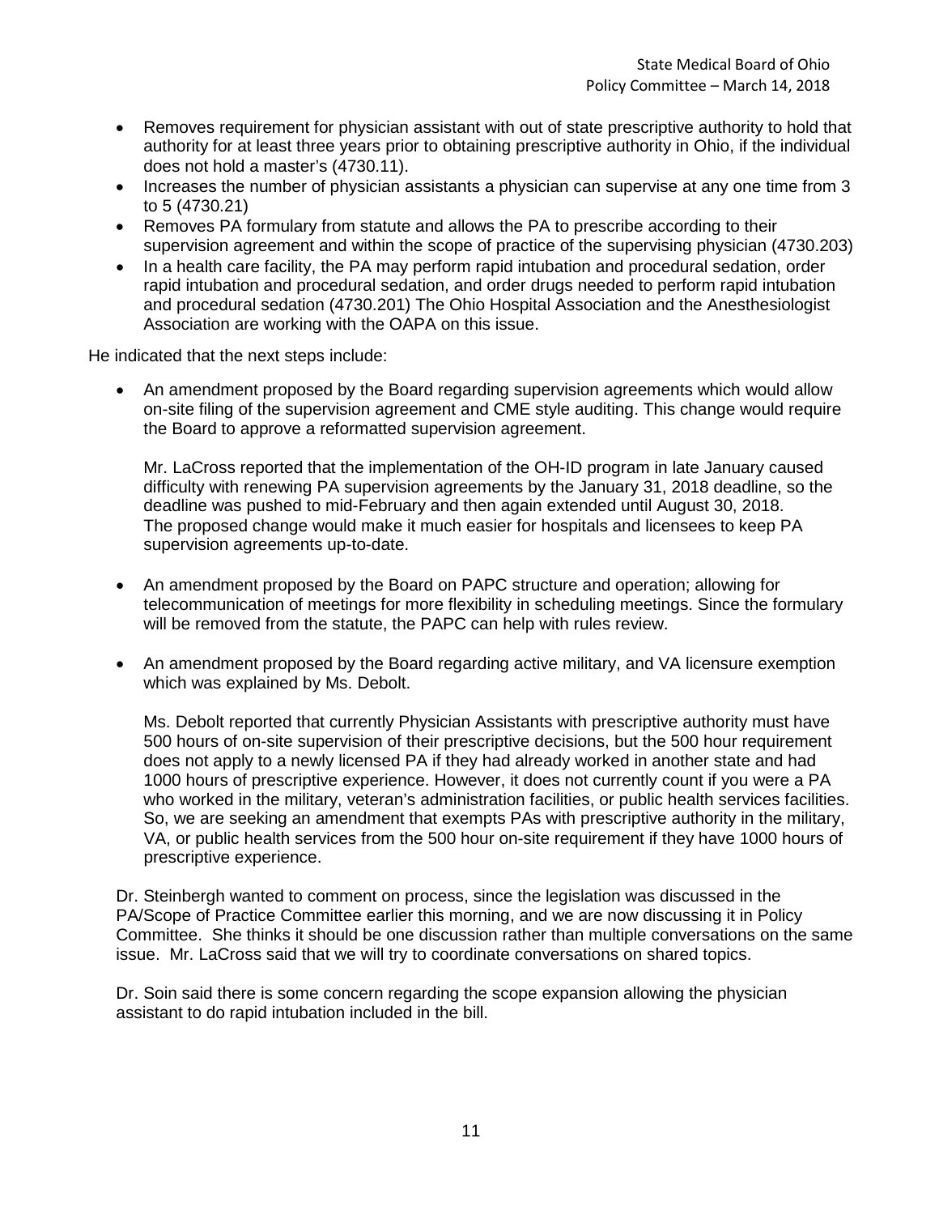- Removes requirement for physician assistant with out of state prescriptive authority to hold that authority for at least three years prior to obtaining prescriptive authority in Ohio, if the individual does not hold a master's (4730.11).
- Increases the number of physician assistants a physician can supervise at any one time from 3 to 5 (4730.21)
- Removes PA formulary from statute and allows the PA to prescribe according to their supervision agreement and within the scope of practice of the supervising physician (4730.203)
- In a health care facility, the PA may perform rapid intubation and procedural sedation, order rapid intubation and procedural sedation, and order drugs needed to perform rapid intubation and procedural sedation (4730.201) The Ohio Hospital Association and the Anesthesiologist Association are working with the OAPA on this issue.

He indicated that the next steps include:

- An amendment proposed by the Board regarding supervision agreements which would allow on-site filing of the supervision agreement and CME style auditing. This change would require the Board to approve a reformatted supervision agreement.

  Mr. LaCross reported that the implementation of the OH-ID program in late January caused difficulty with renewing PA supervision agreements by the January 31, 2018 deadline, so the deadline was pushed to mid-February and then again extended until August 30, 2018. The proposed change would make it much easier for hospitals and licensees to keep PA supervision agreements up-to-date.

- An amendment proposed by the Board on PAPC structure and operation; allowing for telecommunication of meetings for more flexibility in scheduling meetings. Since the formulary will be removed from the statute, the PAPC can help with rules review.

- An amendment proposed by the Board regarding active military, and VA licensure exemption which was explained by Ms. Debolt.

  Ms. Debolt reported that currently Physician Assistants with prescriptive authority must have 500 hours of on-site supervision of their prescriptive decisions, but the 500 hour requirement does not apply to a newly licensed PA if they had already worked in another state and had 1000 hours of prescriptive experience. However, it does not currently count if you were a PA who worked in the military, veteran's administration facilities, or public health services facilities. So, we are seeking an amendment that exempts PAs with prescriptive authority in the military, VA, or public health services from the 500 hour on-site requirement if they have 1000 hours of prescriptive experience.

Dr. Steinbergh wanted to comment on process, since the legislation was discussed in the PA/Scope of Practice Committee earlier this morning, and we are now discussing it in Policy Committee. She thinks it should be one discussion rather than multiple conversations on the same issue. Mr. LaCross said that we will try to coordinate conversations on shared topics.

Dr. Soin said there is some concern regarding the scope expansion allowing the physician assistant to do rapid intubation included in the bill.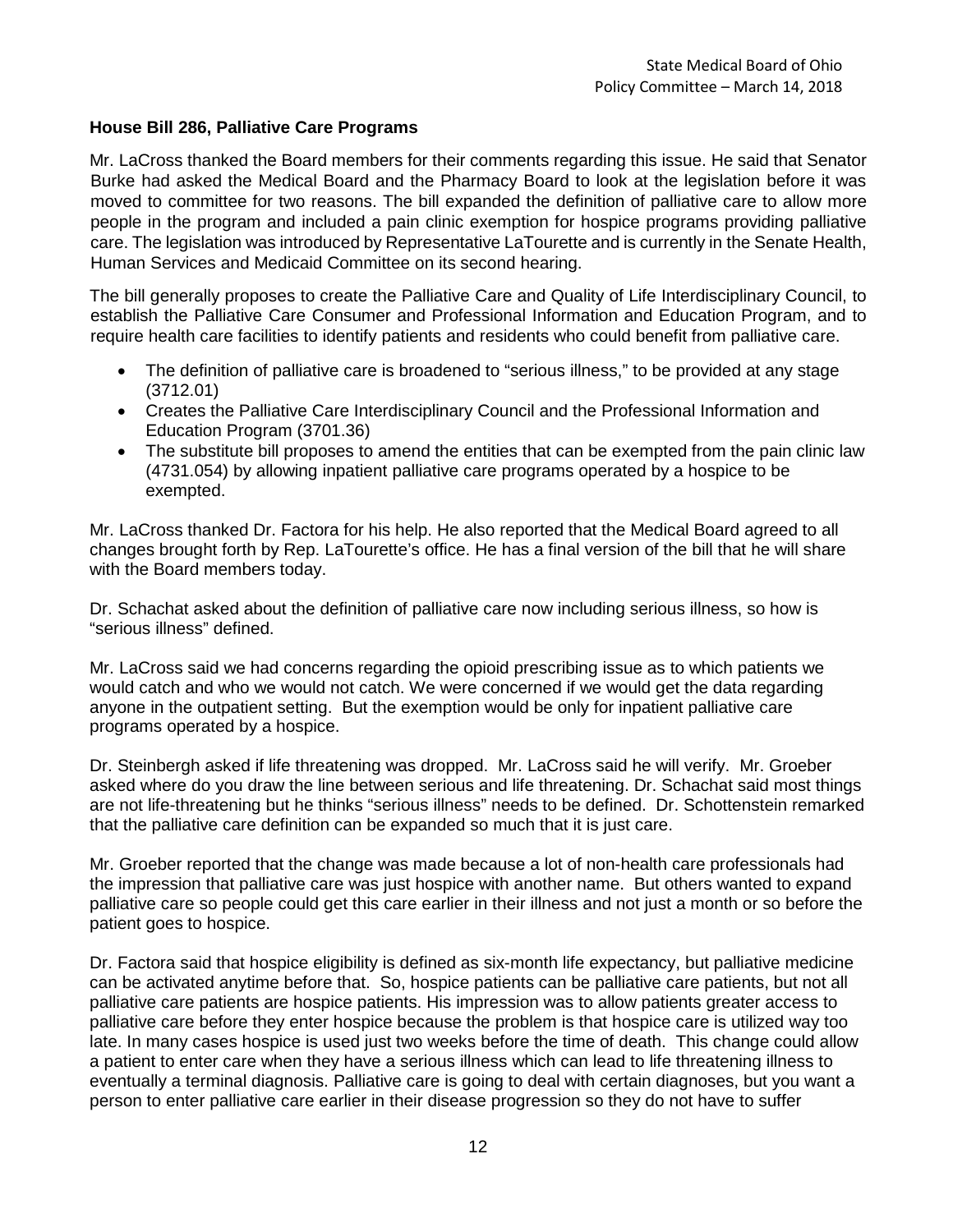**House Bill 286, Palliative Care Programs**

Mr. LaCross thanked the Board members for their comments regarding this issue. He said that Senator Burke had asked the Medical Board and the Pharmacy Board to look at the legislation before it was moved to committee for two reasons. The bill expanded the definition of palliative care to allow more people in the program and included a pain clinic exemption for hospice programs providing palliative care. The legislation was introduced by Representative LaTourette and is currently in the Senate Health, Human Services and Medicaid Committee on its second hearing.

The bill generally proposes to create the Palliative Care and Quality of Life Interdisciplinary Council, to establish the Palliative Care Consumer and Professional Information and Education Program, and to require health care facilities to identify patients and residents who could benefit from palliative care.

- The definition of palliative care is broadened to "serious illness," to be provided at any stage (3712.01)
- Creates the Palliative Care Interdisciplinary Council and the Professional Information and Education Program (3701.36)
- The substitute bill proposes to amend the entities that can be exempted from the pain clinic law (4731.054) by allowing inpatient palliative care programs operated by a hospice to be exempted.

Mr. LaCross thanked Dr. Factora for his help. He also reported that the Medical Board agreed to all changes brought forth by Rep. LaTourette's office. He has a final version of the bill that he will share with the Board members today.

Dr. Schachat asked about the definition of palliative care now including serious illness, so how is "serious illness" defined.

Mr. LaCross said we had concerns regarding the opioid prescribing issue as to which patients we would catch and who we would not catch. We were concerned if we would get the data regarding anyone in the outpatient setting. But the exemption would be only for inpatient palliative care programs operated by a hospice.

Dr. Steinbergh asked if life threatening was dropped. Mr. LaCross said he will verify. Mr. Groeber asked where do you draw the line between serious and life threatening. Dr. Schachat said most things are not life-threatening but he thinks "serious illness" needs to be defined. Dr. Schottenstein remarked that the palliative care definition can be expanded so much that it is just care.

Mr. Groeber reported that the change was made because a lot of non-health care professionals had the impression that palliative care was just hospice with another name. But others wanted to expand palliative care so people could get this care earlier in their illness and not just a month or so before the patient goes to hospice.

Dr. Factora said that hospice eligibility is defined as six-month life expectancy, but palliative medicine can be activated anytime before that. So, hospice patients can be palliative care patients, but not all palliative care patients are hospice patients. His impression was to allow patients greater access to palliative care before they enter hospice because the problem is that hospice care is utilized way too late. In many cases hospice is used just two weeks before the time of death. This change could allow a patient to enter care when they have a serious illness which can lead to life threatening illness to eventually a terminal diagnosis. Palliative care is going to deal with certain diagnoses, but you want a person to enter palliative care earlier in their disease progression so they do not have to suffer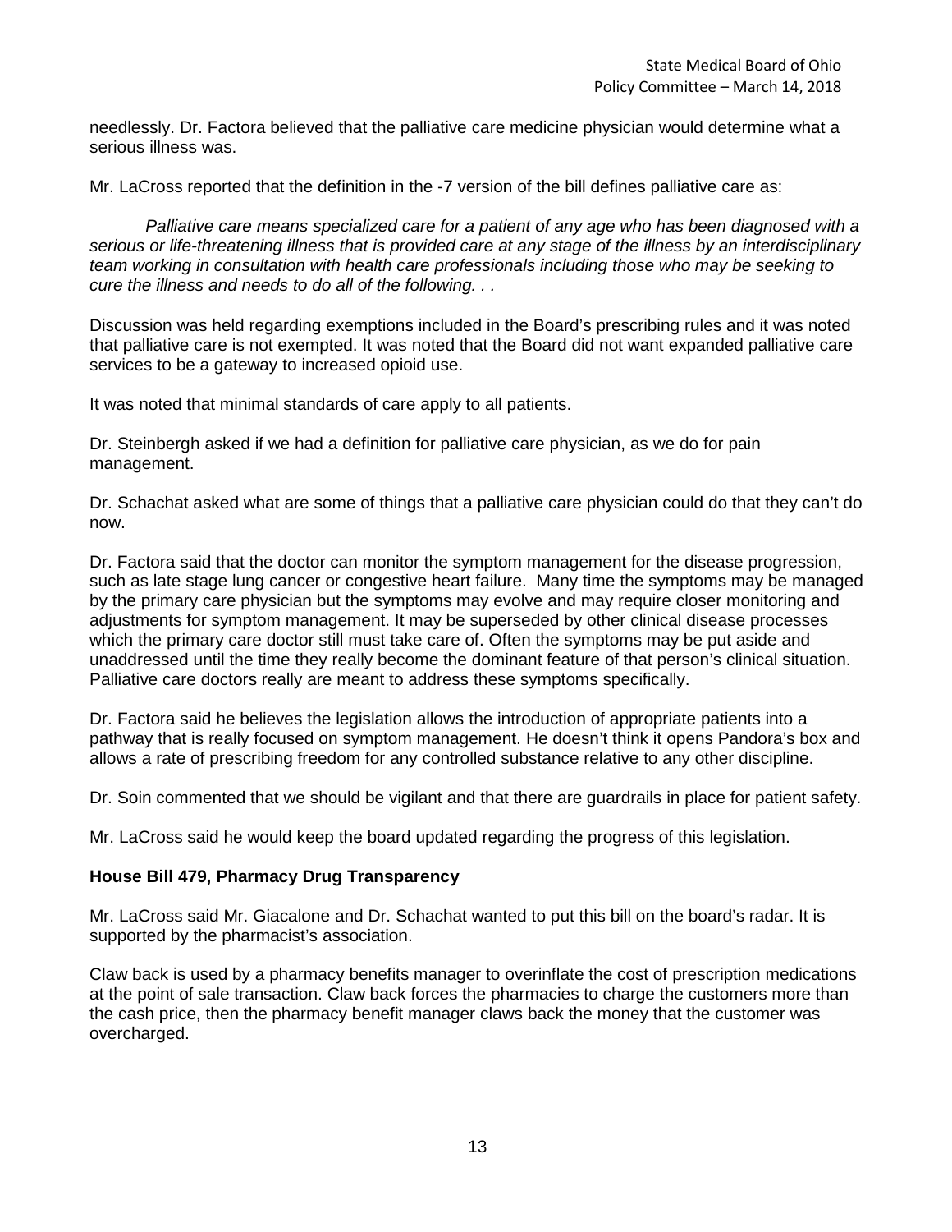needlessly. Dr. Factora believed that the palliative care medicine physician would determine what a serious illness was.

Mr. LaCross reported that the definition in the -7 version of the bill defines palliative care as:

> *Palliative care means specialized care for a patient of any age who has been diagnosed with a serious or life-threatening illness that is provided care at any stage of the illness by an interdisciplinary team working in consultation with health care professionals including those who may be seeking to cure the illness and needs to do all of the following. . .*

Discussion was held regarding exemptions included in the Board's prescribing rules and it was noted that palliative care is not exempted. It was noted that the Board did not want expanded palliative care services to be a gateway to increased opioid use.

It was noted that minimal standards of care apply to all patients.

Dr. Steinbergh asked if we had a definition for palliative care physician, as we do for pain management.

Dr. Schachat asked what are some of things that a palliative care physician could do that they can't do now.

Dr. Factora said that the doctor can monitor the symptom management for the disease progression, such as late stage lung cancer or congestive heart failure. Many time the symptoms may be managed by the primary care physician but the symptoms may evolve and may require closer monitoring and adjustments for symptom management. It may be superseded by other clinical disease processes which the primary care doctor still must take care of. Often the symptoms may be put aside and unaddressed until the time they really become the dominant feature of that person's clinical situation. Palliative care doctors really are meant to address these symptoms specifically.

Dr. Factora said he believes the legislation allows the introduction of appropriate patients into a pathway that is really focused on symptom management. He doesn't think it opens Pandora's box and allows a rate of prescribing freedom for any controlled substance relative to any other discipline.

Dr. Soin commented that we should be vigilant and that there are guardrails in place for patient safety.

Mr. LaCross said he would keep the board updated regarding the progress of this legislation.

**House Bill 479, Pharmacy Drug Transparency**

Mr. LaCross said Mr. Giacalone and Dr. Schachat wanted to put this bill on the board's radar. It is supported by the pharmacist's association.

Claw back is used by a pharmacy benefits manager to overinflate the cost of prescription medications at the point of sale transaction. Claw back forces the pharmacies to charge the customers more than the cash price, then the pharmacy benefit manager claws back the money that the customer was overcharged.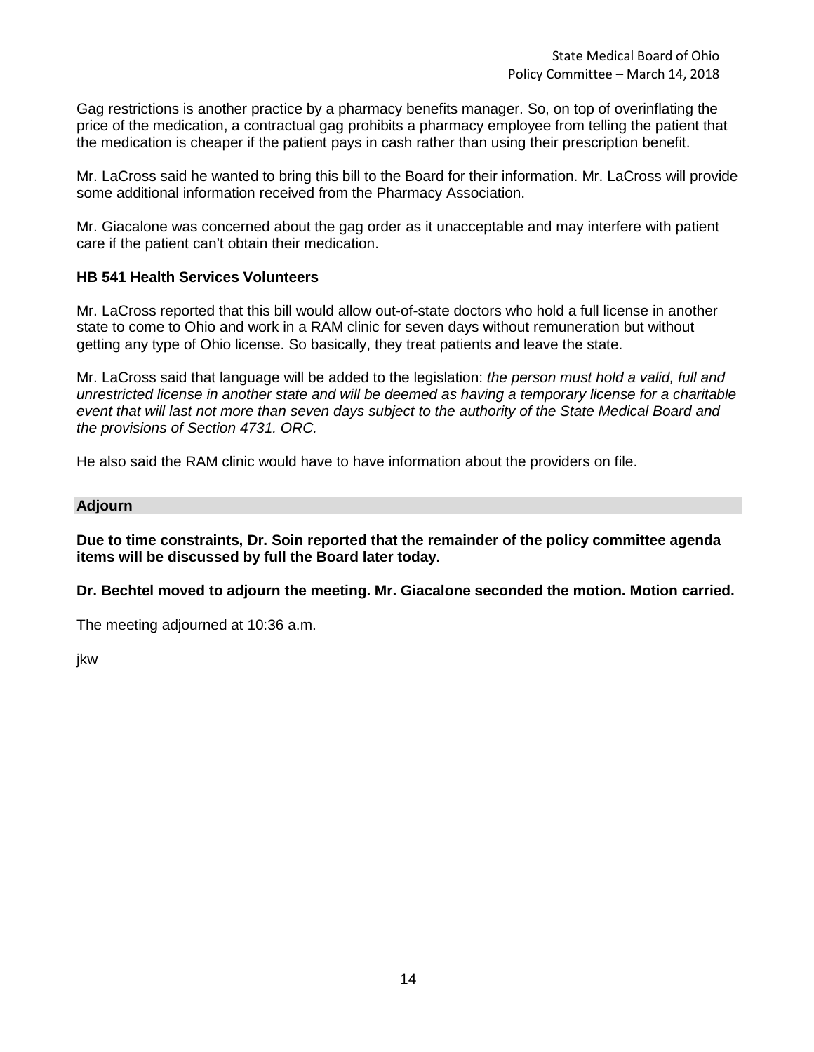Gag restrictions is another practice by a pharmacy benefits manager. So, on top of overinflating the price of the medication, a contractual gag prohibits a pharmacy employee from telling the patient that the medication is cheaper if the patient pays in cash rather than using their prescription benefit.

Mr. LaCross said he wanted to bring this bill to the Board for their information. Mr. LaCross will provide some additional information received from the Pharmacy Association.

Mr. Giacalone was concerned about the gag order as it unacceptable and may interfere with patient care if the patient can't obtain their medication.

### HB 541 Health Services Volunteers

Mr. LaCross reported that this bill would allow out-of-state doctors who hold a full license in another state to come to Ohio and work in a RAM clinic for seven days without remuneration but without getting any type of Ohio license. So basically, they treat patients and leave the state.

Mr. LaCross said that language will be added to the legislation: *the person must hold a valid, full and unrestricted license in another state and will be deemed as having a temporary license for a charitable event that will last not more than seven days subject to the authority of the State Medical Board and the provisions of Section 4731. ORC.*

He also said the RAM clinic would have to have information about the providers on file.

## Adjourn

**Due to time constraints, Dr. Soin reported that the remainder of the policy committee agenda items will be discussed by full the Board later today.**

**Dr. Bechtel moved to adjourn the meeting. Mr. Giacalone seconded the motion. Motion carried.**

The meeting adjourned at 10:36 a.m.

jkw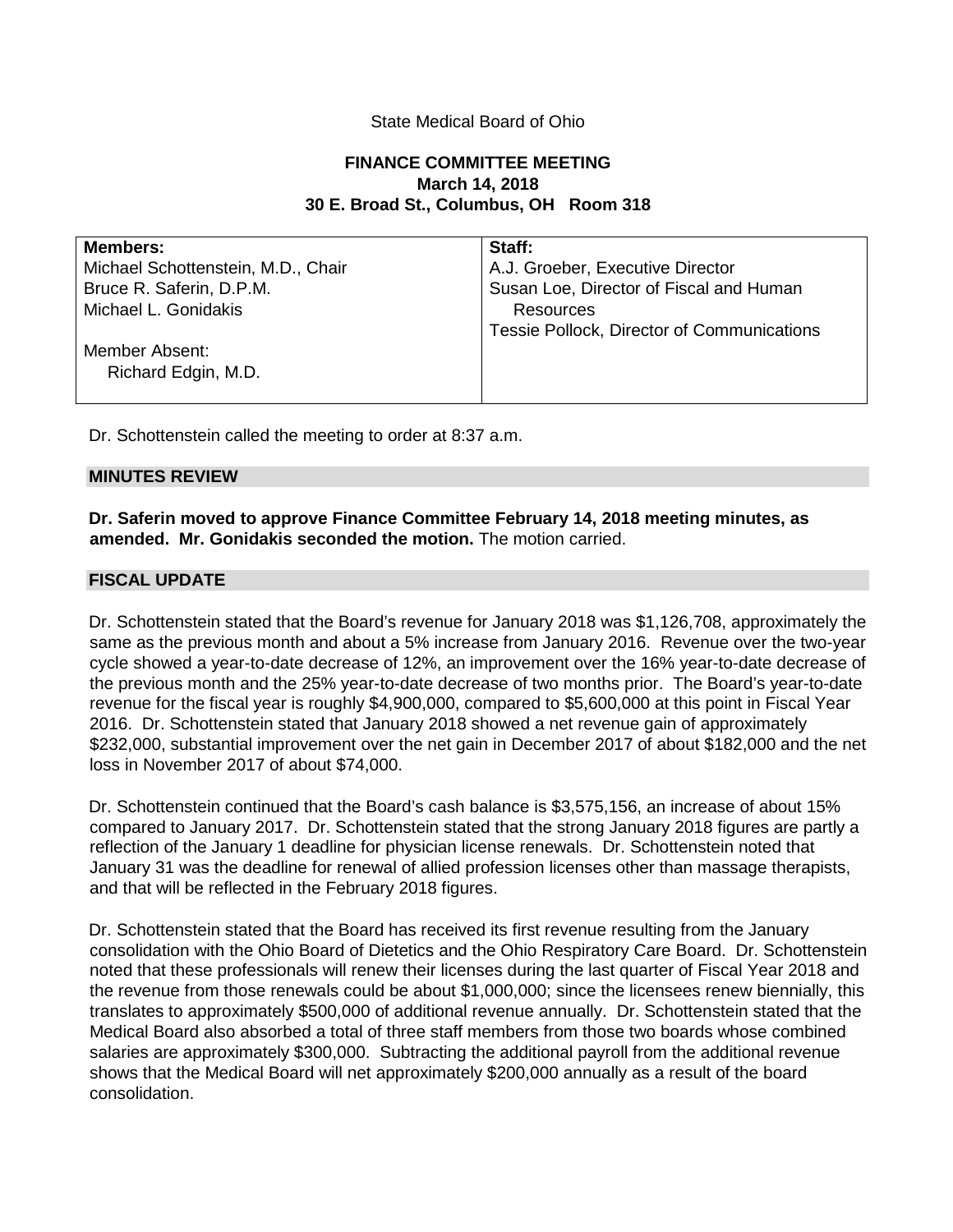State Medical Board of Ohio

**FINANCE COMMITTEE MEETING**
**March 14, 2018**
**30 E. Broad St., Columbus, OH Room 318**

| **Members:** | **Staff:** |
|---|---|
| Michael Schottenstein, M.D., Chair | A.J. Groeber, Executive Director |
| Bruce R. Saferin, D.P.M. | Susan Loe, Director of Fiscal and Human Resources |
| Michael L. Gonidakis | Tessie Pollock, Director of Communications |
| Member Absent: Richard Edgin, M.D. | |

Dr. Schottenstein called the meeting to order at 8:37 a.m.

## MINUTES REVIEW

**Dr. Saferin moved to approve Finance Committee February 14, 2018 meeting minutes, as amended. Mr. Gonidakis seconded the motion.** The motion carried.

## FISCAL UPDATE

Dr. Schottenstein stated that the Board's revenue for January 2018 was $1,126,708, approximately the same as the previous month and about a 5% increase from January 2016. Revenue over the two-year cycle showed a year-to-date decrease of 12%, an improvement over the 16% year-to-date decrease of the previous month and the 25% year-to-date decrease of two months prior. The Board's year-to-date revenue for the fiscal year is roughly $4,900,000, compared to $5,600,000 at this point in Fiscal Year 2016. Dr. Schottenstein stated that January 2018 showed a net revenue gain of approximately $232,000, substantial improvement over the net gain in December 2017 of about $182,000 and the net loss in November 2017 of about $74,000.

Dr. Schottenstein continued that the Board's cash balance is $3,575,156, an increase of about 15% compared to January 2017. Dr. Schottenstein stated that the strong January 2018 figures are partly a reflection of the January 1 deadline for physician license renewals. Dr. Schottenstein noted that January 31 was the deadline for renewal of allied profession licenses other than massage therapists, and that will be reflected in the February 2018 figures.

Dr. Schottenstein stated that the Board has received its first revenue resulting from the January consolidation with the Ohio Board of Dietetics and the Ohio Respiratory Care Board. Dr. Schottenstein noted that these professionals will renew their licenses during the last quarter of Fiscal Year 2018 and the revenue from those renewals could be about $1,000,000; since the licensees renew biennially, this translates to approximately $500,000 of additional revenue annually. Dr. Schottenstein stated that the Medical Board also absorbed a total of three staff members from those two boards whose combined salaries are approximately $300,000. Subtracting the additional payroll from the additional revenue shows that the Medical Board will net approximately $200,000 annually as a result of the board consolidation.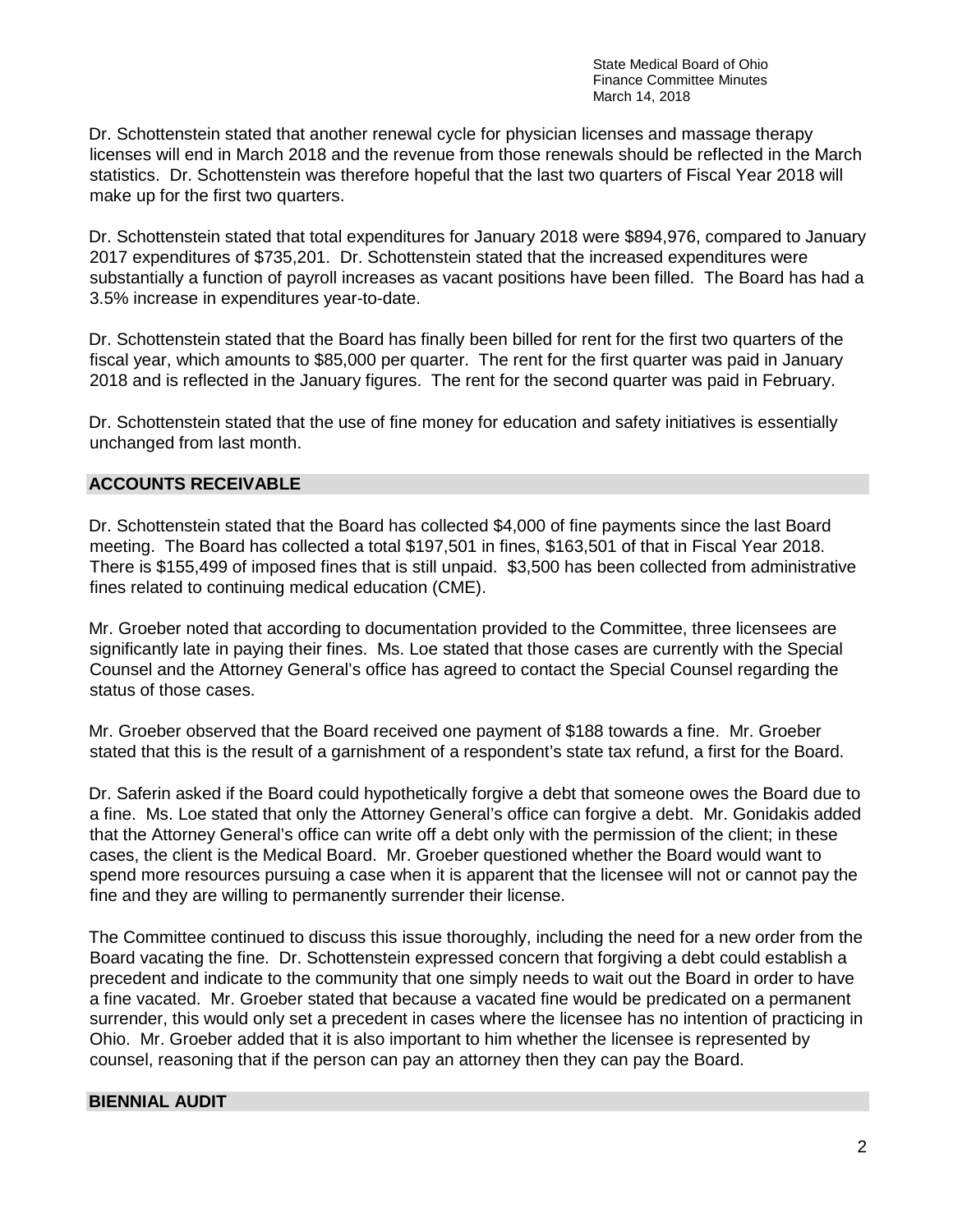Dr. Schottenstein stated that another renewal cycle for physician licenses and massage therapy licenses will end in March 2018 and the revenue from those renewals should be reflected in the March statistics. Dr. Schottenstein was therefore hopeful that the last two quarters of Fiscal Year 2018 will make up for the first two quarters.

Dr. Schottenstein stated that total expenditures for January 2018 were $894,976, compared to January 2017 expenditures of $735,201. Dr. Schottenstein stated that the increased expenditures were substantially a function of payroll increases as vacant positions have been filled. The Board has had a 3.5% increase in expenditures year-to-date.

Dr. Schottenstein stated that the Board has finally been billed for rent for the first two quarters of the fiscal year, which amounts to $85,000 per quarter. The rent for the first quarter was paid in January 2018 and is reflected in the January figures. The rent for the second quarter was paid in February.

Dr. Schottenstein stated that the use of fine money for education and safety initiatives is essentially unchanged from last month.

## ACCOUNTS RECEIVABLE

Dr. Schottenstein stated that the Board has collected $4,000 of fine payments since the last Board meeting. The Board has collected a total $197,501 in fines, $163,501 of that in Fiscal Year 2018. There is $155,499 of imposed fines that is still unpaid. $3,500 has been collected from administrative fines related to continuing medical education (CME).

Mr. Groeber noted that according to documentation provided to the Committee, three licensees are significantly late in paying their fines. Ms. Loe stated that those cases are currently with the Special Counsel and the Attorney General's office has agreed to contact the Special Counsel regarding the status of those cases.

Mr. Groeber observed that the Board received one payment of $188 towards a fine. Mr. Groeber stated that this is the result of a garnishment of a respondent's state tax refund, a first for the Board.

Dr. Saferin asked if the Board could hypothetically forgive a debt that someone owes the Board due to a fine. Ms. Loe stated that only the Attorney General's office can forgive a debt. Mr. Gonidakis added that the Attorney General's office can write off a debt only with the permission of the client; in these cases, the client is the Medical Board. Mr. Groeber questioned whether the Board would want to spend more resources pursuing a case when it is apparent that the licensee will not or cannot pay the fine and they are willing to permanently surrender their license.

The Committee continued to discuss this issue thoroughly, including the need for a new order from the Board vacating the fine. Dr. Schottenstein expressed concern that forgiving a debt could establish a precedent and indicate to the community that one simply needs to wait out the Board in order to have a fine vacated. Mr. Groeber stated that because a vacated fine would be predicated on a permanent surrender, this would only set a precedent in cases where the licensee has no intention of practicing in Ohio. Mr. Groeber added that it is also important to him whether the licensee is represented by counsel, reasoning that if the person can pay an attorney then they can pay the Board.

## BIENNIAL AUDIT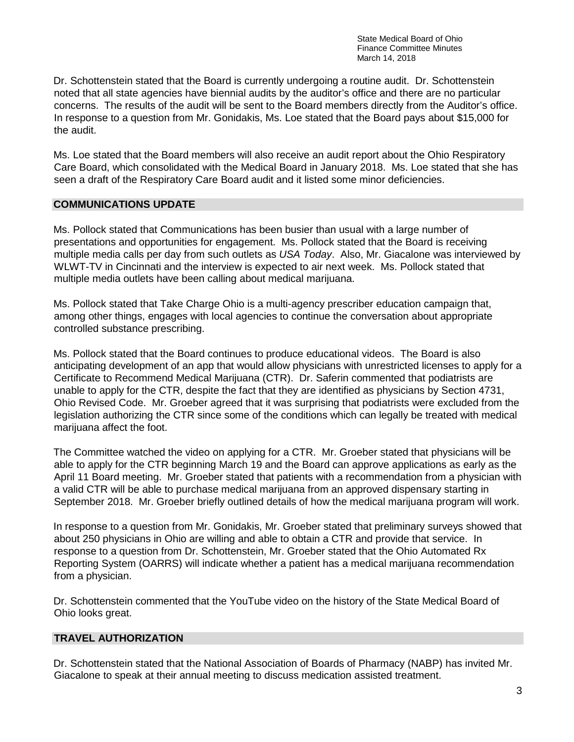Dr. Schottenstein stated that the Board is currently undergoing a routine audit. Dr. Schottenstein noted that all state agencies have biennial audits by the auditor's office and there are no particular concerns. The results of the audit will be sent to the Board members directly from the Auditor's office. In response to a question from Mr. Gonidakis, Ms. Loe stated that the Board pays about $15,000 for the audit.

Ms. Loe stated that the Board members will also receive an audit report about the Ohio Respiratory Care Board, which consolidated with the Medical Board in January 2018. Ms. Loe stated that she has seen a draft of the Respiratory Care Board audit and it listed some minor deficiencies.

## COMMUNICATIONS UPDATE

Ms. Pollock stated that Communications has been busier than usual with a large number of presentations and opportunities for engagement. Ms. Pollock stated that the Board is receiving multiple media calls per day from such outlets as *USA Today*. Also, Mr. Giacalone was interviewed by WLWT-TV in Cincinnati and the interview is expected to air next week. Ms. Pollock stated that multiple media outlets have been calling about medical marijuana.

Ms. Pollock stated that Take Charge Ohio is a multi-agency prescriber education campaign that, among other things, engages with local agencies to continue the conversation about appropriate controlled substance prescribing.

Ms. Pollock stated that the Board continues to produce educational videos. The Board is also anticipating development of an app that would allow physicians with unrestricted licenses to apply for a Certificate to Recommend Medical Marijuana (CTR). Dr. Saferin commented that podiatrists are unable to apply for the CTR, despite the fact that they are identified as physicians by Section 4731, Ohio Revised Code. Mr. Groeber agreed that it was surprising that podiatrists were excluded from the legislation authorizing the CTR since some of the conditions which can legally be treated with medical marijuana affect the foot.

The Committee watched the video on applying for a CTR. Mr. Groeber stated that physicians will be able to apply for the CTR beginning March 19 and the Board can approve applications as early as the April 11 Board meeting. Mr. Groeber stated that patients with a recommendation from a physician with a valid CTR will be able to purchase medical marijuana from an approved dispensary starting in September 2018. Mr. Groeber briefly outlined details of how the medical marijuana program will work.

In response to a question from Mr. Gonidakis, Mr. Groeber stated that preliminary surveys showed that about 250 physicians in Ohio are willing and able to obtain a CTR and provide that service. In response to a question from Dr. Schottenstein, Mr. Groeber stated that the Ohio Automated Rx Reporting System (OARRS) will indicate whether a patient has a medical marijuana recommendation from a physician.

Dr. Schottenstein commented that the YouTube video on the history of the State Medical Board of Ohio looks great.

## TRAVEL AUTHORIZATION

Dr. Schottenstein stated that the National Association of Boards of Pharmacy (NABP) has invited Mr. Giacalone to speak at their annual meeting to discuss medication assisted treatment.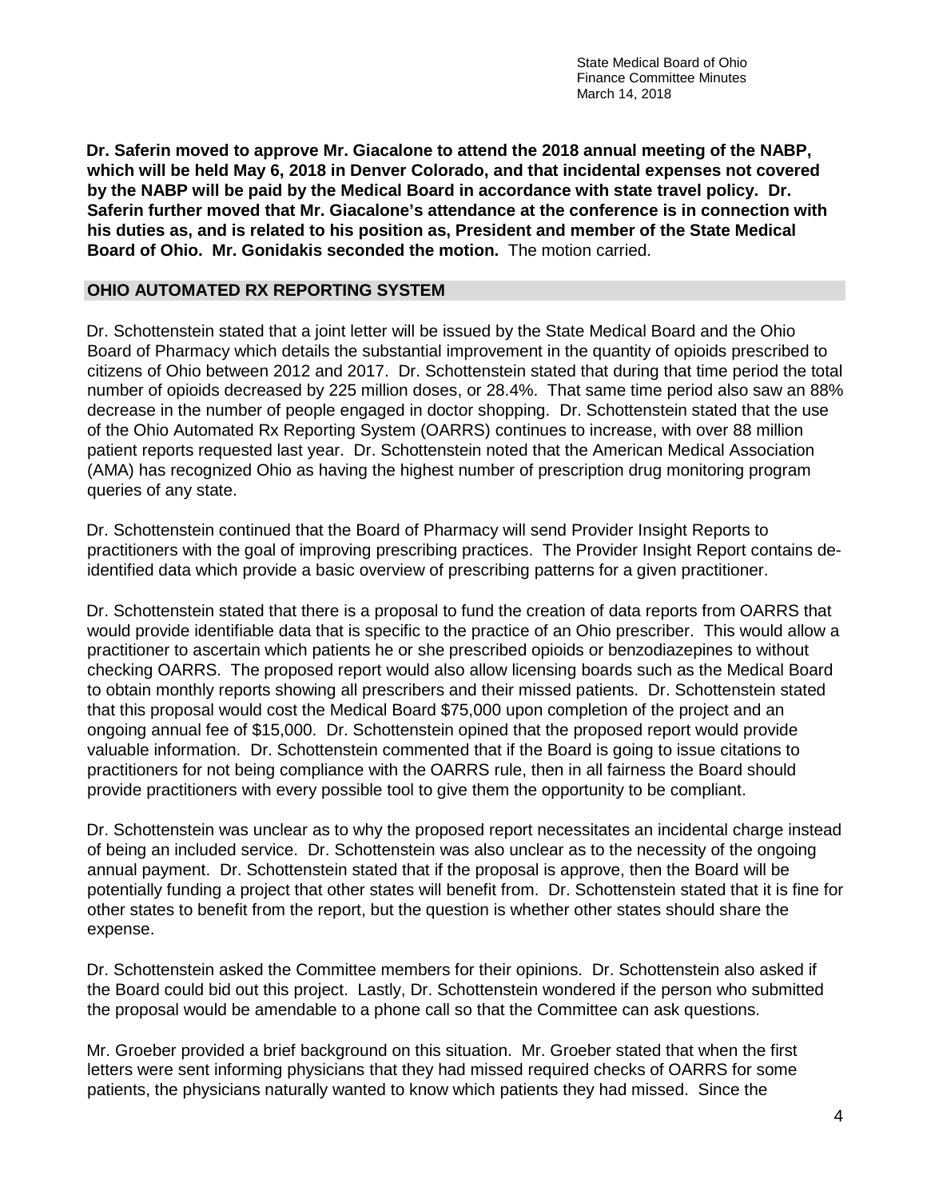**Dr. Saferin moved to approve Mr. Giacalone to attend the 2018 annual meeting of the NABP, which will be held May 6, 2018 in Denver Colorado, and that incidental expenses not covered by the NABP will be paid by the Medical Board in accordance with state travel policy. Dr. Saferin further moved that Mr. Giacalone's attendance at the conference is in connection with his duties as, and is related to his position as, President and member of the State Medical Board of Ohio. Mr. Gonidakis seconded the motion.** The motion carried.

## OHIO AUTOMATED RX REPORTING SYSTEM

Dr. Schottenstein stated that a joint letter will be issued by the State Medical Board and the Ohio Board of Pharmacy which details the substantial improvement in the quantity of opioids prescribed to citizens of Ohio between 2012 and 2017. Dr. Schottenstein stated that during that time period the total number of opioids decreased by 225 million doses, or 28.4%. That same time period also saw an 88% decrease in the number of people engaged in doctor shopping. Dr. Schottenstein stated that the use of the Ohio Automated Rx Reporting System (OARRS) continues to increase, with over 88 million patient reports requested last year. Dr. Schottenstein noted that the American Medical Association (AMA) has recognized Ohio as having the highest number of prescription drug monitoring program queries of any state.

Dr. Schottenstein continued that the Board of Pharmacy will send Provider Insight Reports to practitioners with the goal of improving prescribing practices. The Provider Insight Report contains de-identified data which provide a basic overview of prescribing patterns for a given practitioner.

Dr. Schottenstein stated that there is a proposal to fund the creation of data reports from OARRS that would provide identifiable data that is specific to the practice of an Ohio prescriber. This would allow a practitioner to ascertain which patients he or she prescribed opioids or benzodiazepines to without checking OARRS. The proposed report would also allow licensing boards such as the Medical Board to obtain monthly reports showing all prescribers and their missed patients. Dr. Schottenstein stated that this proposal would cost the Medical Board $75,000 upon completion of the project and an ongoing annual fee of $15,000. Dr. Schottenstein opined that the proposed report would provide valuable information. Dr. Schottenstein commented that if the Board is going to issue citations to practitioners for not being compliance with the OARRS rule, then in all fairness the Board should provide practitioners with every possible tool to give them the opportunity to be compliant.

Dr. Schottenstein was unclear as to why the proposed report necessitates an incidental charge instead of being an included service. Dr. Schottenstein was also unclear as to the necessity of the ongoing annual payment. Dr. Schottenstein stated that if the proposal is approve, then the Board will be potentially funding a project that other states will benefit from. Dr. Schottenstein stated that it is fine for other states to benefit from the report, but the question is whether other states should share the expense.

Dr. Schottenstein asked the Committee members for their opinions. Dr. Schottenstein also asked if the Board could bid out this project. Lastly, Dr. Schottenstein wondered if the person who submitted the proposal would be amendable to a phone call so that the Committee can ask questions.

Mr. Groeber provided a brief background on this situation. Mr. Groeber stated that when the first letters were sent informing physicians that they had missed required checks of OARRS for some patients, the physicians naturally wanted to know which patients they had missed. Since the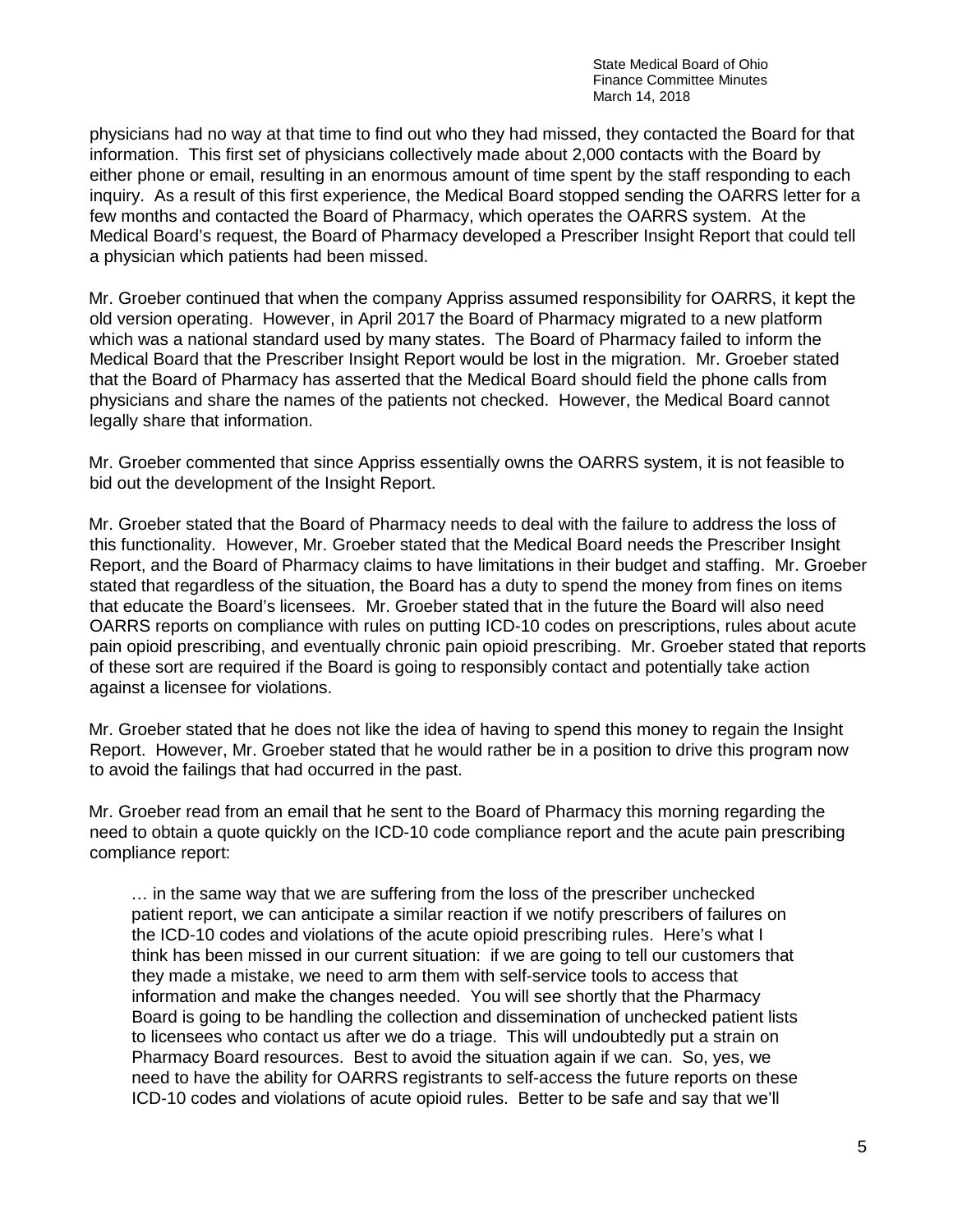physicians had no way at that time to find out who they had missed, they contacted the Board for that information. This first set of physicians collectively made about 2,000 contacts with the Board by either phone or email, resulting in an enormous amount of time spent by the staff responding to each inquiry. As a result of this first experience, the Medical Board stopped sending the OARRS letter for a few months and contacted the Board of Pharmacy, which operates the OARRS system. At the Medical Board's request, the Board of Pharmacy developed a Prescriber Insight Report that could tell a physician which patients had been missed.

Mr. Groeber continued that when the company Appriss assumed responsibility for OARRS, it kept the old version operating. However, in April 2017 the Board of Pharmacy migrated to a new platform which was a national standard used by many states. The Board of Pharmacy failed to inform the Medical Board that the Prescriber Insight Report would be lost in the migration. Mr. Groeber stated that the Board of Pharmacy has asserted that the Medical Board should field the phone calls from physicians and share the names of the patients not checked. However, the Medical Board cannot legally share that information.

Mr. Groeber commented that since Appriss essentially owns the OARRS system, it is not feasible to bid out the development of the Insight Report.

Mr. Groeber stated that the Board of Pharmacy needs to deal with the failure to address the loss of this functionality. However, Mr. Groeber stated that the Medical Board needs the Prescriber Insight Report, and the Board of Pharmacy claims to have limitations in their budget and staffing. Mr. Groeber stated that regardless of the situation, the Board has a duty to spend the money from fines on items that educate the Board's licensees. Mr. Groeber stated that in the future the Board will also need OARRS reports on compliance with rules on putting ICD-10 codes on prescriptions, rules about acute pain opioid prescribing, and eventually chronic pain opioid prescribing. Mr. Groeber stated that reports of these sort are required if the Board is going to responsibly contact and potentially take action against a licensee for violations.

Mr. Groeber stated that he does not like the idea of having to spend this money to regain the Insight Report. However, Mr. Groeber stated that he would rather be in a position to drive this program now to avoid the failings that had occurred in the past.

Mr. Groeber read from an email that he sent to the Board of Pharmacy this morning regarding the need to obtain a quote quickly on the ICD-10 code compliance report and the acute pain prescribing compliance report:

> … in the same way that we are suffering from the loss of the prescriber unchecked patient report, we can anticipate a similar reaction if we notify prescribers of failures on the ICD-10 codes and violations of the acute opioid prescribing rules. Here's what I think has been missed in our current situation: if we are going to tell our customers that they made a mistake, we need to arm them with self-service tools to access that information and make the changes needed. You will see shortly that the Pharmacy Board is going to be handling the collection and dissemination of unchecked patient lists to licensees who contact us after we do a triage. This will undoubtedly put a strain on Pharmacy Board resources. Best to avoid the situation again if we can. So, yes, we need to have the ability for OARRS registrants to self-access the future reports on these ICD-10 codes and violations of acute opioid rules. Better to be safe and say that we'll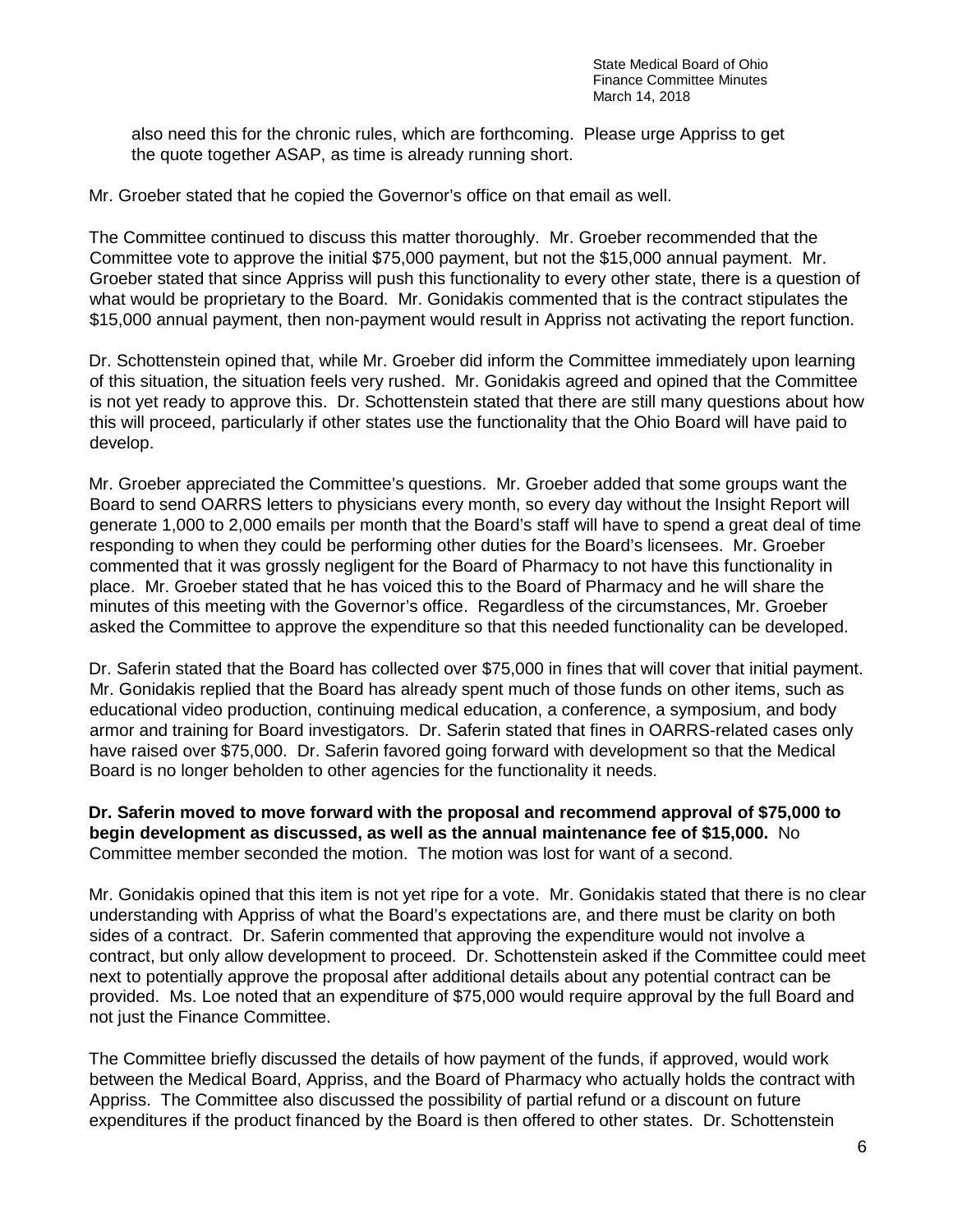also need this for the chronic rules, which are forthcoming. Please urge Appriss to get the quote together ASAP, as time is already running short.

Mr. Groeber stated that he copied the Governor's office on that email as well.

The Committee continued to discuss this matter thoroughly. Mr. Groeber recommended that the Committee vote to approve the initial $75,000 payment, but not the $15,000 annual payment. Mr. Groeber stated that since Appriss will push this functionality to every other state, there is a question of what would be proprietary to the Board. Mr. Gonidakis commented that is the contract stipulates the $15,000 annual payment, then non-payment would result in Appriss not activating the report function.

Dr. Schottenstein opined that, while Mr. Groeber did inform the Committee immediately upon learning of this situation, the situation feels very rushed. Mr. Gonidakis agreed and opined that the Committee is not yet ready to approve this. Dr. Schottenstein stated that there are still many questions about how this will proceed, particularly if other states use the functionality that the Ohio Board will have paid to develop.

Mr. Groeber appreciated the Committee's questions. Mr. Groeber added that some groups want the Board to send OARRS letters to physicians every month, so every day without the Insight Report will generate 1,000 to 2,000 emails per month that the Board's staff will have to spend a great deal of time responding to when they could be performing other duties for the Board's licensees. Mr. Groeber commented that it was grossly negligent for the Board of Pharmacy to not have this functionality in place. Mr. Groeber stated that he has voiced this to the Board of Pharmacy and he will share the minutes of this meeting with the Governor's office. Regardless of the circumstances, Mr. Groeber asked the Committee to approve the expenditure so that this needed functionality can be developed.

Dr. Saferin stated that the Board has collected over $75,000 in fines that will cover that initial payment. Mr. Gonidakis replied that the Board has already spent much of those funds on other items, such as educational video production, continuing medical education, a conference, a symposium, and body armor and training for Board investigators. Dr. Saferin stated that fines in OARRS-related cases only have raised over $75,000. Dr. Saferin favored going forward with development so that the Medical Board is no longer beholden to other agencies for the functionality it needs.

**Dr. Saferin moved to move forward with the proposal and recommend approval of $75,000 to begin development as discussed, as well as the annual maintenance fee of $15,000.** No Committee member seconded the motion. The motion was lost for want of a second.

Mr. Gonidakis opined that this item is not yet ripe for a vote. Mr. Gonidakis stated that there is no clear understanding with Appriss of what the Board's expectations are, and there must be clarity on both sides of a contract. Dr. Saferin commented that approving the expenditure would not involve a contract, but only allow development to proceed. Dr. Schottenstein asked if the Committee could meet next to potentially approve the proposal after additional details about any potential contract can be provided. Ms. Loe noted that an expenditure of $75,000 would require approval by the full Board and not just the Finance Committee.

The Committee briefly discussed the details of how payment of the funds, if approved, would work between the Medical Board, Appriss, and the Board of Pharmacy who actually holds the contract with Appriss. The Committee also discussed the possibility of partial refund or a discount on future expenditures if the product financed by the Board is then offered to other states. Dr. Schottenstein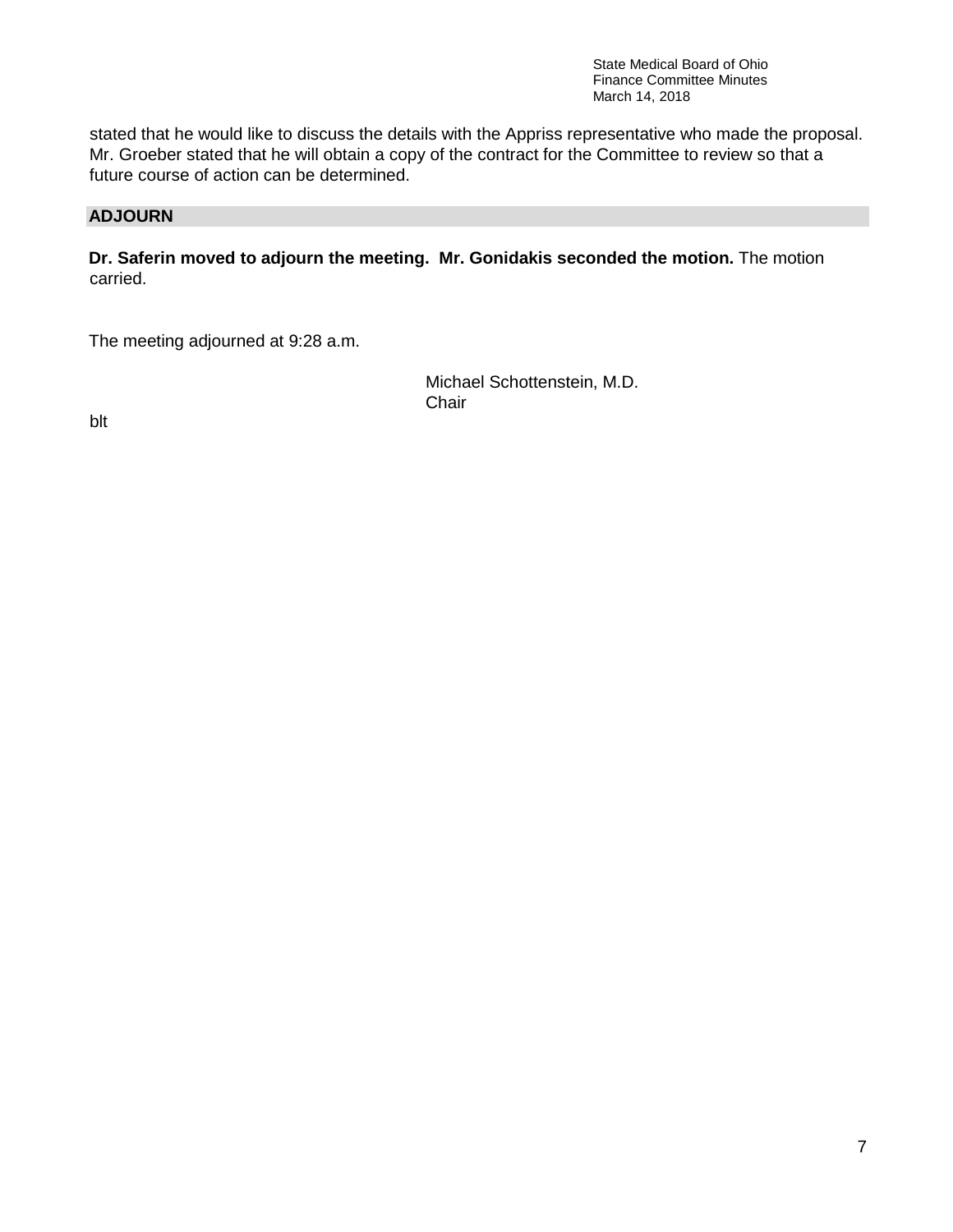stated that he would like to discuss the details with the Appriss representative who made the proposal. Mr. Groeber stated that he will obtain a copy of the contract for the Committee to review so that a future course of action can be determined.

## ADJOURN

**Dr. Saferin moved to adjourn the meeting. Mr. Gonidakis seconded the motion.** The motion carried.

The meeting adjourned at 9:28 a.m.

Michael Schottenstein, M.D.
Chair

blt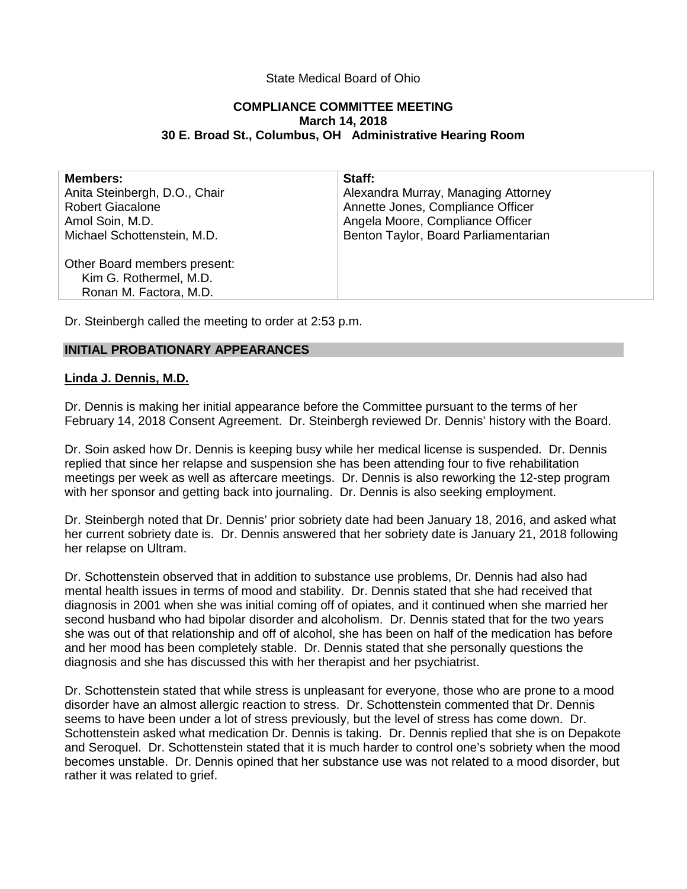State Medical Board of Ohio

**COMPLIANCE COMMITTEE MEETING**
**March 14, 2018**
**30 E. Broad St., Columbus, OH Administrative Hearing Room**

| **Members:** | **Staff:** |
| --- | --- |
| Anita Steinbergh, D.O., Chair | Alexandra Murray, Managing Attorney |
| Robert Giacalone | Annette Jones, Compliance Officer |
| Amol Soin, M.D. | Angela Moore, Compliance Officer |
| Michael Schottenstein, M.D. | Benton Taylor, Board Parliamentarian |
| Other Board members present: Kim G. Rothermel, M.D. Ronan M. Factora, M.D. | |

Dr. Steinbergh called the meeting to order at 2:53 p.m.

## INITIAL PROBATIONARY APPEARANCES

**Linda J. Dennis, M.D.**

Dr. Dennis is making her initial appearance before the Committee pursuant to the terms of her February 14, 2018 Consent Agreement. Dr. Steinbergh reviewed Dr. Dennis' history with the Board.

Dr. Soin asked how Dr. Dennis is keeping busy while her medical license is suspended. Dr. Dennis replied that since her relapse and suspension she has been attending four to five rehabilitation meetings per week as well as aftercare meetings. Dr. Dennis is also reworking the 12-step program with her sponsor and getting back into journaling. Dr. Dennis is also seeking employment.

Dr. Steinbergh noted that Dr. Dennis' prior sobriety date had been January 18, 2016, and asked what her current sobriety date is. Dr. Dennis answered that her sobriety date is January 21, 2018 following her relapse on Ultram.

Dr. Schottenstein observed that in addition to substance use problems, Dr. Dennis had also had mental health issues in terms of mood and stability. Dr. Dennis stated that she had received that diagnosis in 2001 when she was initial coming off of opiates, and it continued when she married her second husband who had bipolar disorder and alcoholism. Dr. Dennis stated that for the two years she was out of that relationship and off of alcohol, she has been on half of the medication has before and her mood has been completely stable. Dr. Dennis stated that she personally questions the diagnosis and she has discussed this with her therapist and her psychiatrist.

Dr. Schottenstein stated that while stress is unpleasant for everyone, those who are prone to a mood disorder have an almost allergic reaction to stress. Dr. Schottenstein commented that Dr. Dennis seems to have been under a lot of stress previously, but the level of stress has come down. Dr. Schottenstein asked what medication Dr. Dennis is taking. Dr. Dennis replied that she is on Depakote and Seroquel. Dr. Schottenstein stated that it is much harder to control one's sobriety when the mood becomes unstable. Dr. Dennis opined that her substance use was not related to a mood disorder, but rather it was related to grief.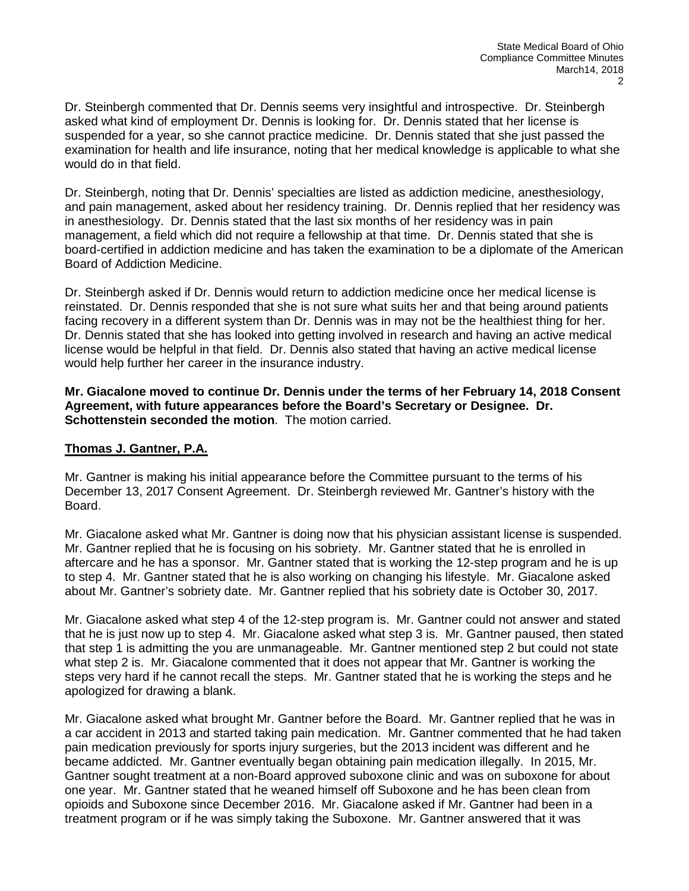Dr. Steinbergh commented that Dr. Dennis seems very insightful and introspective. Dr. Steinbergh asked what kind of employment Dr. Dennis is looking for. Dr. Dennis stated that her license is suspended for a year, so she cannot practice medicine. Dr. Dennis stated that she just passed the examination for health and life insurance, noting that her medical knowledge is applicable to what she would do in that field.

Dr. Steinbergh, noting that Dr. Dennis' specialties are listed as addiction medicine, anesthesiology, and pain management, asked about her residency training. Dr. Dennis replied that her residency was in anesthesiology. Dr. Dennis stated that the last six months of her residency was in pain management, a field which did not require a fellowship at that time. Dr. Dennis stated that she is board-certified in addiction medicine and has taken the examination to be a diplomate of the American Board of Addiction Medicine.

Dr. Steinbergh asked if Dr. Dennis would return to addiction medicine once her medical license is reinstated. Dr. Dennis responded that she is not sure what suits her and that being around patients facing recovery in a different system than Dr. Dennis was in may not be the healthiest thing for her. Dr. Dennis stated that she has looked into getting involved in research and having an active medical license would be helpful in that field. Dr. Dennis also stated that having an active medical license would help further her career in the insurance industry.

**Mr. Giacalone moved to continue Dr. Dennis under the terms of her February 14, 2018 Consent Agreement, with future appearances before the Board's Secretary or Designee. Dr. Schottenstein seconded the motion**. The motion carried.

**Thomas J. Gantner, P.A.**

Mr. Gantner is making his initial appearance before the Committee pursuant to the terms of his December 13, 2017 Consent Agreement. Dr. Steinbergh reviewed Mr. Gantner's history with the Board.

Mr. Giacalone asked what Mr. Gantner is doing now that his physician assistant license is suspended. Mr. Gantner replied that he is focusing on his sobriety. Mr. Gantner stated that he is enrolled in aftercare and he has a sponsor. Mr. Gantner stated that is working the 12-step program and he is up to step 4. Mr. Gantner stated that he is also working on changing his lifestyle. Mr. Giacalone asked about Mr. Gantner's sobriety date. Mr. Gantner replied that his sobriety date is October 30, 2017.

Mr. Giacalone asked what step 4 of the 12-step program is. Mr. Gantner could not answer and stated that he is just now up to step 4. Mr. Giacalone asked what step 3 is. Mr. Gantner paused, then stated that step 1 is admitting the you are unmanageable. Mr. Gantner mentioned step 2 but could not state what step 2 is. Mr. Giacalone commented that it does not appear that Mr. Gantner is working the steps very hard if he cannot recall the steps. Mr. Gantner stated that he is working the steps and he apologized for drawing a blank.

Mr. Giacalone asked what brought Mr. Gantner before the Board. Mr. Gantner replied that he was in a car accident in 2013 and started taking pain medication. Mr. Gantner commented that he had taken pain medication previously for sports injury surgeries, but the 2013 incident was different and he became addicted. Mr. Gantner eventually began obtaining pain medication illegally. In 2015, Mr. Gantner sought treatment at a non-Board approved suboxone clinic and was on suboxone for about one year. Mr. Gantner stated that he weaned himself off Suboxone and he has been clean from opioids and Suboxone since December 2016. Mr. Giacalone asked if Mr. Gantner had been in a treatment program or if he was simply taking the Suboxone. Mr. Gantner answered that it was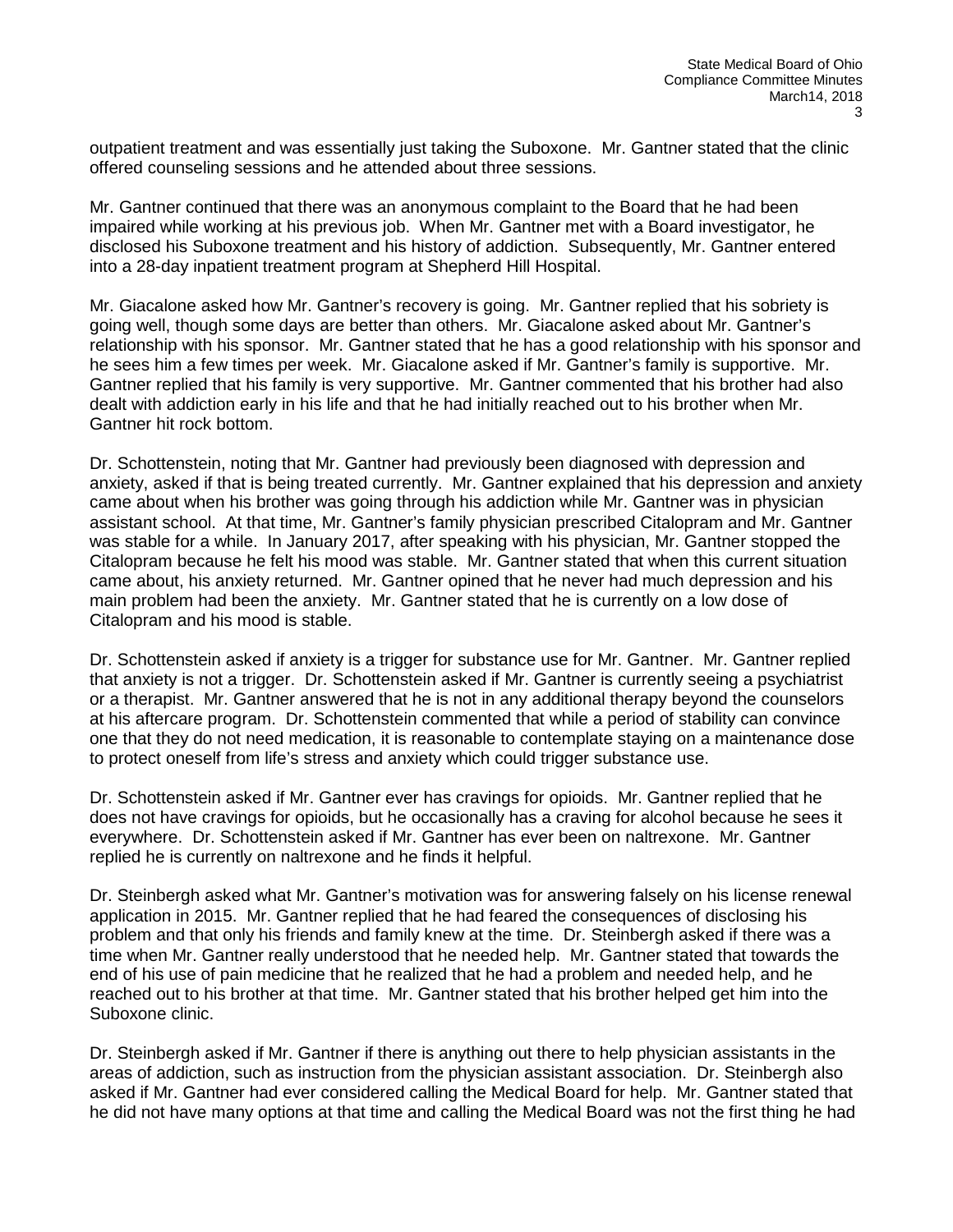outpatient treatment and was essentially just taking the Suboxone. Mr. Gantner stated that the clinic offered counseling sessions and he attended about three sessions.

Mr. Gantner continued that there was an anonymous complaint to the Board that he had been impaired while working at his previous job. When Mr. Gantner met with a Board investigator, he disclosed his Suboxone treatment and his history of addiction. Subsequently, Mr. Gantner entered into a 28-day inpatient treatment program at Shepherd Hill Hospital.

Mr. Giacalone asked how Mr. Gantner's recovery is going. Mr. Gantner replied that his sobriety is going well, though some days are better than others. Mr. Giacalone asked about Mr. Gantner's relationship with his sponsor. Mr. Gantner stated that he has a good relationship with his sponsor and he sees him a few times per week. Mr. Giacalone asked if Mr. Gantner's family is supportive. Mr. Gantner replied that his family is very supportive. Mr. Gantner commented that his brother had also dealt with addiction early in his life and that he had initially reached out to his brother when Mr. Gantner hit rock bottom.

Dr. Schottenstein, noting that Mr. Gantner had previously been diagnosed with depression and anxiety, asked if that is being treated currently. Mr. Gantner explained that his depression and anxiety came about when his brother was going through his addiction while Mr. Gantner was in physician assistant school. At that time, Mr. Gantner's family physician prescribed Citalopram and Mr. Gantner was stable for a while. In January 2017, after speaking with his physician, Mr. Gantner stopped the Citalopram because he felt his mood was stable. Mr. Gantner stated that when this current situation came about, his anxiety returned. Mr. Gantner opined that he never had much depression and his main problem had been the anxiety. Mr. Gantner stated that he is currently on a low dose of Citalopram and his mood is stable.

Dr. Schottenstein asked if anxiety is a trigger for substance use for Mr. Gantner. Mr. Gantner replied that anxiety is not a trigger. Dr. Schottenstein asked if Mr. Gantner is currently seeing a psychiatrist or a therapist. Mr. Gantner answered that he is not in any additional therapy beyond the counselors at his aftercare program. Dr. Schottenstein commented that while a period of stability can convince one that they do not need medication, it is reasonable to contemplate staying on a maintenance dose to protect oneself from life's stress and anxiety which could trigger substance use.

Dr. Schottenstein asked if Mr. Gantner ever has cravings for opioids. Mr. Gantner replied that he does not have cravings for opioids, but he occasionally has a craving for alcohol because he sees it everywhere. Dr. Schottenstein asked if Mr. Gantner has ever been on naltrexone. Mr. Gantner replied he is currently on naltrexone and he finds it helpful.

Dr. Steinbergh asked what Mr. Gantner's motivation was for answering falsely on his license renewal application in 2015. Mr. Gantner replied that he had feared the consequences of disclosing his problem and that only his friends and family knew at the time. Dr. Steinbergh asked if there was a time when Mr. Gantner really understood that he needed help. Mr. Gantner stated that towards the end of his use of pain medicine that he realized that he had a problem and needed help, and he reached out to his brother at that time. Mr. Gantner stated that his brother helped get him into the Suboxone clinic.

Dr. Steinbergh asked if Mr. Gantner if there is anything out there to help physician assistants in the areas of addiction, such as instruction from the physician assistant association. Dr. Steinbergh also asked if Mr. Gantner had ever considered calling the Medical Board for help. Mr. Gantner stated that he did not have many options at that time and calling the Medical Board was not the first thing he had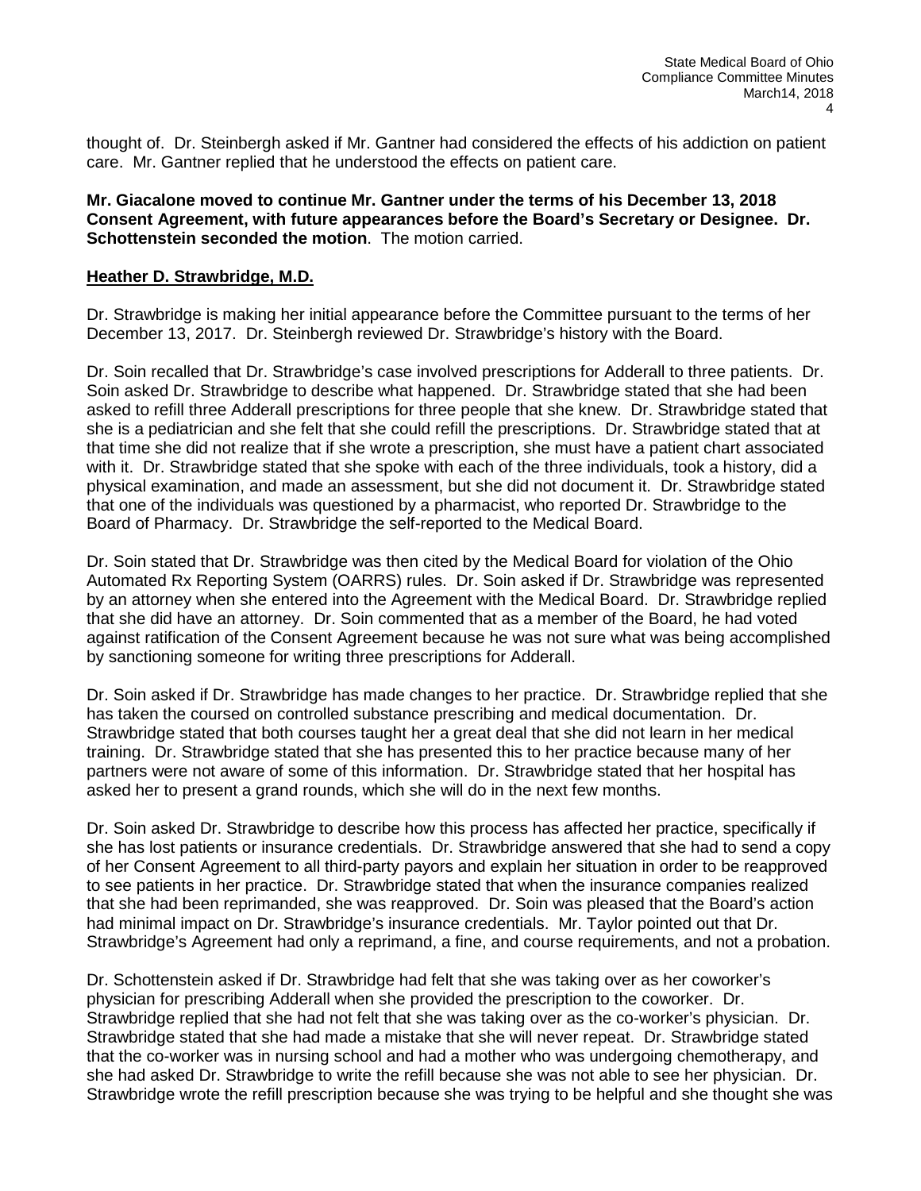thought of. Dr. Steinbergh asked if Mr. Gantner had considered the effects of his addiction on patient care. Mr. Gantner replied that he understood the effects on patient care.

**Mr. Giacalone moved to continue Mr. Gantner under the terms of his December 13, 2018 Consent Agreement, with future appearances before the Board's Secretary or Designee. Dr. Schottenstein seconded the motion**. The motion carried.

**Heather D. Strawbridge, M.D.**

Dr. Strawbridge is making her initial appearance before the Committee pursuant to the terms of her December 13, 2017. Dr. Steinbergh reviewed Dr. Strawbridge's history with the Board.

Dr. Soin recalled that Dr. Strawbridge's case involved prescriptions for Adderall to three patients. Dr. Soin asked Dr. Strawbridge to describe what happened. Dr. Strawbridge stated that she had been asked to refill three Adderall prescriptions for three people that she knew. Dr. Strawbridge stated that she is a pediatrician and she felt that she could refill the prescriptions. Dr. Strawbridge stated that at that time she did not realize that if she wrote a prescription, she must have a patient chart associated with it. Dr. Strawbridge stated that she spoke with each of the three individuals, took a history, did a physical examination, and made an assessment, but she did not document it. Dr. Strawbridge stated that one of the individuals was questioned by a pharmacist, who reported Dr. Strawbridge to the Board of Pharmacy. Dr. Strawbridge the self-reported to the Medical Board.

Dr. Soin stated that Dr. Strawbridge was then cited by the Medical Board for violation of the Ohio Automated Rx Reporting System (OARRS) rules. Dr. Soin asked if Dr. Strawbridge was represented by an attorney when she entered into the Agreement with the Medical Board. Dr. Strawbridge replied that she did have an attorney. Dr. Soin commented that as a member of the Board, he had voted against ratification of the Consent Agreement because he was not sure what was being accomplished by sanctioning someone for writing three prescriptions for Adderall.

Dr. Soin asked if Dr. Strawbridge has made changes to her practice. Dr. Strawbridge replied that she has taken the coursed on controlled substance prescribing and medical documentation. Dr. Strawbridge stated that both courses taught her a great deal that she did not learn in her medical training. Dr. Strawbridge stated that she has presented this to her practice because many of her partners were not aware of some of this information. Dr. Strawbridge stated that her hospital has asked her to present a grand rounds, which she will do in the next few months.

Dr. Soin asked Dr. Strawbridge to describe how this process has affected her practice, specifically if she has lost patients or insurance credentials. Dr. Strawbridge answered that she had to send a copy of her Consent Agreement to all third-party payors and explain her situation in order to be reapproved to see patients in her practice. Dr. Strawbridge stated that when the insurance companies realized that she had been reprimanded, she was reapproved. Dr. Soin was pleased that the Board's action had minimal impact on Dr. Strawbridge's insurance credentials. Mr. Taylor pointed out that Dr. Strawbridge's Agreement had only a reprimand, a fine, and course requirements, and not a probation.

Dr. Schottenstein asked if Dr. Strawbridge had felt that she was taking over as her coworker's physician for prescribing Adderall when she provided the prescription to the coworker. Dr. Strawbridge replied that she had not felt that she was taking over as the co-worker's physician. Dr. Strawbridge stated that she had made a mistake that she will never repeat. Dr. Strawbridge stated that the co-worker was in nursing school and had a mother who was undergoing chemotherapy, and she had asked Dr. Strawbridge to write the refill because she was not able to see her physician. Dr. Strawbridge wrote the refill prescription because she was trying to be helpful and she thought she was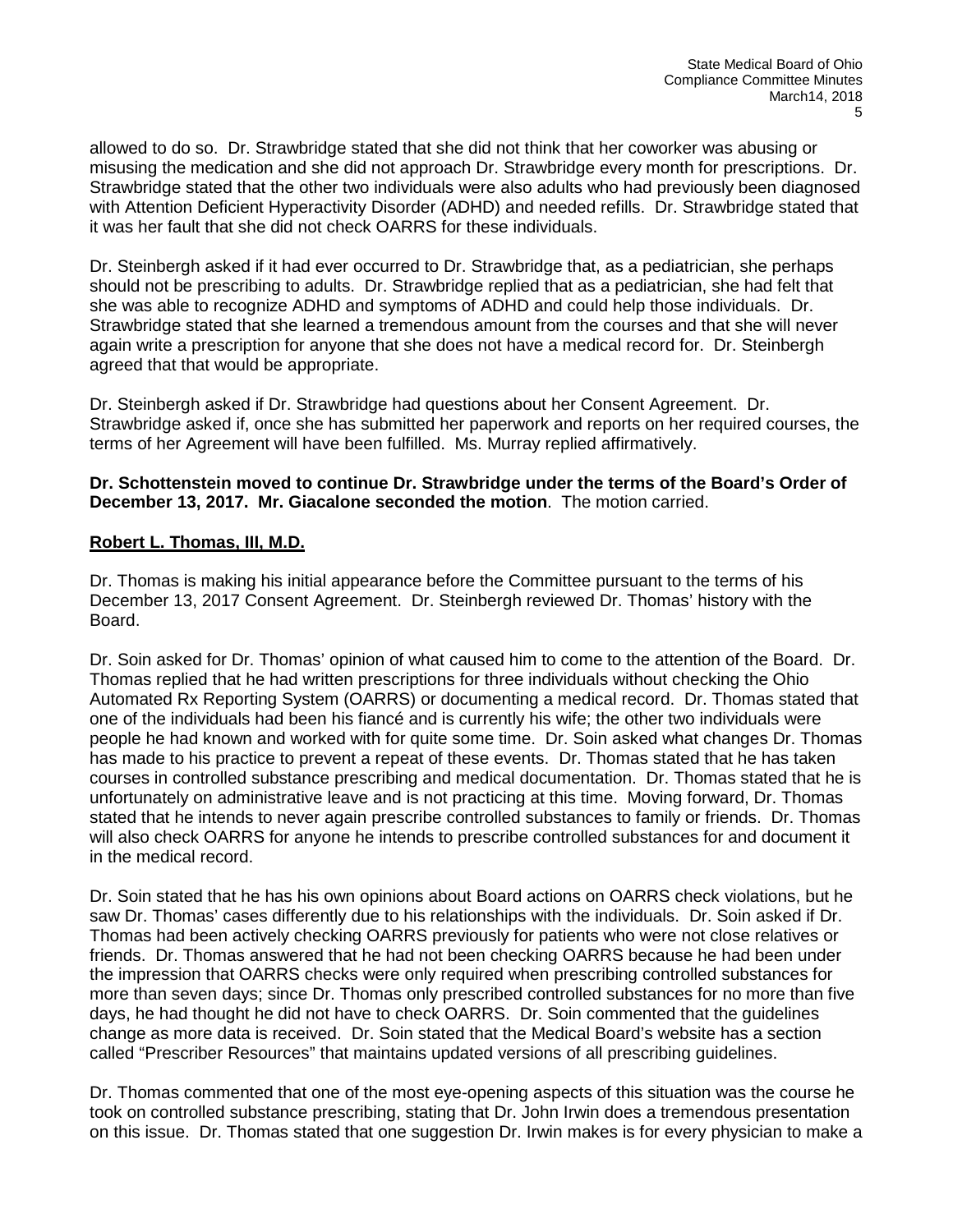allowed to do so. Dr. Strawbridge stated that she did not think that her coworker was abusing or misusing the medication and she did not approach Dr. Strawbridge every month for prescriptions. Dr. Strawbridge stated that the other two individuals were also adults who had previously been diagnosed with Attention Deficient Hyperactivity Disorder (ADHD) and needed refills. Dr. Strawbridge stated that it was her fault that she did not check OARRS for these individuals.

Dr. Steinbergh asked if it had ever occurred to Dr. Strawbridge that, as a pediatrician, she perhaps should not be prescribing to adults. Dr. Strawbridge replied that as a pediatrician, she had felt that she was able to recognize ADHD and symptoms of ADHD and could help those individuals. Dr. Strawbridge stated that she learned a tremendous amount from the courses and that she will never again write a prescription for anyone that she does not have a medical record for. Dr. Steinbergh agreed that that would be appropriate.

Dr. Steinbergh asked if Dr. Strawbridge had questions about her Consent Agreement. Dr. Strawbridge asked if, once she has submitted her paperwork and reports on her required courses, the terms of her Agreement will have been fulfilled. Ms. Murray replied affirmatively.

**Dr. Schottenstein moved to continue Dr. Strawbridge under the terms of the Board's Order of December 13, 2017. Mr. Giacalone seconded the motion**. The motion carried.

**Robert L. Thomas, III, M.D.**

Dr. Thomas is making his initial appearance before the Committee pursuant to the terms of his December 13, 2017 Consent Agreement. Dr. Steinbergh reviewed Dr. Thomas' history with the Board.

Dr. Soin asked for Dr. Thomas' opinion of what caused him to come to the attention of the Board. Dr. Thomas replied that he had written prescriptions for three individuals without checking the Ohio Automated Rx Reporting System (OARRS) or documenting a medical record. Dr. Thomas stated that one of the individuals had been his fiancé and is currently his wife; the other two individuals were people he had known and worked with for quite some time. Dr. Soin asked what changes Dr. Thomas has made to his practice to prevent a repeat of these events. Dr. Thomas stated that he has taken courses in controlled substance prescribing and medical documentation. Dr. Thomas stated that he is unfortunately on administrative leave and is not practicing at this time. Moving forward, Dr. Thomas stated that he intends to never again prescribe controlled substances to family or friends. Dr. Thomas will also check OARRS for anyone he intends to prescribe controlled substances for and document it in the medical record.

Dr. Soin stated that he has his own opinions about Board actions on OARRS check violations, but he saw Dr. Thomas' cases differently due to his relationships with the individuals. Dr. Soin asked if Dr. Thomas had been actively checking OARRS previously for patients who were not close relatives or friends. Dr. Thomas answered that he had not been checking OARRS because he had been under the impression that OARRS checks were only required when prescribing controlled substances for more than seven days; since Dr. Thomas only prescribed controlled substances for no more than five days, he had thought he did not have to check OARRS. Dr. Soin commented that the guidelines change as more data is received. Dr. Soin stated that the Medical Board's website has a section called "Prescriber Resources" that maintains updated versions of all prescribing guidelines.

Dr. Thomas commented that one of the most eye-opening aspects of this situation was the course he took on controlled substance prescribing, stating that Dr. John Irwin does a tremendous presentation on this issue. Dr. Thomas stated that one suggestion Dr. Irwin makes is for every physician to make a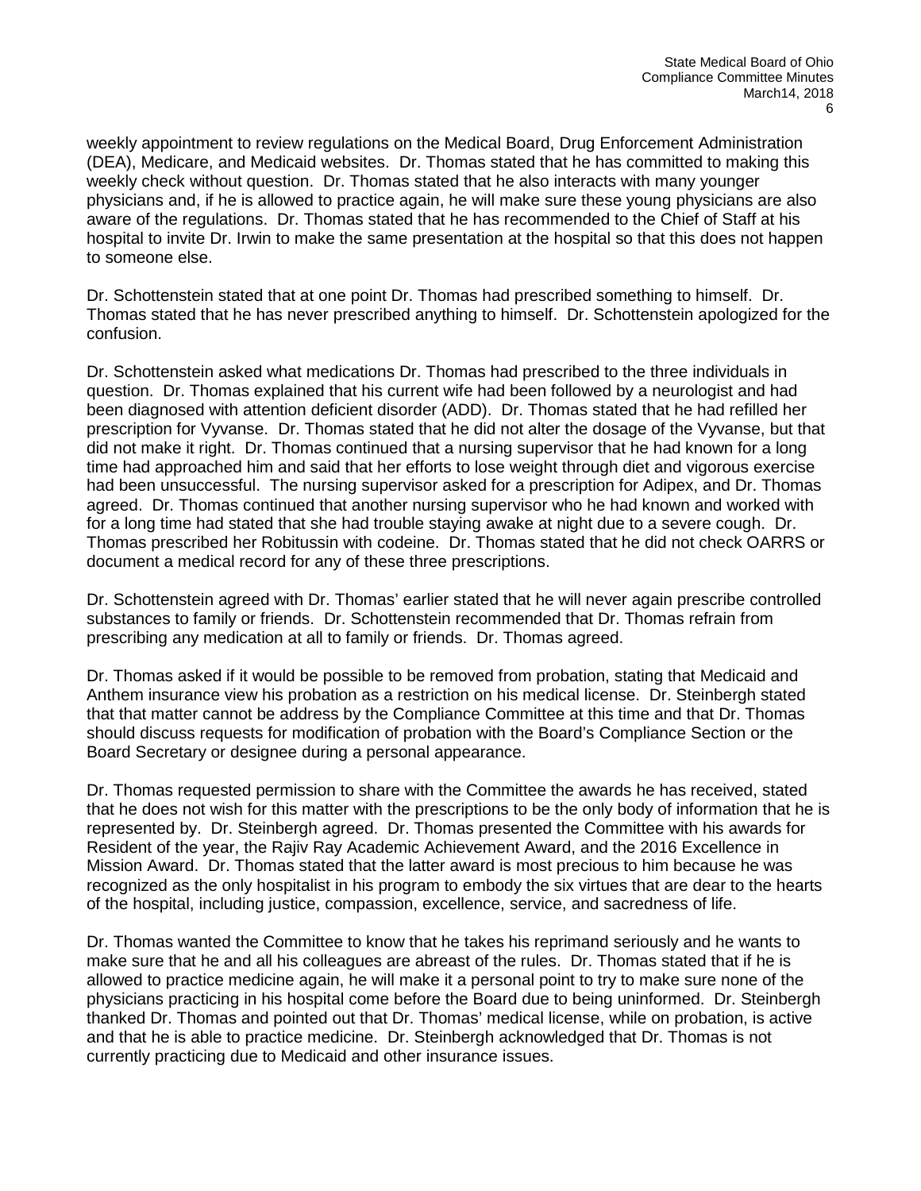weekly appointment to review regulations on the Medical Board, Drug Enforcement Administration (DEA), Medicare, and Medicaid websites. Dr. Thomas stated that he has committed to making this weekly check without question. Dr. Thomas stated that he also interacts with many younger physicians and, if he is allowed to practice again, he will make sure these young physicians are also aware of the regulations. Dr. Thomas stated that he has recommended to the Chief of Staff at his hospital to invite Dr. Irwin to make the same presentation at the hospital so that this does not happen to someone else.

Dr. Schottenstein stated that at one point Dr. Thomas had prescribed something to himself. Dr. Thomas stated that he has never prescribed anything to himself. Dr. Schottenstein apologized for the confusion.

Dr. Schottenstein asked what medications Dr. Thomas had prescribed to the three individuals in question. Dr. Thomas explained that his current wife had been followed by a neurologist and had been diagnosed with attention deficient disorder (ADD). Dr. Thomas stated that he had refilled her prescription for Vyvanse. Dr. Thomas stated that he did not alter the dosage of the Vyvanse, but that did not make it right. Dr. Thomas continued that a nursing supervisor that he had known for a long time had approached him and said that her efforts to lose weight through diet and vigorous exercise had been unsuccessful. The nursing supervisor asked for a prescription for Adipex, and Dr. Thomas agreed. Dr. Thomas continued that another nursing supervisor who he had known and worked with for a long time had stated that she had trouble staying awake at night due to a severe cough. Dr. Thomas prescribed her Robitussin with codeine. Dr. Thomas stated that he did not check OARRS or document a medical record for any of these three prescriptions.

Dr. Schottenstein agreed with Dr. Thomas' earlier stated that he will never again prescribe controlled substances to family or friends. Dr. Schottenstein recommended that Dr. Thomas refrain from prescribing any medication at all to family or friends. Dr. Thomas agreed.

Dr. Thomas asked if it would be possible to be removed from probation, stating that Medicaid and Anthem insurance view his probation as a restriction on his medical license. Dr. Steinbergh stated that that matter cannot be address by the Compliance Committee at this time and that Dr. Thomas should discuss requests for modification of probation with the Board's Compliance Section or the Board Secretary or designee during a personal appearance.

Dr. Thomas requested permission to share with the Committee the awards he has received, stated that he does not wish for this matter with the prescriptions to be the only body of information that he is represented by. Dr. Steinbergh agreed. Dr. Thomas presented the Committee with his awards for Resident of the year, the Rajiv Ray Academic Achievement Award, and the 2016 Excellence in Mission Award. Dr. Thomas stated that the latter award is most precious to him because he was recognized as the only hospitalist in his program to embody the six virtues that are dear to the hearts of the hospital, including justice, compassion, excellence, service, and sacredness of life.

Dr. Thomas wanted the Committee to know that he takes his reprimand seriously and he wants to make sure that he and all his colleagues are abreast of the rules. Dr. Thomas stated that if he is allowed to practice medicine again, he will make it a personal point to try to make sure none of the physicians practicing in his hospital come before the Board due to being uninformed. Dr. Steinbergh thanked Dr. Thomas and pointed out that Dr. Thomas' medical license, while on probation, is active and that he is able to practice medicine. Dr. Steinbergh acknowledged that Dr. Thomas is not currently practicing due to Medicaid and other insurance issues.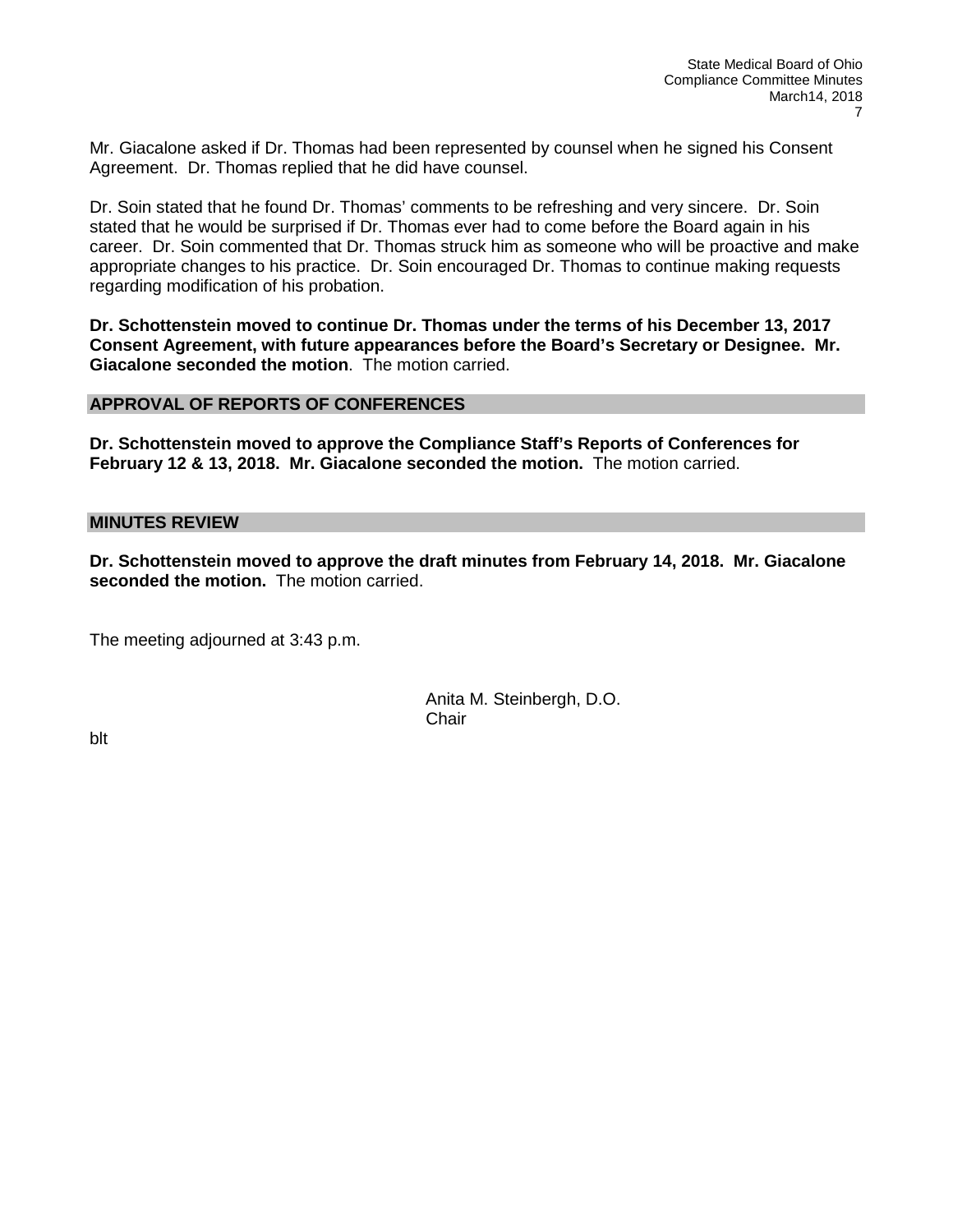Mr. Giacalone asked if Dr. Thomas had been represented by counsel when he signed his Consent Agreement. Dr. Thomas replied that he did have counsel.

Dr. Soin stated that he found Dr. Thomas' comments to be refreshing and very sincere. Dr. Soin stated that he would be surprised if Dr. Thomas ever had to come before the Board again in his career. Dr. Soin commented that Dr. Thomas struck him as someone who will be proactive and make appropriate changes to his practice. Dr. Soin encouraged Dr. Thomas to continue making requests regarding modification of his probation.

**Dr. Schottenstein moved to continue Dr. Thomas under the terms of his December 13, 2017 Consent Agreement, with future appearances before the Board's Secretary or Designee. Mr. Giacalone seconded the motion**. The motion carried.

## APPROVAL OF REPORTS OF CONFERENCES

**Dr. Schottenstein moved to approve the Compliance Staff's Reports of Conferences for February 12 & 13, 2018. Mr. Giacalone seconded the motion.** The motion carried.

## MINUTES REVIEW

**Dr. Schottenstein moved to approve the draft minutes from February 14, 2018. Mr. Giacalone seconded the motion.** The motion carried.

The meeting adjourned at 3:43 p.m.

Anita M. Steinbergh, D.O.
Chair

blt